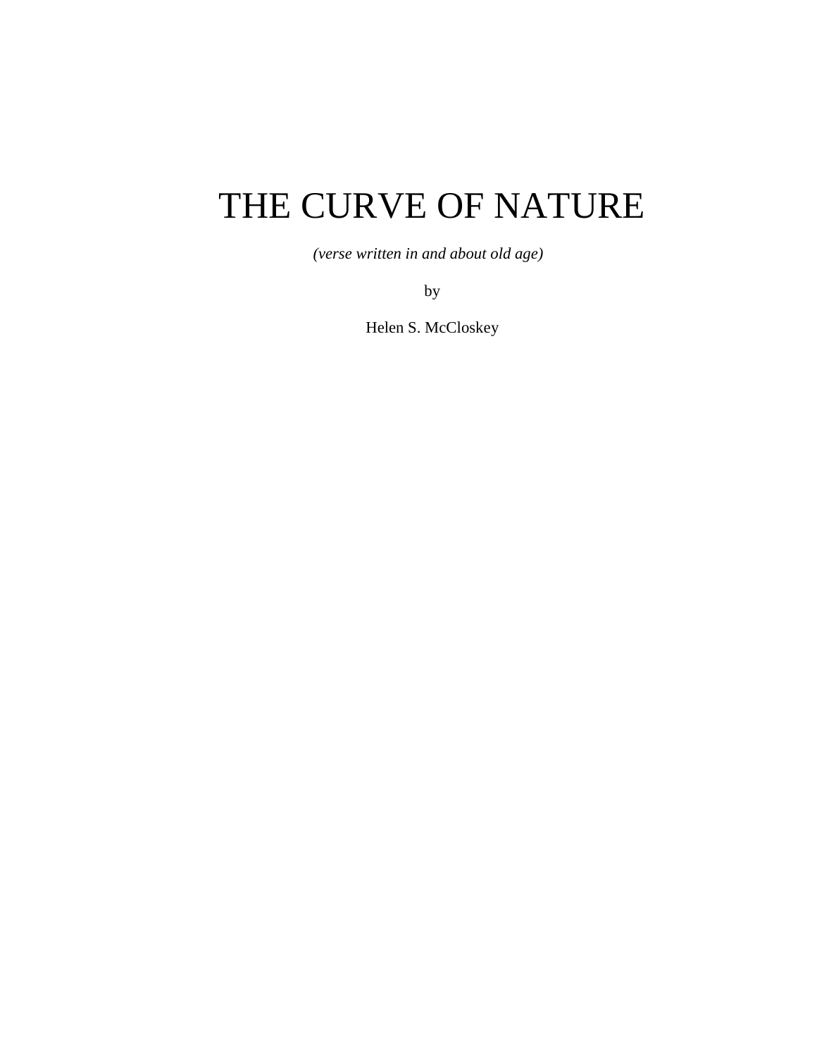# THE CURVE OF NATURE

*(verse written in and about old age)*

by

Helen S. McCloskey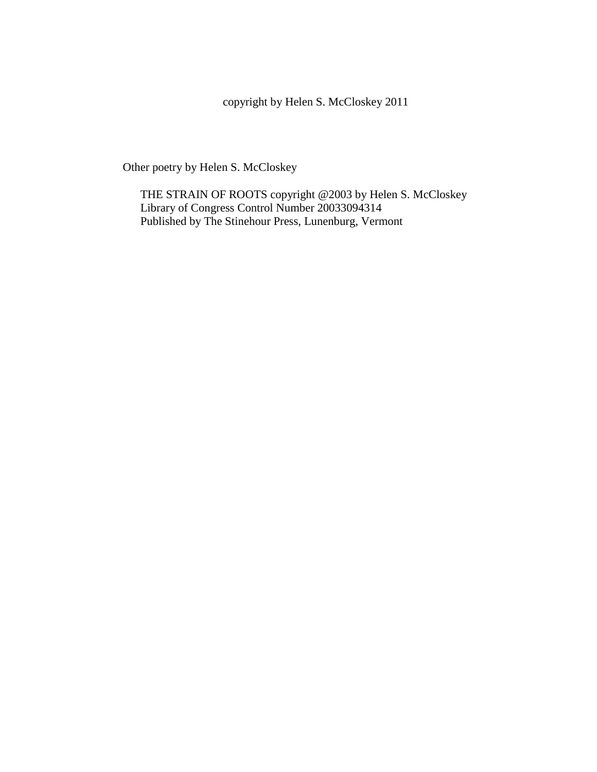copyright by Helen S. McCloskey 2011

Other poetry by Helen S. McCloskey

THE STRAIN OF ROOTS copyright @2003 by Helen S. McCloskey
Library of Congress Control Number 20033094314
Published by The Stinehour Press, Lunenburg, Vermont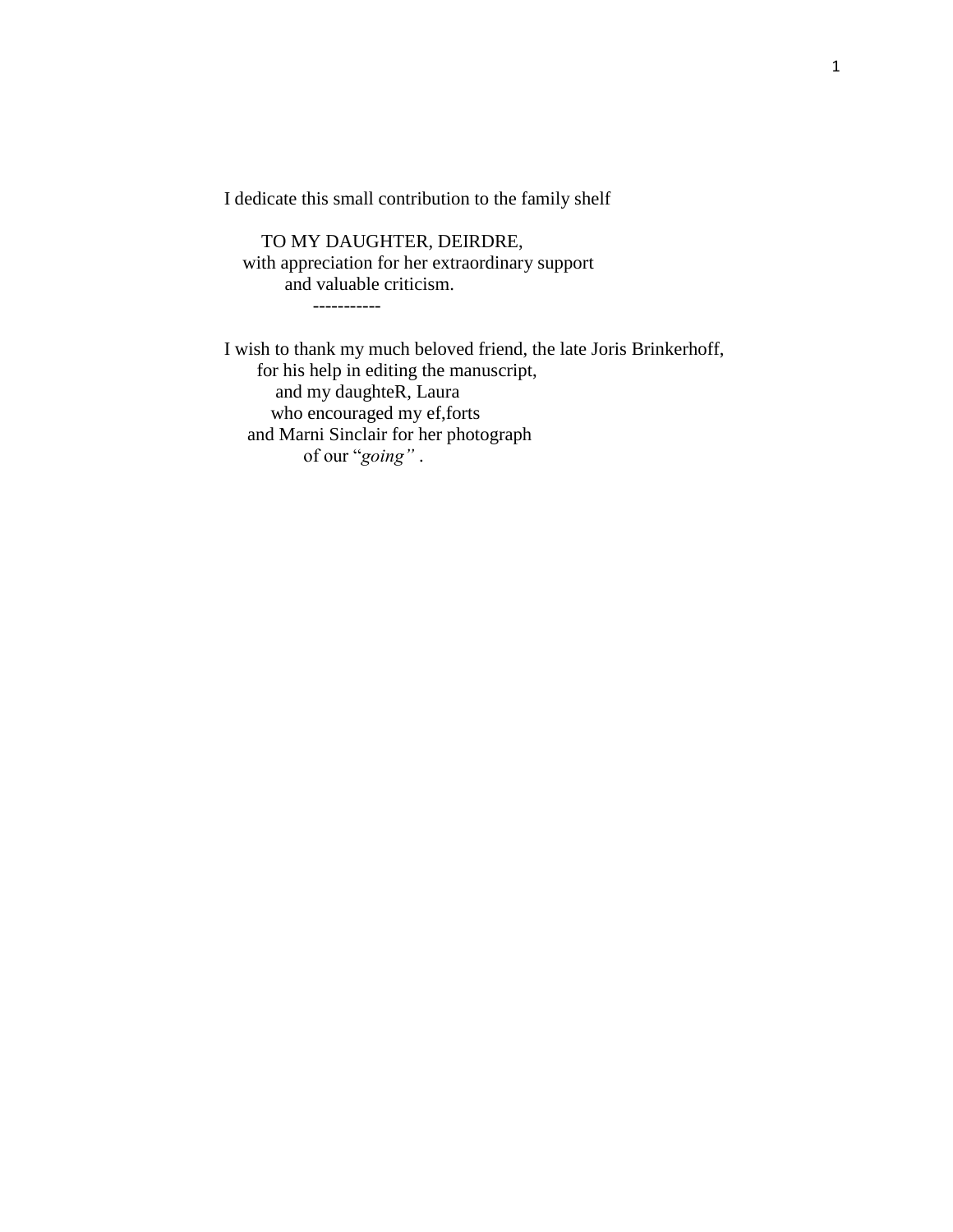I dedicate this small contribution to the family shelf

TO MY DAUGHTER, DEIRDRE,  
with appreciation for her extraordinary support  
and valuable criticism.

-----------

I wish to thank my much beloved friend, the late Joris Brinkerhoff,  
for his help in editing the manuscript,  
and my daughteR, Laura  
who encouraged my ef,forts  
and Marni Sinclair for her photograph  
of our "*going"* .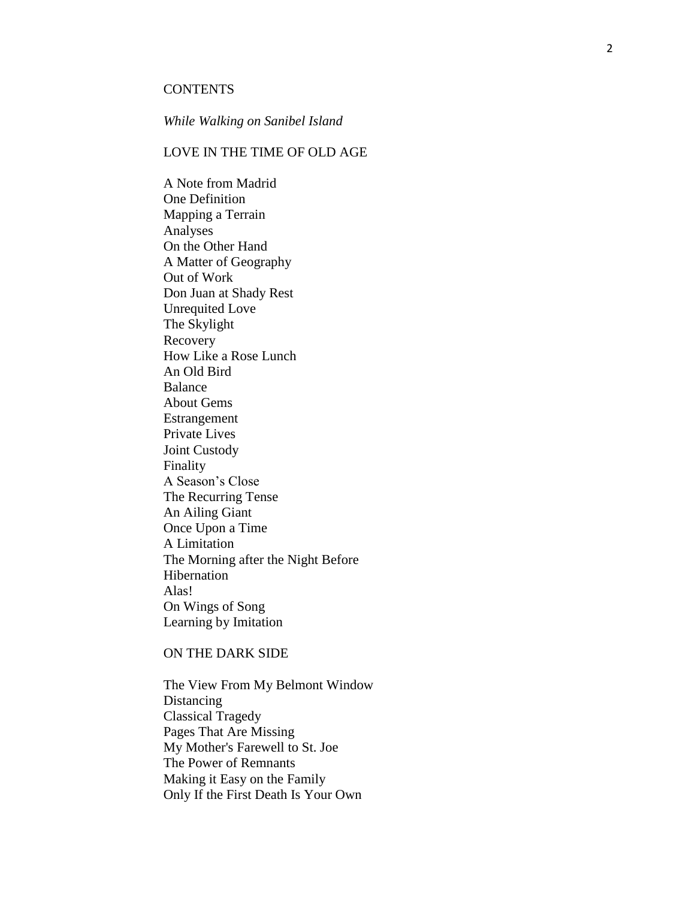# CONTENTS

*While Walking on Sanibel Island*

## LOVE IN THE TIME OF OLD AGE

A Note from Madrid
One Definition
Mapping a Terrain
Analyses
On the Other Hand
A Matter of Geography
Out of Work
Don Juan at Shady Rest
Unrequited Love
The Skylight
Recovery
How Like a Rose Lunch
An Old Bird
Balance
About Gems
Estrangement
Private Lives
Joint Custody
Finality
A Season's Close
The Recurring Tense
An Ailing Giant
Once Upon a Time
A Limitation
The Morning after the Night Before
Hibernation
Alas!
On Wings of Song
Learning by Imitation

## ON THE DARK SIDE

The View From My Belmont Window
Distancing
Classical Tragedy
Pages That Are Missing
My Mother's Farewell to St. Joe
The Power of Remnants
Making it Easy on the Family
Only If the First Death Is Your Own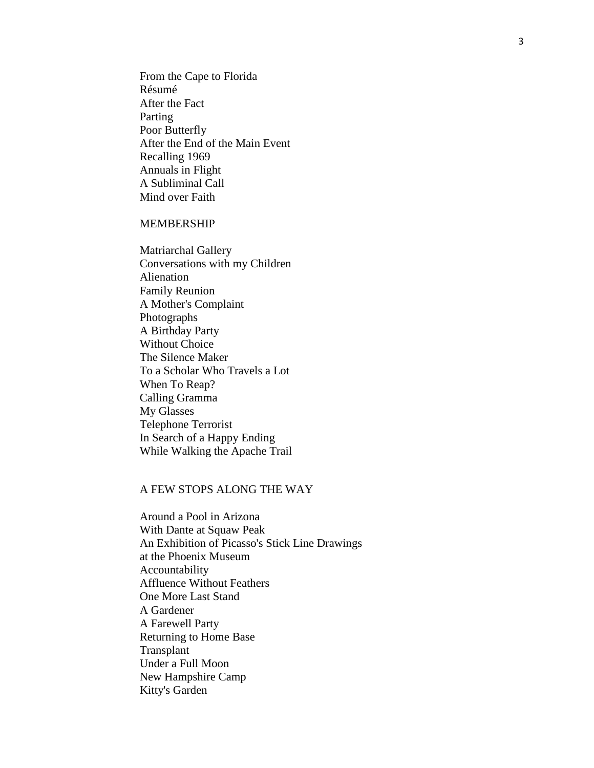From the Cape to Florida
Résumé
After the Fact
Parting
Poor Butterfly
After the End of the Main Event
Recalling 1969
Annuals in Flight
A Subliminal Call
Mind over Faith

## MEMBERSHIP

Matriarchal Gallery
Conversations with my Children
Alienation
Family Reunion
A Mother's Complaint
Photographs
A Birthday Party
Without Choice
The Silence Maker
To a Scholar Who Travels a Lot
When To Reap?
Calling Gramma
My Glasses
Telephone Terrorist
In Search of a Happy Ending
While Walking the Apache Trail

## A FEW STOPS ALONG THE WAY

Around a Pool in Arizona
With Dante at Squaw Peak
An Exhibition of Picasso's Stick Line Drawings
at the Phoenix Museum
Accountability
Affluence Without Feathers
One More Last Stand
A Gardener
A Farewell Party
Returning to Home Base
Transplant
Under a Full Moon
New Hampshire Camp
Kitty's Garden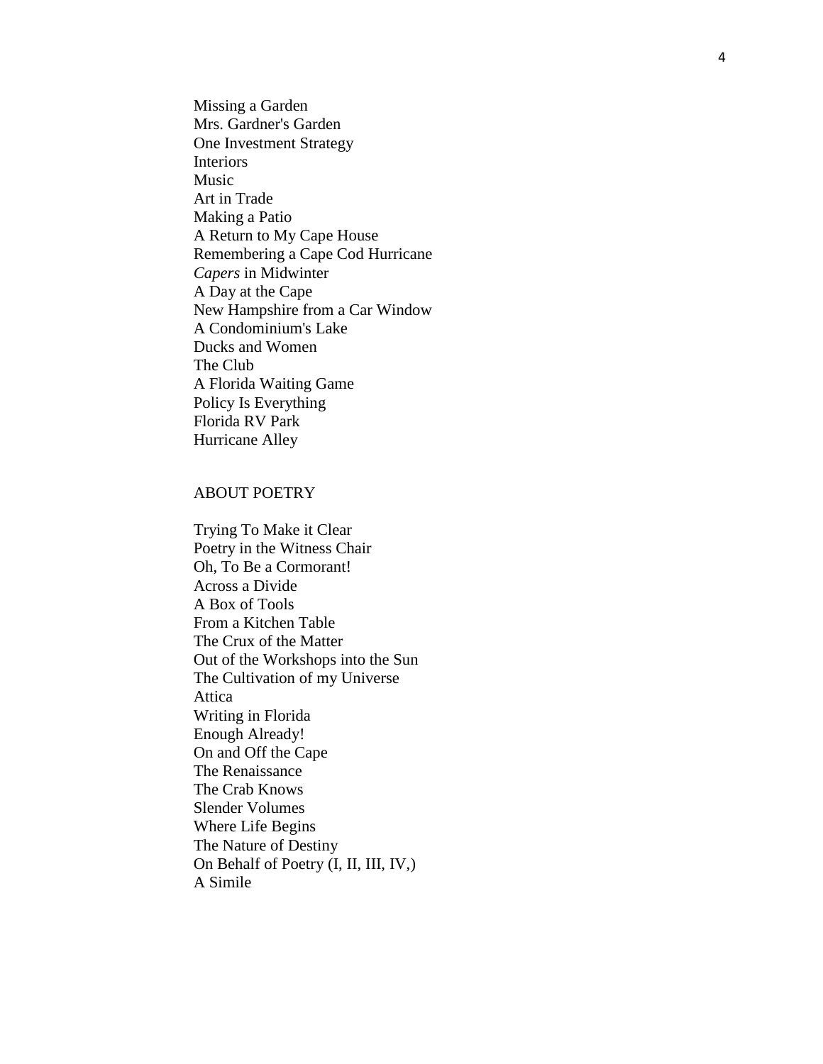Missing a Garden
Mrs. Gardner's Garden
One Investment Strategy
Interiors
Music
Art in Trade
Making a Patio
A Return to My Cape House
Remembering a Cape Cod Hurricane
*Capers* in Midwinter
A Day at the Cape
New Hampshire from a Car Window
A Condominium's Lake
Ducks and Women
The Club
A Florida Waiting Game
Policy Is Everything
Florida RV Park
Hurricane Alley

## ABOUT POETRY

Trying To Make it Clear
Poetry in the Witness Chair
Oh, To Be a Cormorant!
Across a Divide
A Box of Tools
From a Kitchen Table
The Crux of the Matter
Out of the Workshops into the Sun
The Cultivation of my Universe
Attica
Writing in Florida
Enough Already!
On and Off the Cape
The Renaissance
The Crab Knows
Slender Volumes
Where Life Begins
The Nature of Destiny
On Behalf of Poetry (I, II, III, IV,)
A Simile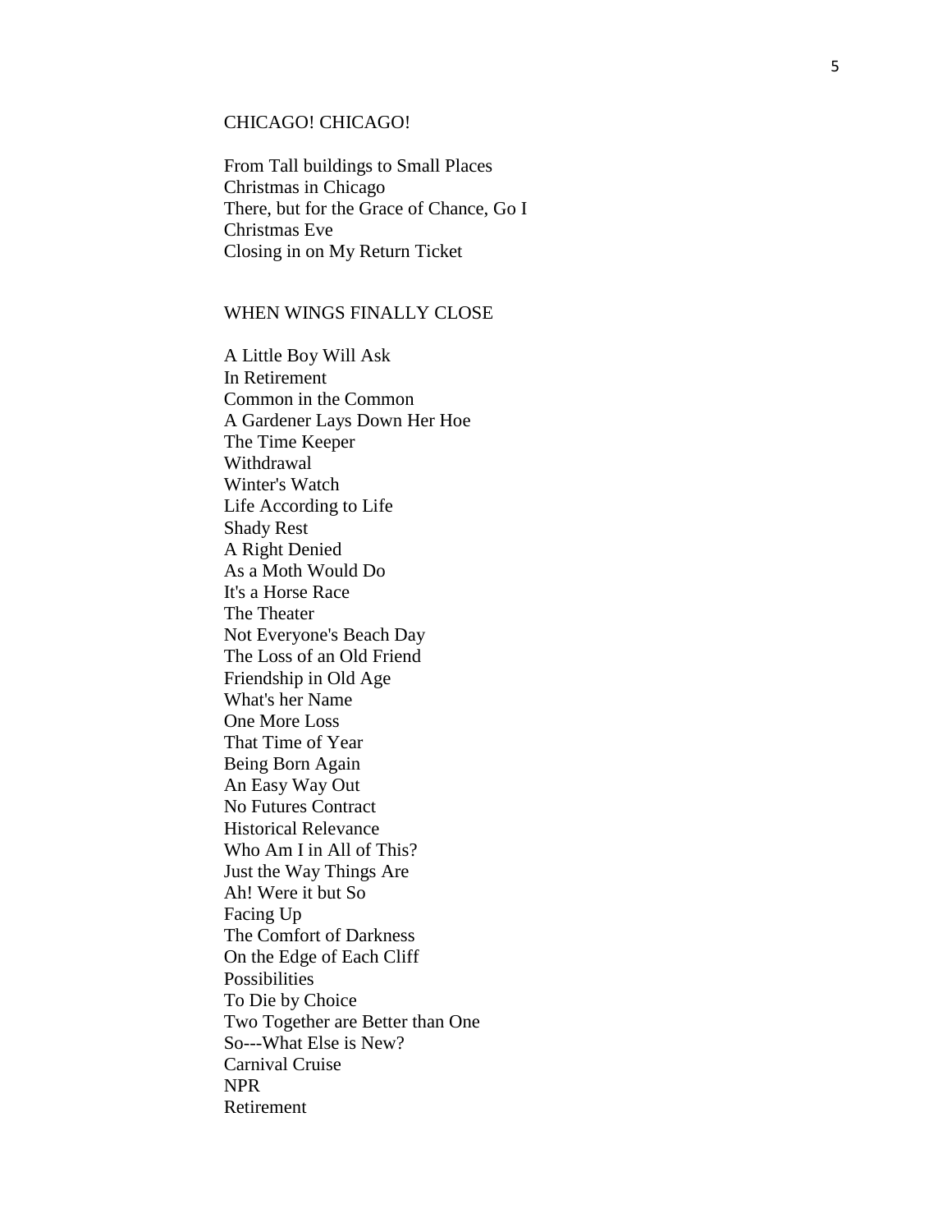## CHICAGO! CHICAGO!

From Tall buildings to Small Places
Christmas in Chicago
There, but for the Grace of Chance, Go I
Christmas Eve
Closing in on My Return Ticket

## WHEN WINGS FINALLY CLOSE

A Little Boy Will Ask
In Retirement
Common in the Common
A Gardener Lays Down Her Hoe
The Time Keeper
Withdrawal
Winter's Watch
Life According to Life
Shady Rest
A Right Denied
As a Moth Would Do
It's a Horse Race
The Theater
Not Everyone's Beach Day
The Loss of an Old Friend
Friendship in Old Age
What's her Name
One More Loss
That Time of Year
Being Born Again
An Easy Way Out
No Futures Contract
Historical Relevance
Who Am I in All of This?
Just the Way Things Are
Ah! Were it but So
Facing Up
The Comfort of Darkness
On the Edge of Each Cliff
Possibilities
To Die by Choice
Two Together are Better than One
So---What Else is New?
Carnival Cruise
NPR
Retirement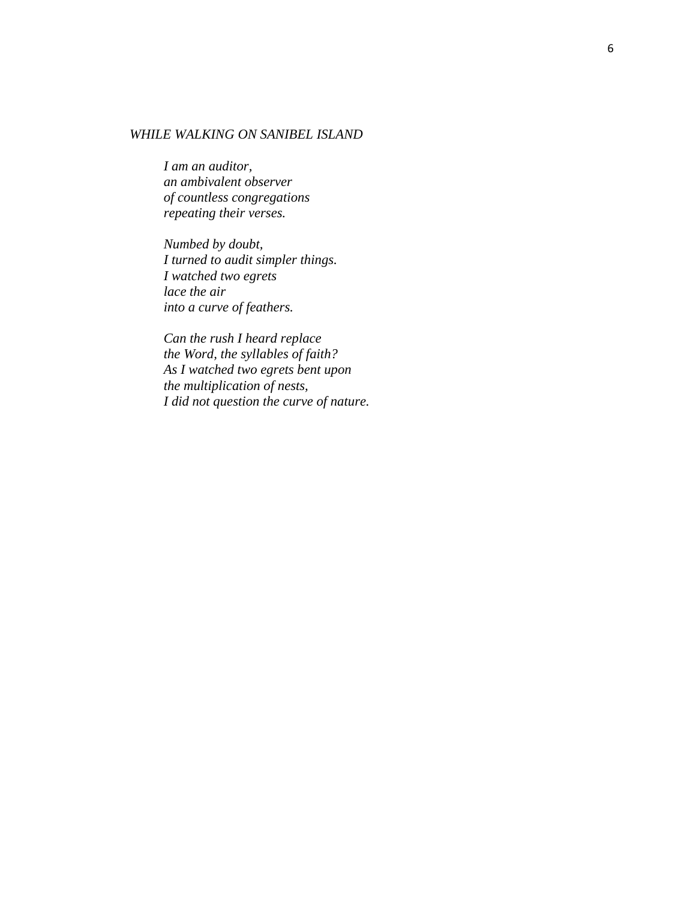*WHILE WALKING ON SANIBEL ISLAND*

*I am an auditor,*  
*an ambivalent observer*  
*of countless congregations*  
*repeating their verses.*

*Numbed by doubt,*  
*I turned to audit simpler things.*  
*I watched two egrets*  
*lace the air*  
*into a curve of feathers.*

*Can the rush I heard replace*  
*the Word, the syllables of faith?*  
*As I watched two egrets bent upon*  
*the multiplication of nests,*  
*I did not question the curve of nature.*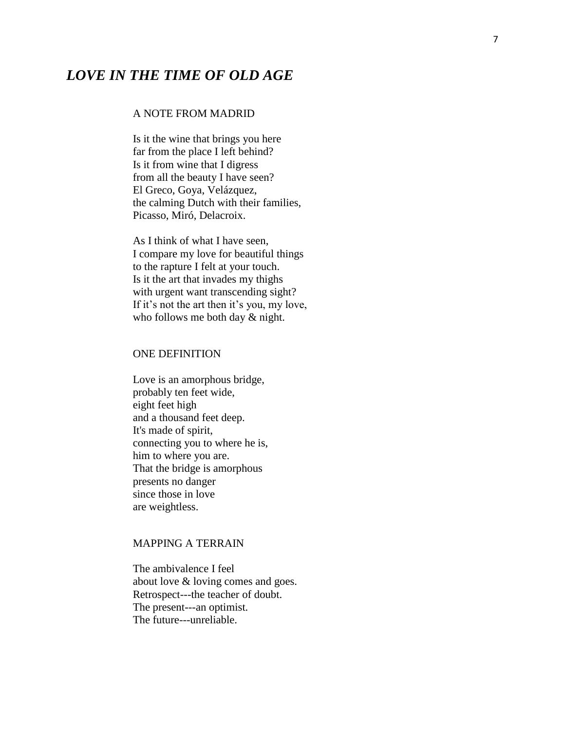# *LOVE IN THE TIME OF OLD AGE*

## A NOTE FROM MADRID

Is it the wine that brings you here
far from the place I left behind?
Is it from wine that I digress
from all the beauty I have seen?
El Greco, Goya, Velázquez,
the calming Dutch with their families,
Picasso, Miró, Delacroix.

As I think of what I have seen,
I compare my love for beautiful things
to the rapture I felt at your touch.
Is it the art that invades my thighs
with urgent want transcending sight?
If it's not the art then it's you, my love,
who follows me both day & night.

## ONE DEFINITION

Love is an amorphous bridge,
probably ten feet wide,
eight feet high
and a thousand feet deep.
It's made of spirit,
connecting you to where he is,
him to where you are.
That the bridge is amorphous
presents no danger
since those in love
are weightless.

## MAPPING A TERRAIN

The ambivalence I feel
about love & loving comes and goes.
Retrospect---the teacher of doubt.
The present---an optimist.
The future---unreliable.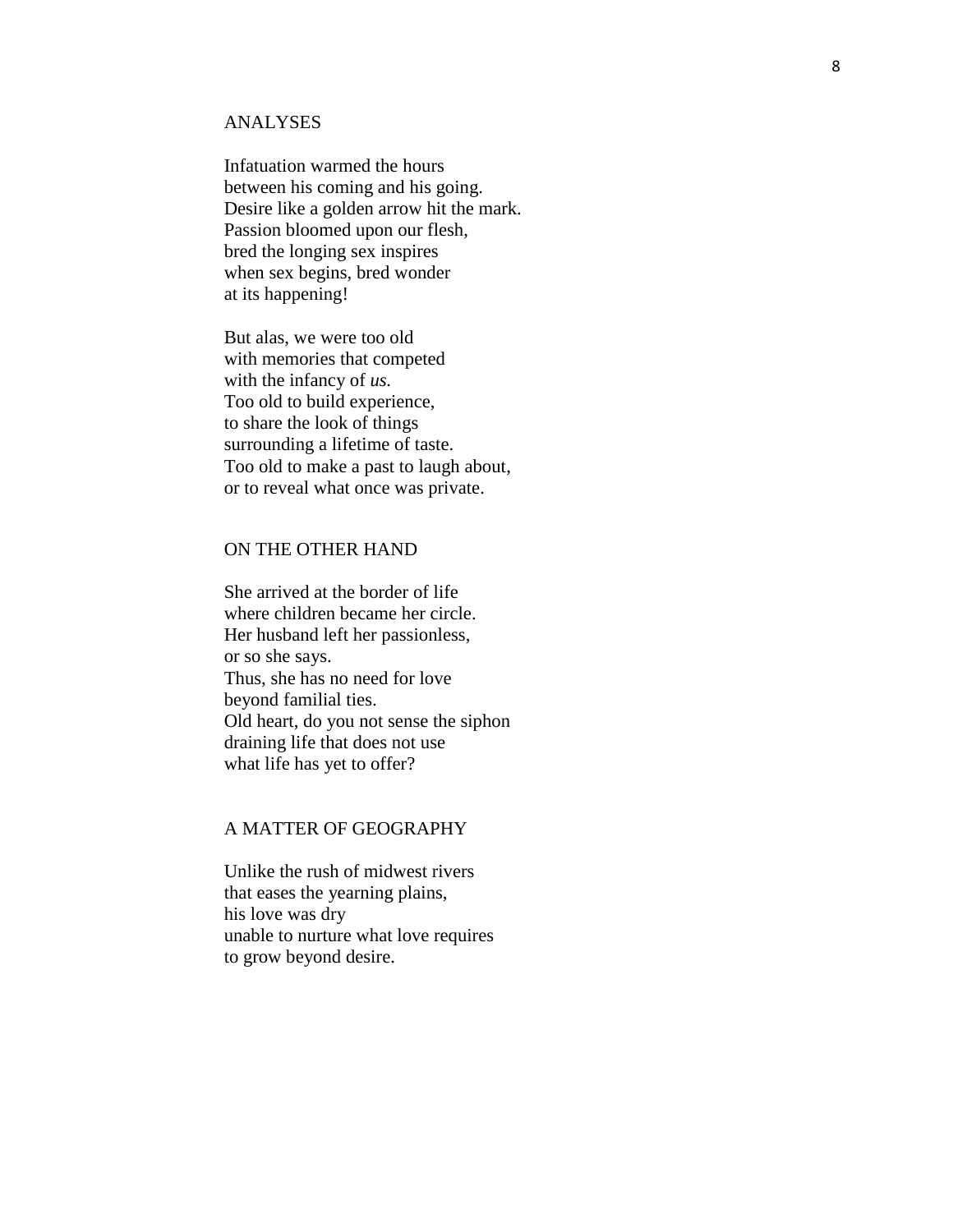## ANALYSES

Infatuation warmed the hours  
between his coming and his going.  
Desire like a golden arrow hit the mark.  
Passion bloomed upon our flesh,  
bred the longing sex inspires  
when sex begins, bred wonder  
at its happening!

But alas, we were too old  
with memories that competed  
with the infancy of *us.*  
Too old to build experience,  
to share the look of things  
surrounding a lifetime of taste.  
Too old to make a past to laugh about,  
or to reveal what once was private.

## ON THE OTHER HAND

She arrived at the border of life  
where children became her circle.  
Her husband left her passionless,  
or so she says.  
Thus, she has no need for love  
beyond familial ties.  
Old heart, do you not sense the siphon  
draining life that does not use  
what life has yet to offer?

## A MATTER OF GEOGRAPHY

Unlike the rush of midwest rivers  
that eases the yearning plains,  
his love was dry  
unable to nurture what love requires  
to grow beyond desire.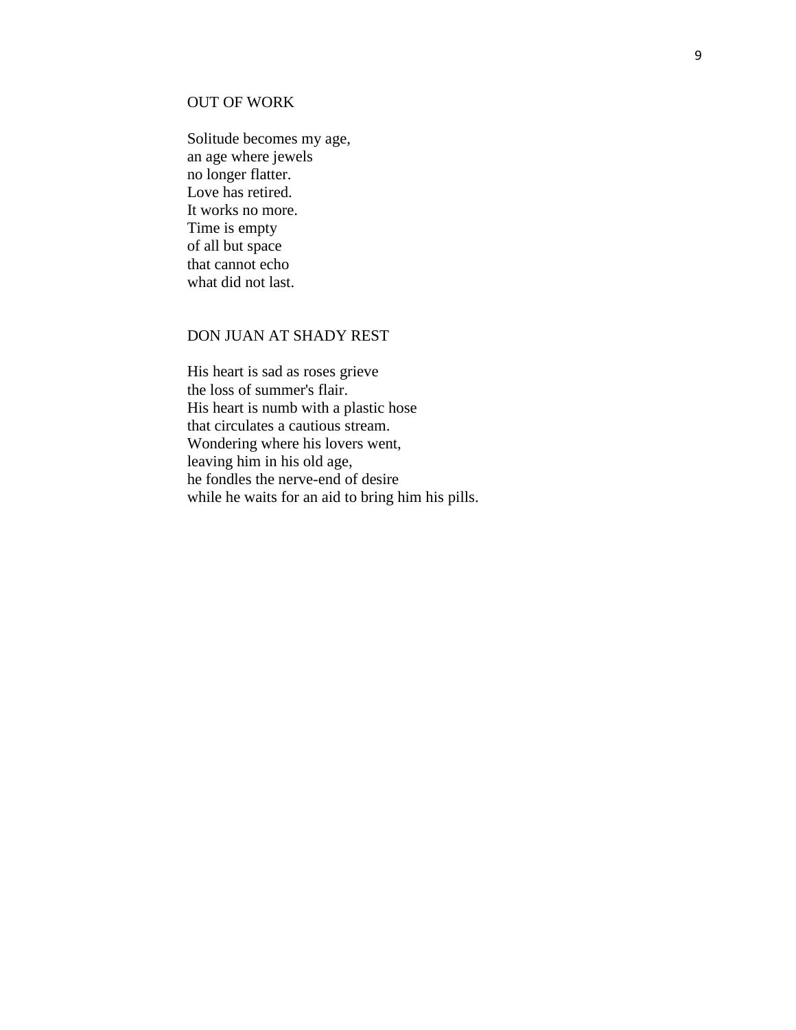## OUT OF WORK

Solitude becomes my age,
an age where jewels
no longer flatter.
Love has retired.
It works no more.
Time is empty
of all but space
that cannot echo
what did not last.

## DON JUAN AT SHADY REST

His heart is sad as roses grieve
the loss of summer's flair.
His heart is numb with a plastic hose
that circulates a cautious stream.
Wondering where his lovers went,
leaving him in his old age,
he fondles the nerve-end of desire
while he waits for an aid to bring him his pills.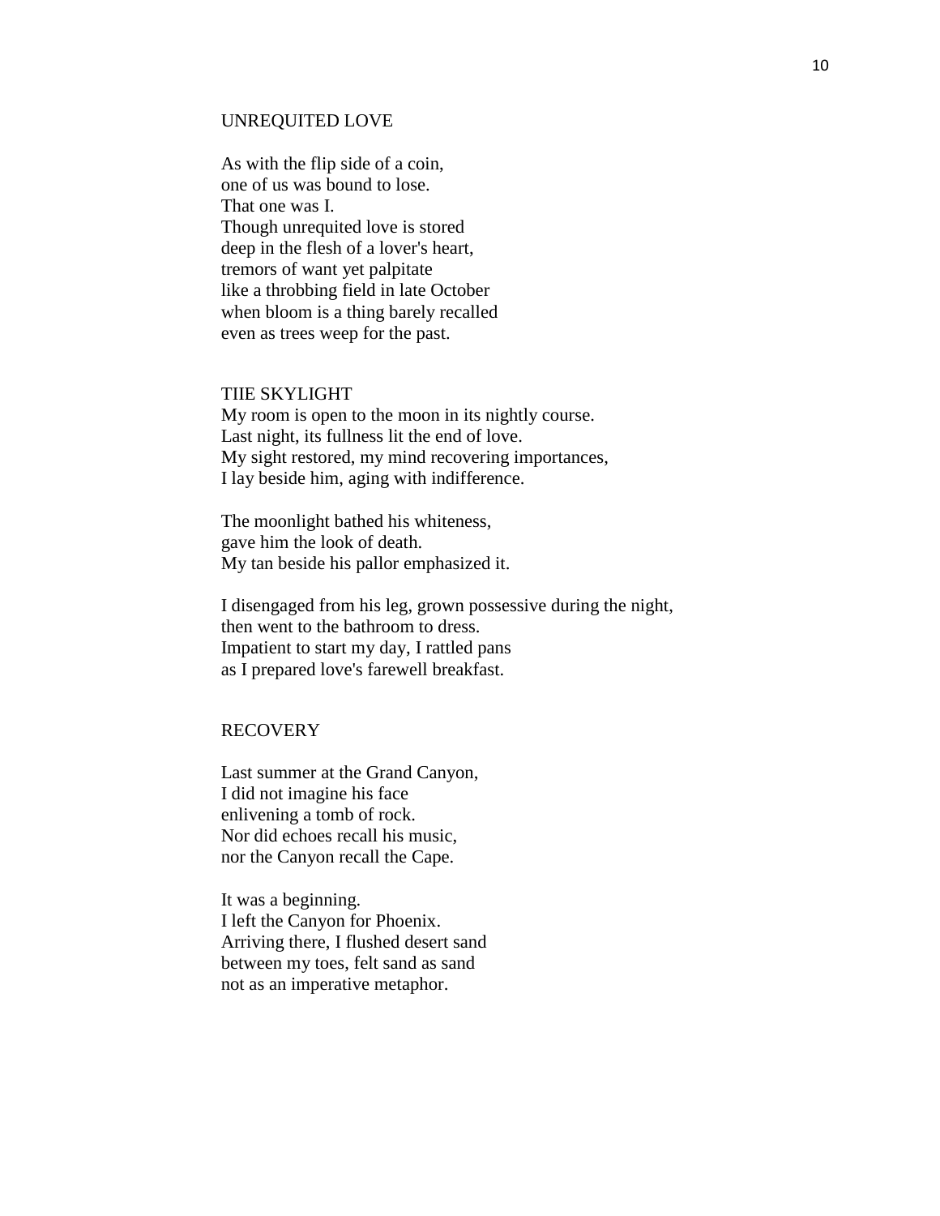## UNREQUITED LOVE

As with the flip side of a coin,  
one of us was bound to lose.  
That one was I.  
Though unrequited love is stored  
deep in the flesh of a lover's heart,  
tremors of want yet palpitate  
like a throbbing field in late October  
when bloom is a thing barely recalled  
even as trees weep for the past.

## TIIE SKYLIGHT

My room is open to the moon in its nightly course.  
Last night, its fullness lit the end of love.  
My sight restored, my mind recovering importances,  
I lay beside him, aging with indifference.

The moonlight bathed his whiteness,  
gave him the look of death.  
My tan beside his pallor emphasized it.

I disengaged from his leg, grown possessive during the night,  
then went to the bathroom to dress.  
Impatient to start my day, I rattled pans  
as I prepared love's farewell breakfast.

## RECOVERY

Last summer at the Grand Canyon,  
I did not imagine his face  
enlivening a tomb of rock.  
Nor did echoes recall his music,  
nor the Canyon recall the Cape.

It was a beginning.  
I left the Canyon for Phoenix.  
Arriving there, I flushed desert sand  
between my toes, felt sand as sand  
not as an imperative metaphor.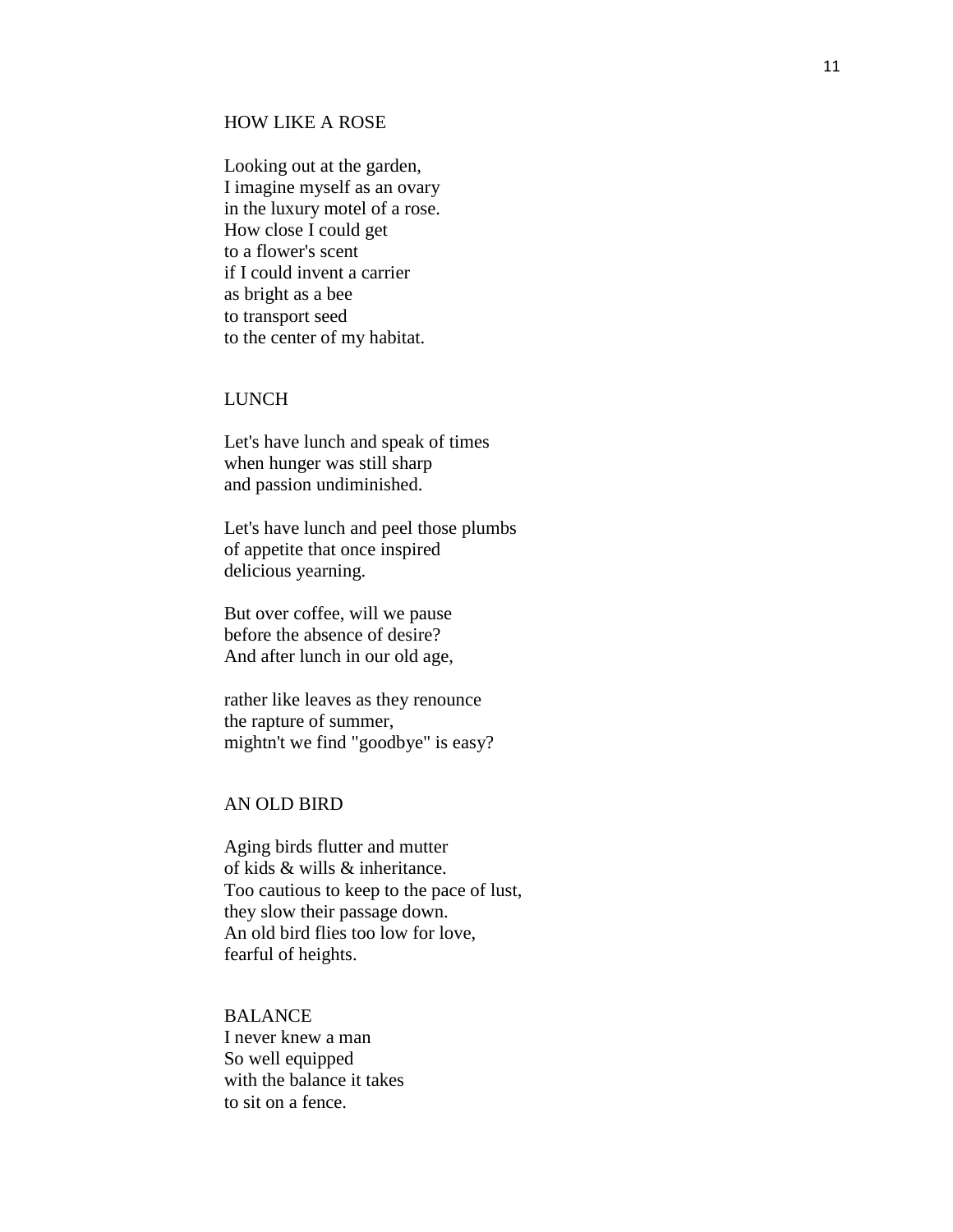## HOW LIKE A ROSE

Looking out at the garden,  
I imagine myself as an ovary  
in the luxury motel of a rose.  
How close I could get  
to a flower's scent  
if I could invent a carrier  
as bright as a bee  
to transport seed  
to the center of my habitat.

## LUNCH

Let's have lunch and speak of times  
when hunger was still sharp  
and passion undiminished.

Let's have lunch and peel those plumbs  
of appetite that once inspired  
delicious yearning.

But over coffee, will we pause  
before the absence of desire?  
And after lunch in our old age,

rather like leaves as they renounce  
the rapture of summer,  
mightn't we find "goodbye" is easy?

## AN OLD BIRD

Aging birds flutter and mutter  
of kids & wills & inheritance.  
Too cautious to keep to the pace of lust,  
they slow their passage down.  
An old bird flies too low for love,  
fearful of heights.

## BALANCE

I never knew a man  
So well equipped  
with the balance it takes  
to sit on a fence.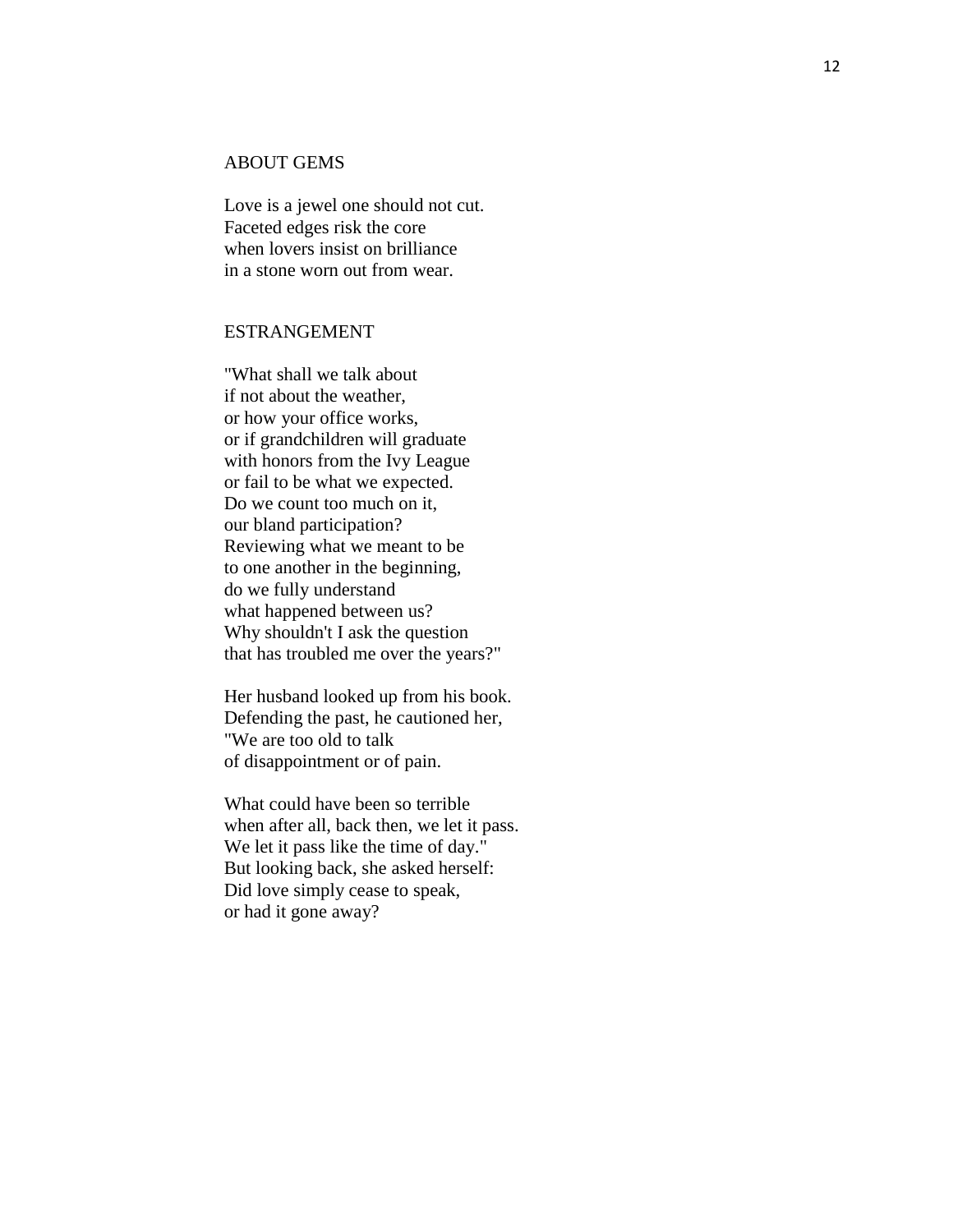## ABOUT GEMS

Love is a jewel one should not cut.
Faceted edges risk the core
when lovers insist on brilliance
in a stone worn out from wear.

## ESTRANGEMENT

"What shall we talk about
if not about the weather,
or how your office works,
or if grandchildren will graduate
with honors from the Ivy League
or fail to be what we expected.
Do we count too much on it,
our bland participation?
Reviewing what we meant to be
to one another in the beginning,
do we fully understand
what happened between us?
Why shouldn't I ask the question
that has troubled me over the years?"

Her husband looked up from his book.
Defending the past, he cautioned her,
"We are too old to talk
of disappointment or of pain.

What could have been so terrible
when after all, back then, we let it pass.
We let it pass like the time of day."
But looking back, she asked herself:
Did love simply cease to speak,
or had it gone away?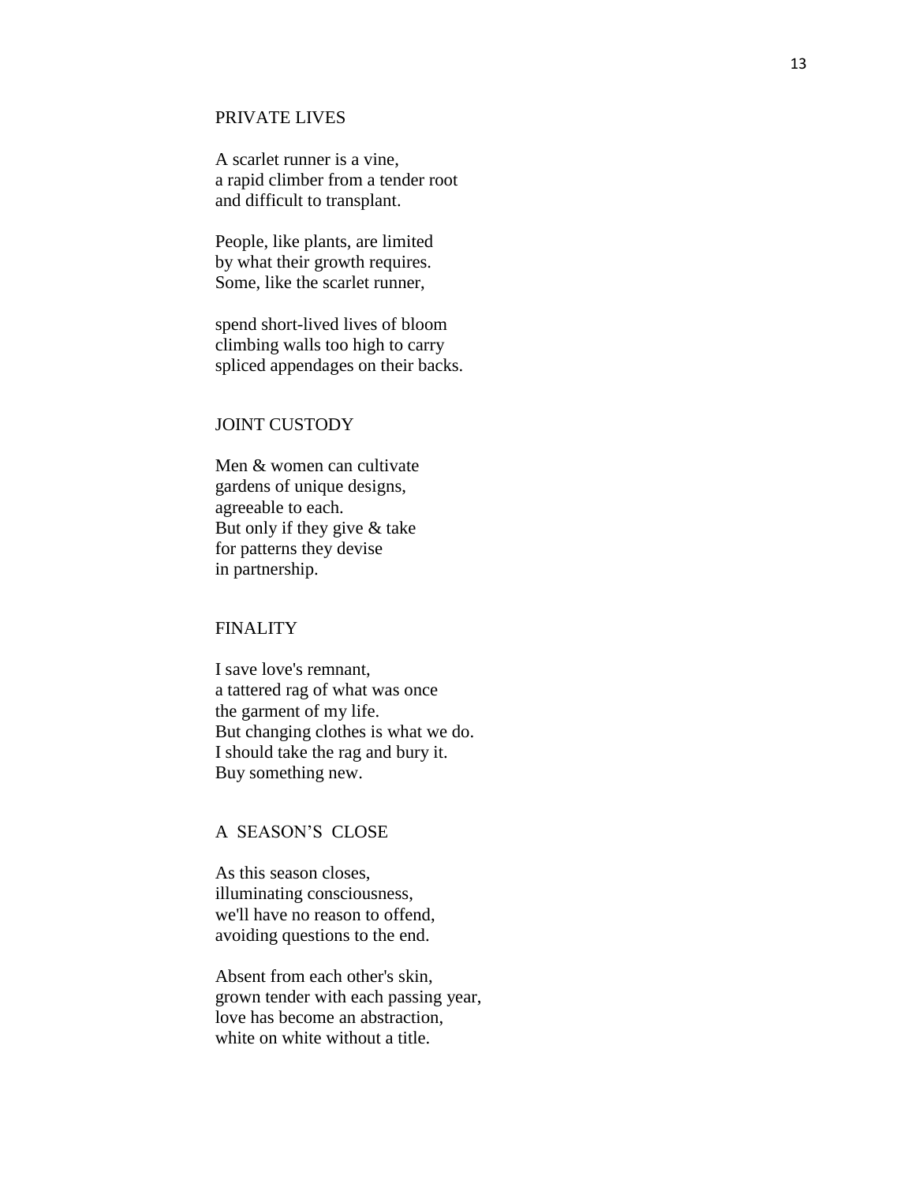## PRIVATE LIVES

A scarlet runner is a vine,
a rapid climber from a tender root
and difficult to transplant.

People, like plants, are limited
by what their growth requires.
Some, like the scarlet runner,

spend short-lived lives of bloom
climbing walls too high to carry
spliced appendages on their backs.

## JOINT CUSTODY

Men & women can cultivate
gardens of unique designs,
agreeable to each.
But only if they give & take
for patterns they devise
in partnership.

## FINALITY

I save love's remnant,
a tattered rag of what was once
the garment of my life.
But changing clothes is what we do.
I should take the rag and bury it.
Buy something new.

## A SEASON'S CLOSE

As this season closes,
illuminating consciousness,
we'll have no reason to offend,
avoiding questions to the end.

Absent from each other's skin,
grown tender with each passing year,
love has become an abstraction,
white on white without a title.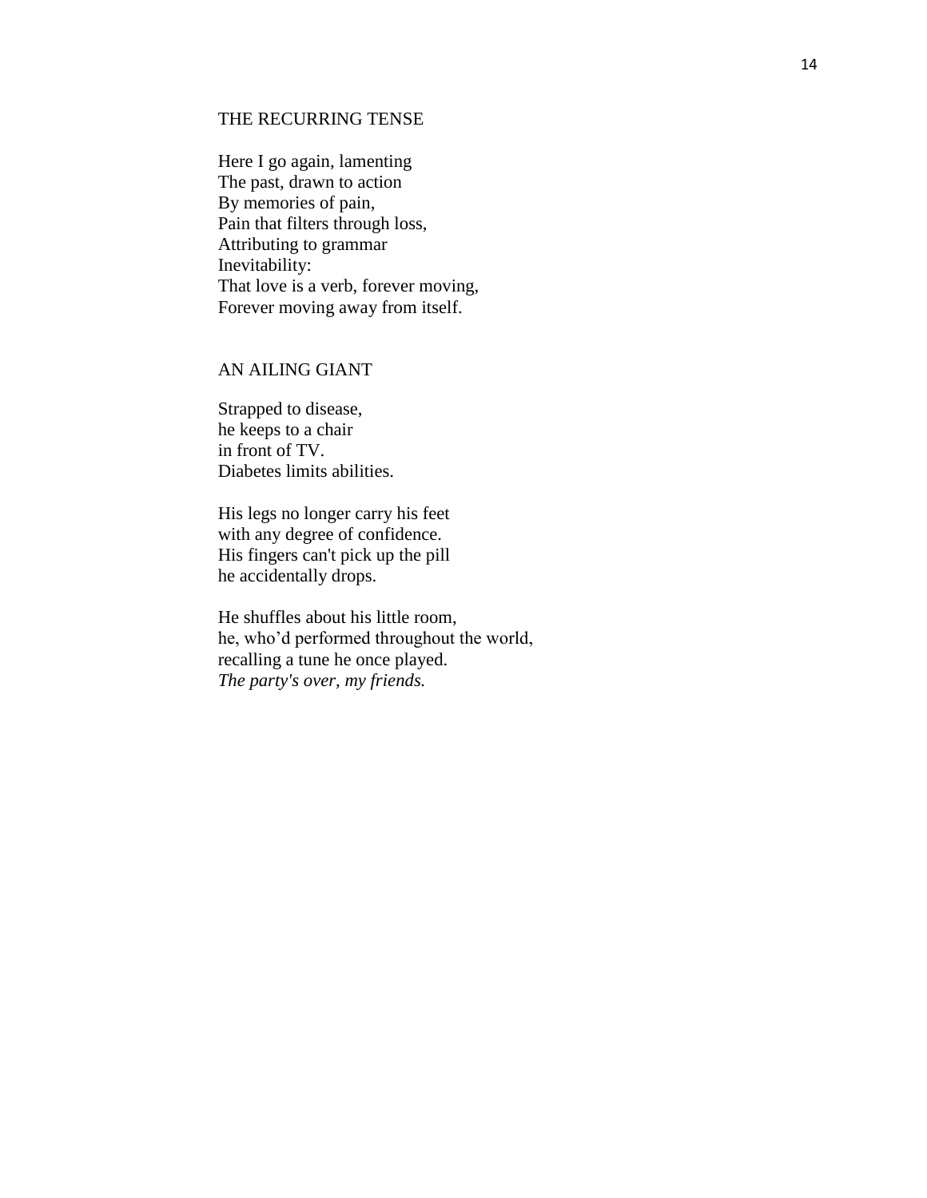## THE RECURRING TENSE

Here I go again, lamenting  
The past, drawn to action  
By memories of pain,  
Pain that filters through loss,  
Attributing to grammar  
Inevitability:  
That love is a verb, forever moving,  
Forever moving away from itself.

## AN AILING GIANT

Strapped to disease,  
he keeps to a chair  
in front of TV.  
Diabetes limits abilities.

His legs no longer carry his feet  
with any degree of confidence.  
His fingers can't pick up the pill  
he accidentally drops.

He shuffles about his little room,  
he, who'd performed throughout the world,  
recalling a tune he once played.  
*The party's over, my friends.*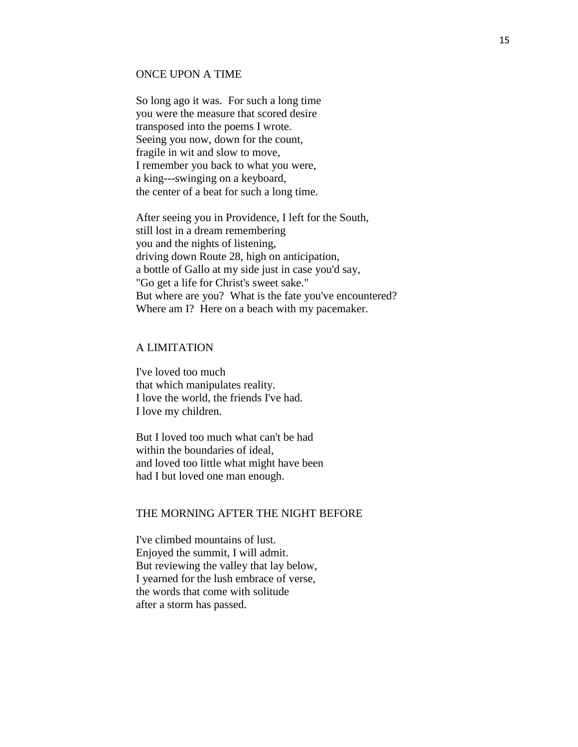## ONCE UPON A TIME

So long ago it was. For such a long time
you were the measure that scored desire
transposed into the poems I wrote.
Seeing you now, down for the count,
fragile in wit and slow to move,
I remember you back to what you were,
a king---swinging on a keyboard,
the center of a beat for such a long time.

After seeing you in Providence, I left for the South,
still lost in a dream remembering
you and the nights of listening,
driving down Route 28, high on anticipation,
a bottle of Gallo at my side just in case you'd say,
"Go get a life for Christ's sweet sake."
But where are you? What is the fate you've encountered?
Where am I? Here on a beach with my pacemaker.

## A LIMITATION

I've loved too much
that which manipulates reality.
I love the world, the friends I've had.
I love my children.

But I loved too much what can't be had
within the boundaries of ideal,
and loved too little what might have been
had I but loved one man enough.

## THE MORNING AFTER THE NIGHT BEFORE

I've climbed mountains of lust.
Enjoyed the summit, I will admit.
But reviewing the valley that lay below,
I yearned for the lush embrace of verse,
the words that come with solitude
after a storm has passed.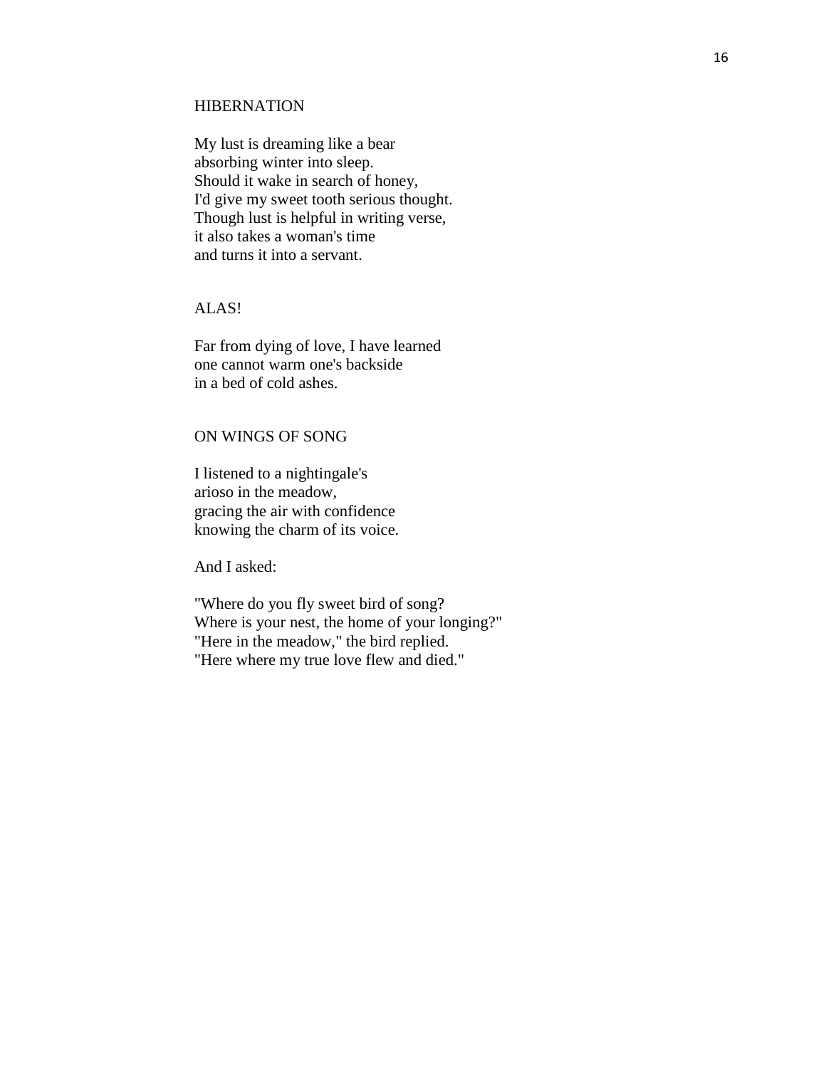## HIBERNATION

My lust is dreaming like a bear  
absorbing winter into sleep.  
Should it wake in search of honey,  
I'd give my sweet tooth serious thought.  
Though lust is helpful in writing verse,  
it also takes a woman's time  
and turns it into a servant.

## ALAS!

Far from dying of love, I have learned  
one cannot warm one's backside  
in a bed of cold ashes.

## ON WINGS OF SONG

I listened to a nightingale's  
arioso in the meadow,  
gracing the air with confidence  
knowing the charm of its voice.

And I asked:

"Where do you fly sweet bird of song?  
Where is your nest, the home of your longing?"  
"Here in the meadow," the bird replied.  
"Here where my true love flew and died."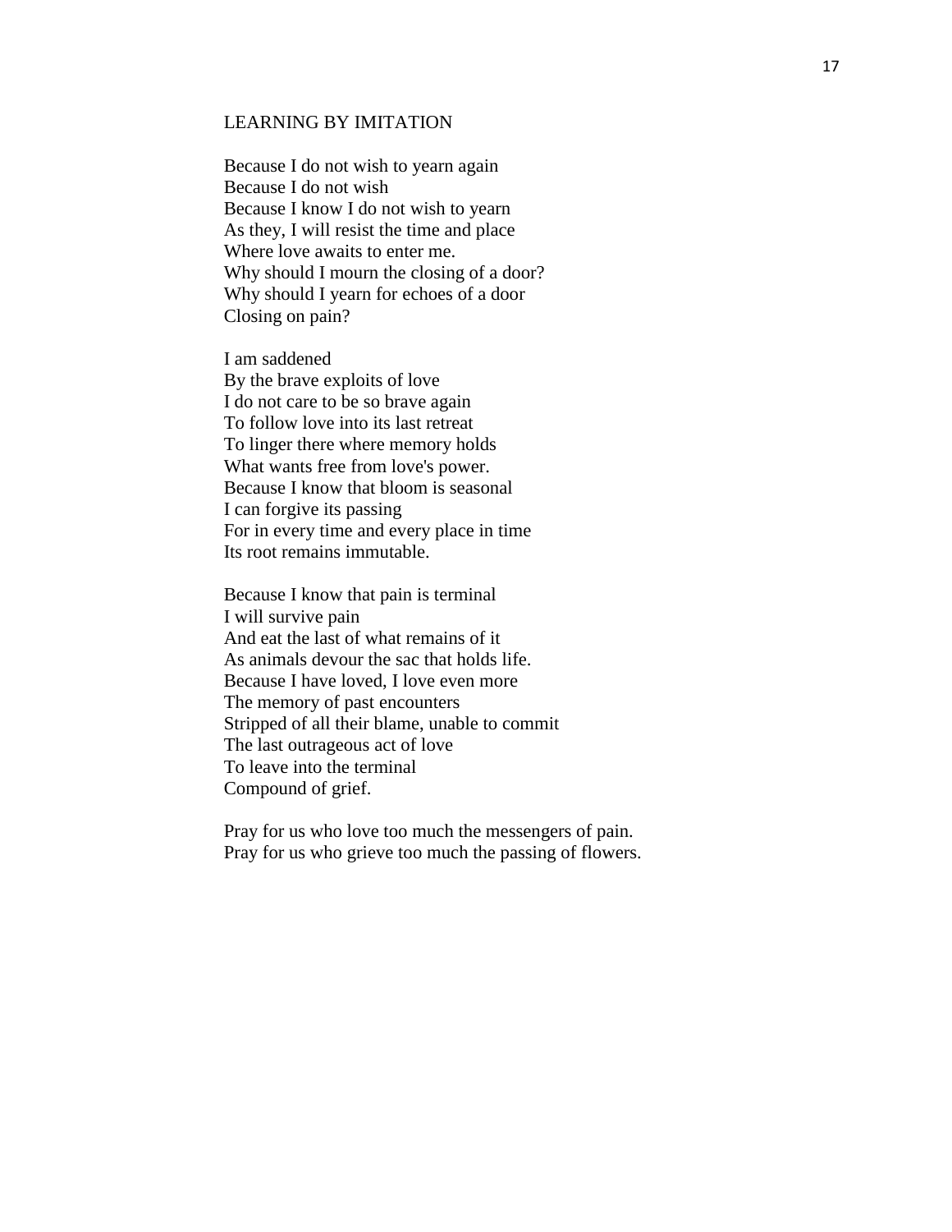## LEARNING BY IMITATION

Because I do not wish to yearn again  
Because I do not wish  
Because I know I do not wish to yearn  
As they, I will resist the time and place  
Where love awaits to enter me.  
Why should I mourn the closing of a door?  
Why should I yearn for echoes of a door  
Closing on pain?

I am saddened  
By the brave exploits of love  
I do not care to be so brave again  
To follow love into its last retreat  
To linger there where memory holds  
What wants free from love's power.  
Because I know that bloom is seasonal  
I can forgive its passing  
For in every time and every place in time  
Its root remains immutable.

Because I know that pain is terminal  
I will survive pain  
And eat the last of what remains of it  
As animals devour the sac that holds life.  
Because I have loved, I love even more  
The memory of past encounters  
Stripped of all their blame, unable to commit  
The last outrageous act of love  
To leave into the terminal  
Compound of grief.

Pray for us who love too much the messengers of pain.  
Pray for us who grieve too much the passing of flowers.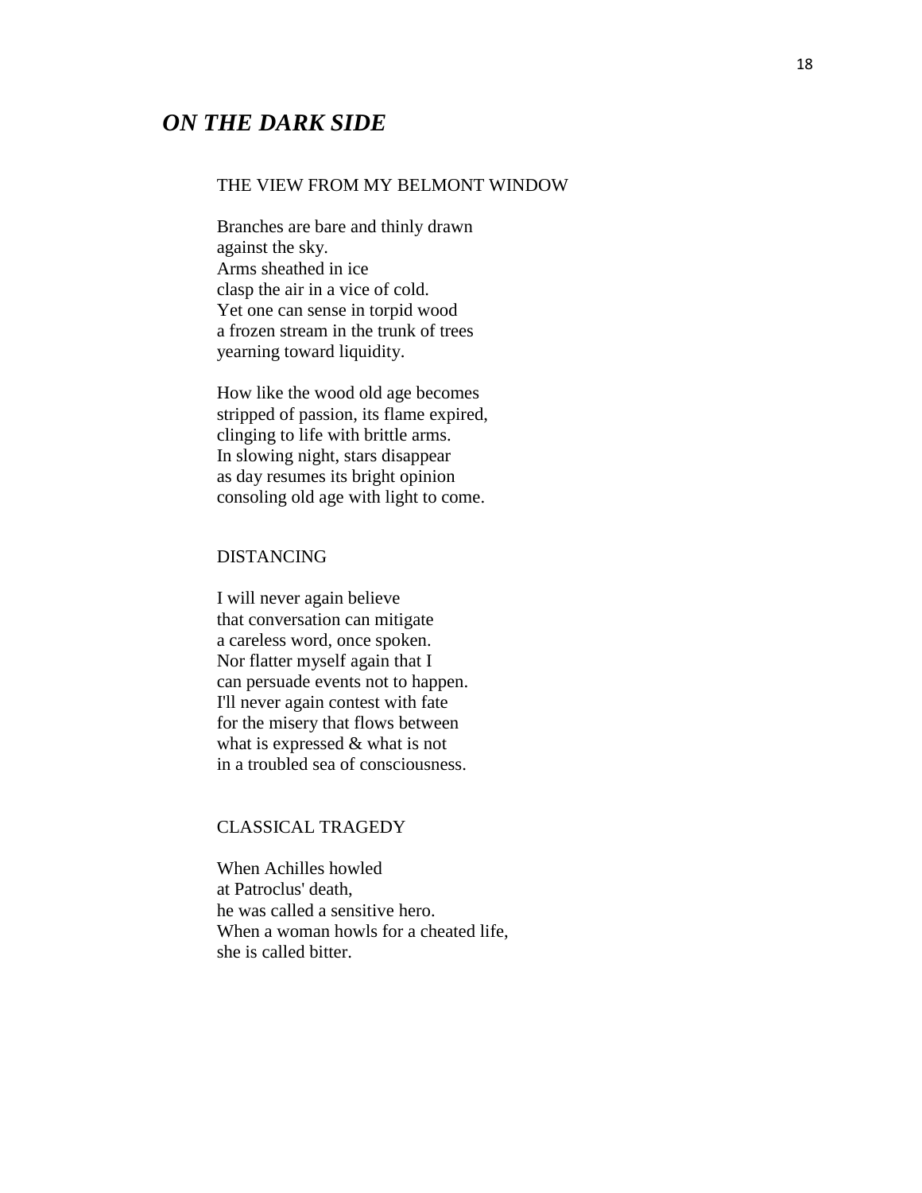## *ON THE DARK SIDE*

### THE VIEW FROM MY BELMONT WINDOW

Branches are bare and thinly drawn  
against the sky.  
Arms sheathed in ice  
clasp the air in a vice of cold.  
Yet one can sense in torpid wood  
a frozen stream in the trunk of trees  
yearning toward liquidity.

How like the wood old age becomes  
stripped of passion, its flame expired,  
clinging to life with brittle arms.  
In slowing night, stars disappear  
as day resumes its bright opinion  
consoling old age with light to come.

### DISTANCING

I will never again believe  
that conversation can mitigate  
a careless word, once spoken.  
Nor flatter myself again that I  
can persuade events not to happen.  
I'll never again contest with fate  
for the misery that flows between  
what is expressed & what is not  
in a troubled sea of consciousness.

### CLASSICAL TRAGEDY

When Achilles howled  
at Patroclus' death,  
he was called a sensitive hero.  
When a woman howls for a cheated life,  
she is called bitter.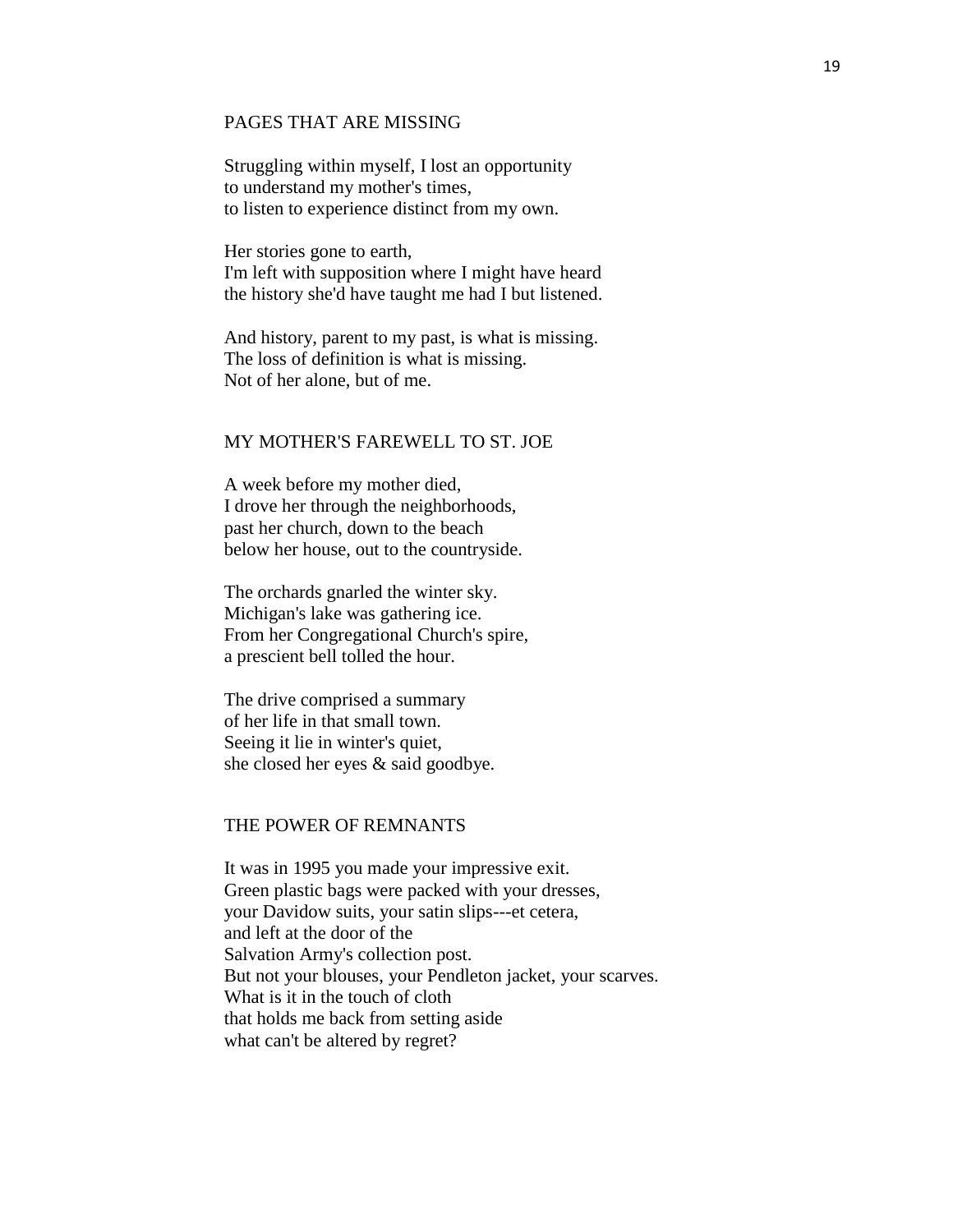## PAGES THAT ARE MISSING

Struggling within myself, I lost an opportunity  
to understand my mother's times,  
to listen to experience distinct from my own.

Her stories gone to earth,  
I'm left with supposition where I might have heard  
the history she'd have taught me had I but listened.

And history, parent to my past, is what is missing.  
The loss of definition is what is missing.  
Not of her alone, but of me.

## MY MOTHER'S FAREWELL TO ST. JOE

A week before my mother died,  
I drove her through the neighborhoods,  
past her church, down to the beach  
below her house, out to the countryside.

The orchards gnarled the winter sky.  
Michigan's lake was gathering ice.  
From her Congregational Church's spire,  
a prescient bell tolled the hour.

The drive comprised a summary  
of her life in that small town.  
Seeing it lie in winter's quiet,  
she closed her eyes & said goodbye.

## THE POWER OF REMNANTS

It was in 1995 you made your impressive exit.  
Green plastic bags were packed with your dresses,  
your Davidow suits, your satin slips---et cetera,  
and left at the door of the  
Salvation Army's collection post.  
But not your blouses, your Pendleton jacket, your scarves.  
What is it in the touch of cloth  
that holds me back from setting aside  
what can't be altered by regret?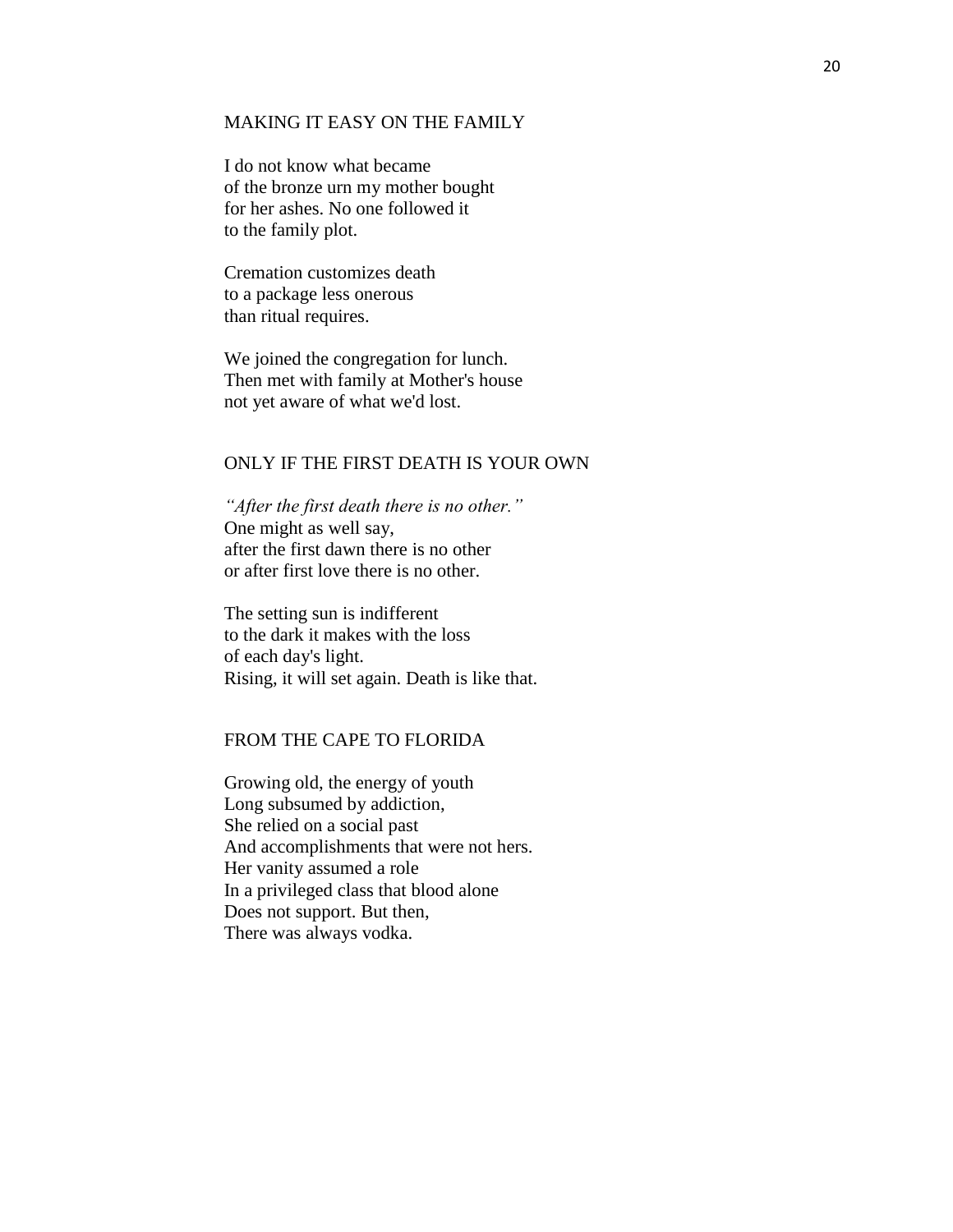## MAKING IT EASY ON THE FAMILY

I do not know what became  
of the bronze urn my mother bought  
for her ashes. No one followed it  
to the family plot.

Cremation customizes death  
to a package less onerous  
than ritual requires.

We joined the congregation for lunch.  
Then met with family at Mother's house  
not yet aware of what we'd lost.

## ONLY IF THE FIRST DEATH IS YOUR OWN

*"After the first death there is no other."*  
One might as well say,  
after the first dawn there is no other  
or after first love there is no other.

The setting sun is indifferent  
to the dark it makes with the loss  
of each day's light.  
Rising, it will set again. Death is like that.

## FROM THE CAPE TO FLORIDA

Growing old, the energy of youth  
Long subsumed by addiction,  
She relied on a social past  
And accomplishments that were not hers.  
Her vanity assumed a role  
In a privileged class that blood alone  
Does not support. But then,  
There was always vodka.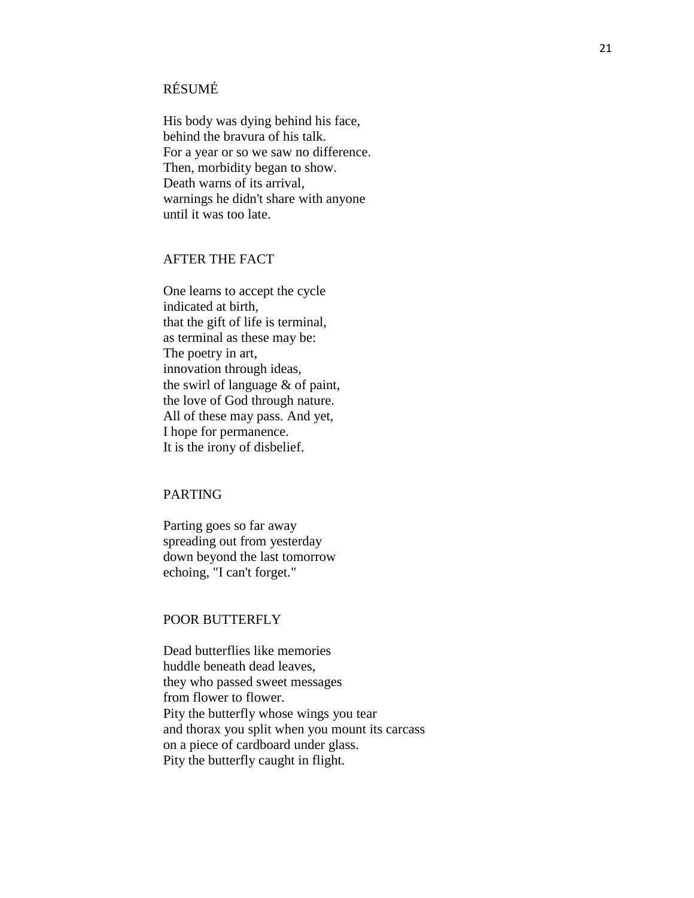## RÉSUMÉ

His body was dying behind his face,  
behind the bravura of his talk.  
For a year or so we saw no difference.  
Then, morbidity began to show.  
Death warns of its arrival,  
warnings he didn't share with anyone  
until it was too late.

## AFTER THE FACT

One learns to accept the cycle  
indicated at birth,  
that the gift of life is terminal,  
as terminal as these may be:  
The poetry in art,  
innovation through ideas,  
the swirl of language & of paint,  
the love of God through nature.  
All of these may pass. And yet,  
I hope for permanence.  
It is the irony of disbelief.

## PARTING

Parting goes so far away  
spreading out from yesterday  
down beyond the last tomorrow  
echoing, "I can't forget."

## POOR BUTTERFLY

Dead butterflies like memories  
huddle beneath dead leaves,  
they who passed sweet messages  
from flower to flower.  
Pity the butterfly whose wings you tear  
and thorax you split when you mount its carcass  
on a piece of cardboard under glass.  
Pity the butterfly caught in flight.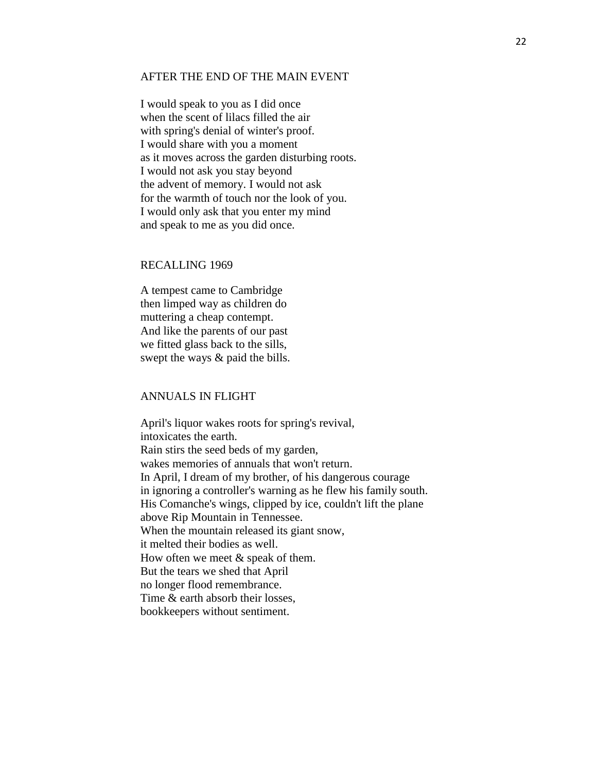## AFTER THE END OF THE MAIN EVENT

I would speak to you as I did once  
when the scent of lilacs filled the air  
with spring's denial of winter's proof.  
I would share with you a moment  
as it moves across the garden disturbing roots.  
I would not ask you stay beyond  
the advent of memory. I would not ask  
for the warmth of touch nor the look of you.  
I would only ask that you enter my mind  
and speak to me as you did once.

## RECALLING 1969

A tempest came to Cambridge  
then limped way as children do  
muttering a cheap contempt.  
And like the parents of our past  
we fitted glass back to the sills,  
swept the ways & paid the bills.

## ANNUALS IN FLIGHT

April's liquor wakes roots for spring's revival,  
intoxicates the earth.  
Rain stirs the seed beds of my garden,  
wakes memories of annuals that won't return.  
In April, I dream of my brother, of his dangerous courage  
in ignoring a controller's warning as he flew his family south.  
His Comanche's wings, clipped by ice, couldn't lift the plane  
above Rip Mountain in Tennessee.  
When the mountain released its giant snow,  
it melted their bodies as well.  
How often we meet & speak of them.  
But the tears we shed that April  
no longer flood remembrance.  
Time & earth absorb their losses,  
bookkeepers without sentiment.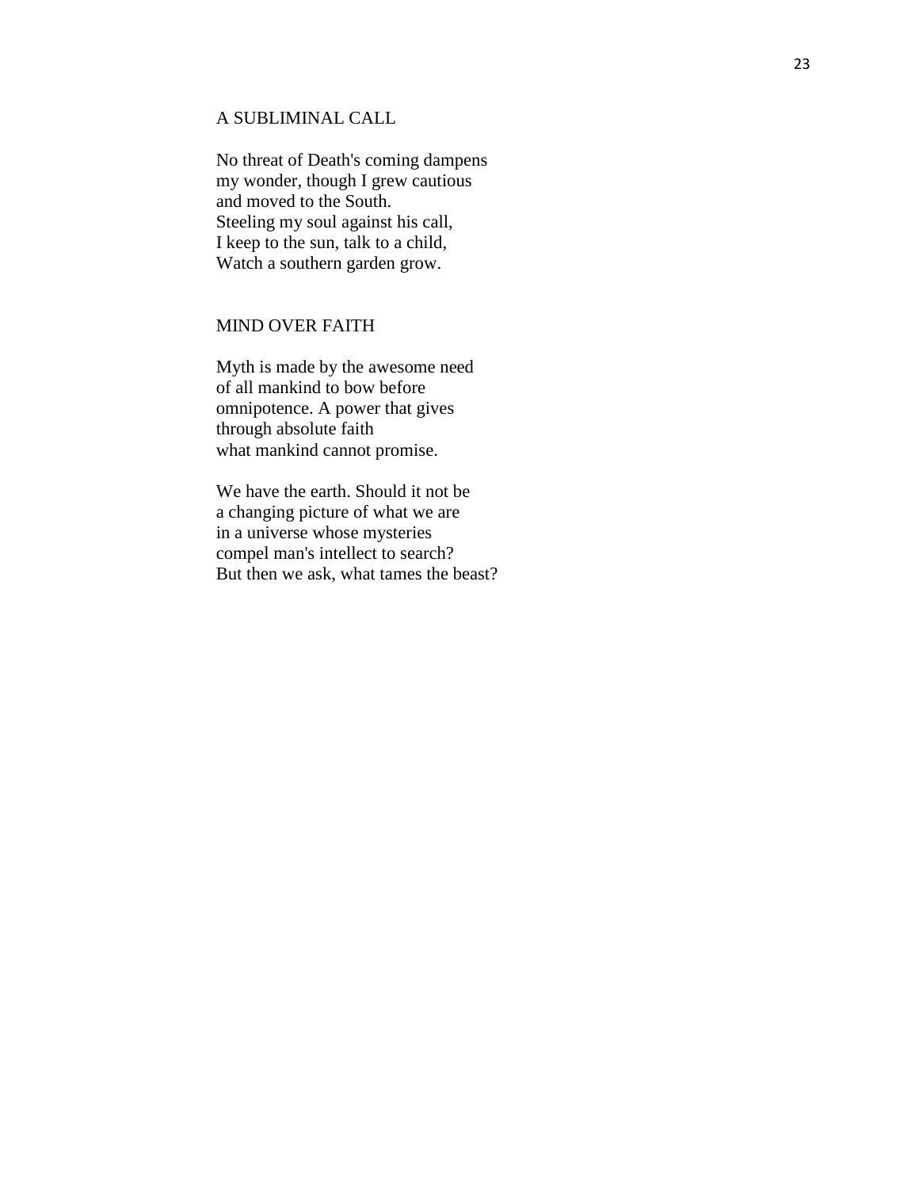## A SUBLIMINAL CALL

No threat of Death's coming dampens  
my wonder, though I grew cautious  
and moved to the South.  
Steeling my soul against his call,  
I keep to the sun, talk to a child,  
Watch a southern garden grow.

## MIND OVER FAITH

Myth is made by the awesome need  
of all mankind to bow before  
omnipotence. A power that gives  
through absolute faith  
what mankind cannot promise.

We have the earth. Should it not be  
a changing picture of what we are  
in a universe whose mysteries  
compel man's intellect to search?  
But then we ask, what tames the beast?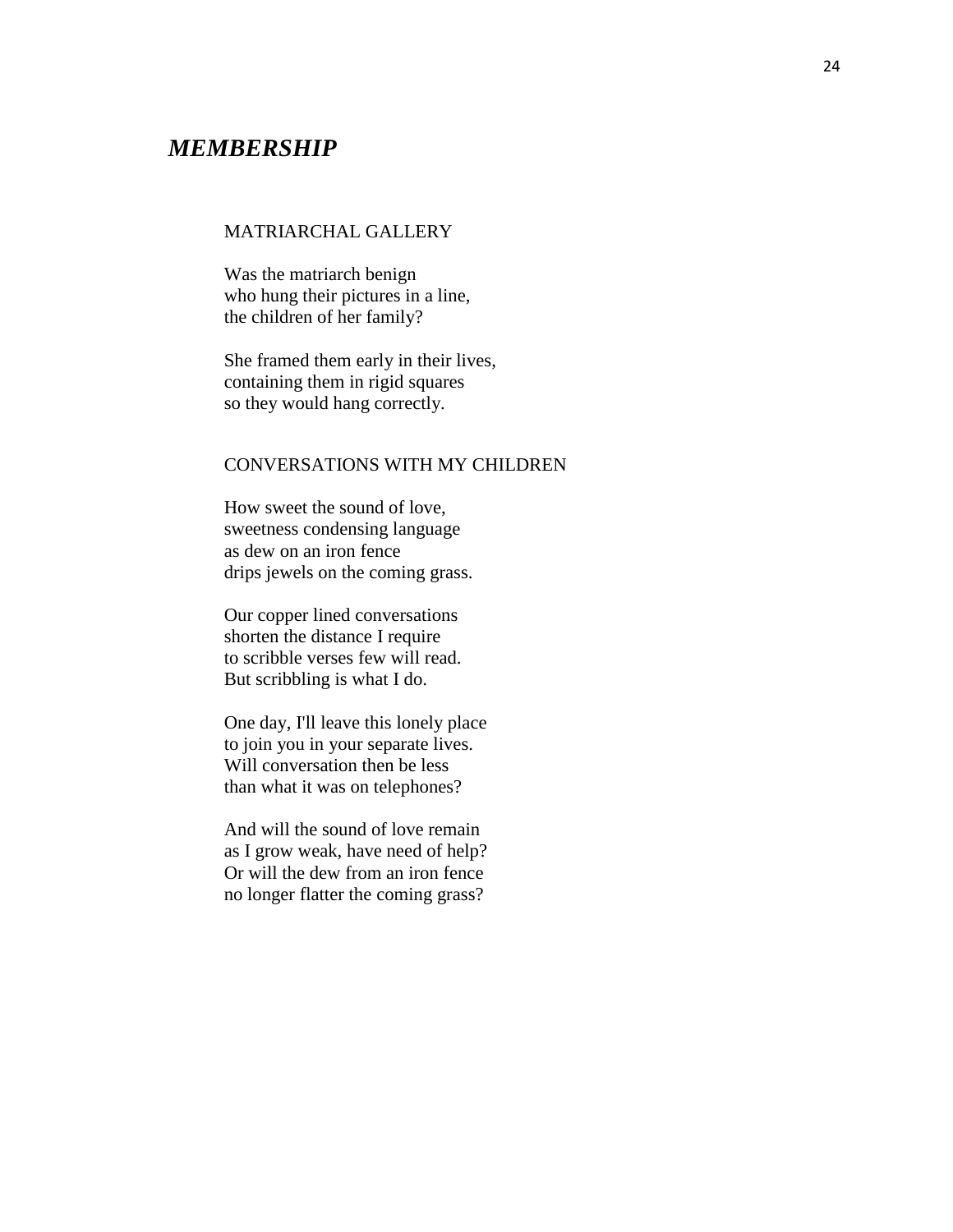## *MEMBERSHIP*

### MATRIARCHAL GALLERY

Was the matriarch benign
who hung their pictures in a line,
the children of her family?

She framed them early in their lives,
containing them in rigid squares
so they would hang correctly.

### CONVERSATIONS WITH MY CHILDREN

How sweet the sound of love,
sweetness condensing language
as dew on an iron fence
drips jewels on the coming grass.

Our copper lined conversations
shorten the distance I require
to scribble verses few will read.
But scribbling is what I do.

One day, I'll leave this lonely place
to join you in your separate lives.
Will conversation then be less
than what it was on telephones?

And will the sound of love remain
as I grow weak, have need of help?
Or will the dew from an iron fence
no longer flatter the coming grass?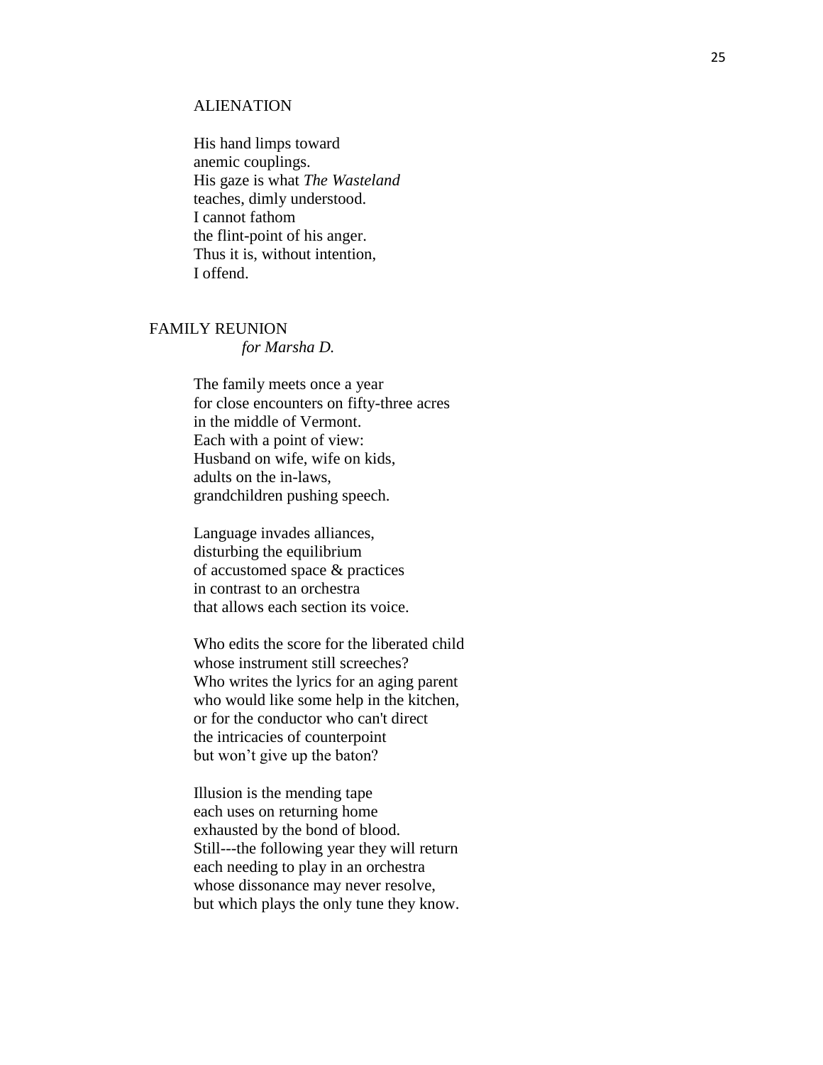## ALIENATION

His hand limps toward  
anemic couplings.  
His gaze is what *The Wasteland*  
teaches, dimly understood.  
I cannot fathom  
the flint-point of his anger.  
Thus it is, without intention,  
I offend.

## FAMILY REUNION

*for Marsha D.*

The family meets once a year  
for close encounters on fifty-three acres  
in the middle of Vermont.  
Each with a point of view:  
Husband on wife, wife on kids,  
adults on the in-laws,  
grandchildren pushing speech.

Language invades alliances,  
disturbing the equilibrium  
of accustomed space & practices  
in contrast to an orchestra  
that allows each section its voice.

Who edits the score for the liberated child  
whose instrument still screeches?  
Who writes the lyrics for an aging parent  
who would like some help in the kitchen,  
or for the conductor who can't direct  
the intricacies of counterpoint  
but won't give up the baton?

Illusion is the mending tape  
each uses on returning home  
exhausted by the bond of blood.  
Still---the following year they will return  
each needing to play in an orchestra  
whose dissonance may never resolve,  
but which plays the only tune they know.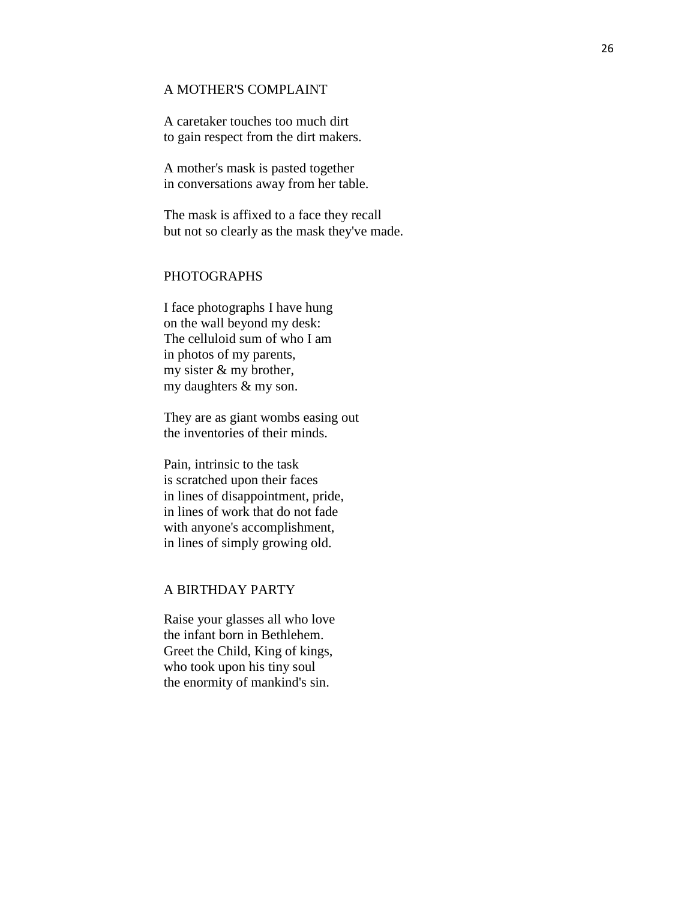## A MOTHER'S COMPLAINT

A caretaker touches too much dirt  
to gain respect from the dirt makers.

A mother's mask is pasted together  
in conversations away from her table.

The mask is affixed to a face they recall  
but not so clearly as the mask they've made.

## PHOTOGRAPHS

I face photographs I have hung  
on the wall beyond my desk:  
The celluloid sum of who I am  
in photos of my parents,  
my sister & my brother,  
my daughters & my son.

They are as giant wombs easing out  
the inventories of their minds.

Pain, intrinsic to the task  
is scratched upon their faces  
in lines of disappointment, pride,  
in lines of work that do not fade  
with anyone's accomplishment,  
in lines of simply growing old.

## A BIRTHDAY PARTY

Raise your glasses all who love  
the infant born in Bethlehem.  
Greet the Child, King of kings,  
who took upon his tiny soul  
the enormity of mankind's sin.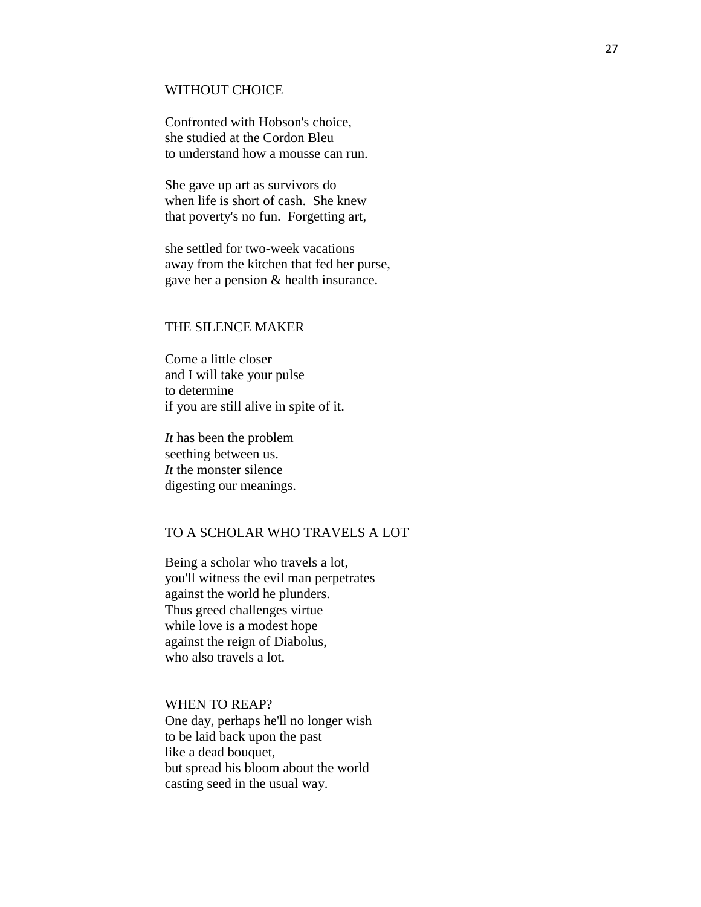## WITHOUT CHOICE

Confronted with Hobson's choice,  
she studied at the Cordon Bleu  
to understand how a mousse can run.

She gave up art as survivors do  
when life is short of cash. She knew  
that poverty's no fun. Forgetting art,

she settled for two-week vacations  
away from the kitchen that fed her purse,  
gave her a pension & health insurance.

## THE SILENCE MAKER

Come a little closer  
and I will take your pulse  
to determine  
if you are still alive in spite of it.

*It* has been the problem  
seething between us.  
*It* the monster silence  
digesting our meanings.

## TO A SCHOLAR WHO TRAVELS A LOT

Being a scholar who travels a lot,  
you'll witness the evil man perpetrates  
against the world he plunders.  
Thus greed challenges virtue  
while love is a modest hope  
against the reign of Diabolus,  
who also travels a lot.

## WHEN TO REAP?

One day, perhaps he'll no longer wish  
to be laid back upon the past  
like a dead bouquet,  
but spread his bloom about the world  
casting seed in the usual way.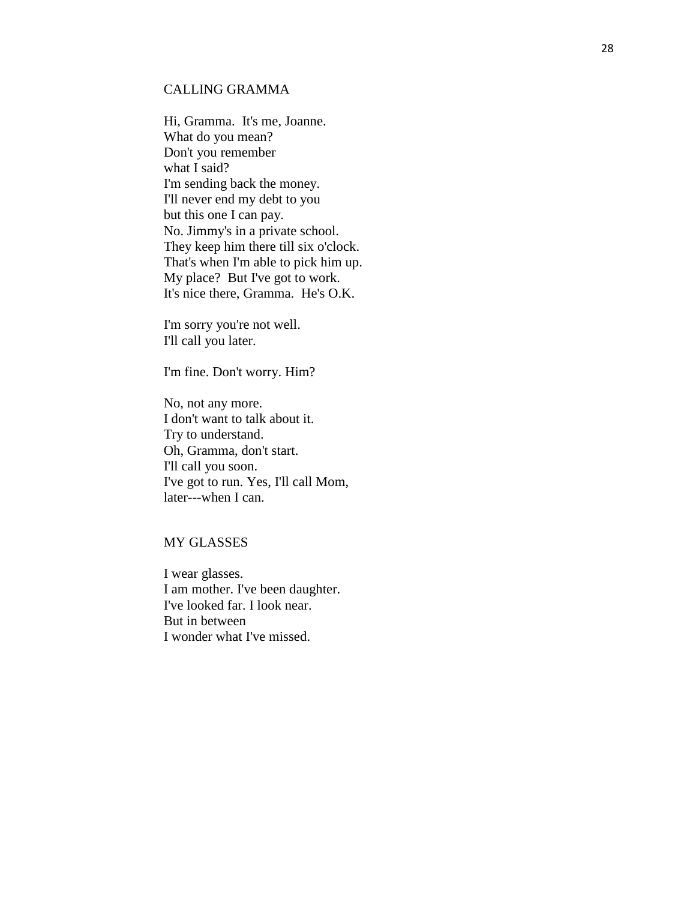## CALLING GRAMMA

Hi, Gramma. It's me, Joanne.
What do you mean?
Don't you remember
what I said?
I'm sending back the money.
I'll never end my debt to you
but this one I can pay.
No. Jimmy's in a private school.
They keep him there till six o'clock.
That's when I'm able to pick him up.
My place? But I've got to work.
It's nice there, Gramma. He's O.K.

I'm sorry you're not well.
I'll call you later.

I'm fine. Don't worry. Him?

No, not any more.
I don't want to talk about it.
Try to understand.
Oh, Gramma, don't start.
I'll call you soon.
I've got to run. Yes, I'll call Mom,
later---when I can.

## MY GLASSES

I wear glasses.
I am mother. I've been daughter.
I've looked far. I look near.
But in between
I wonder what I've missed.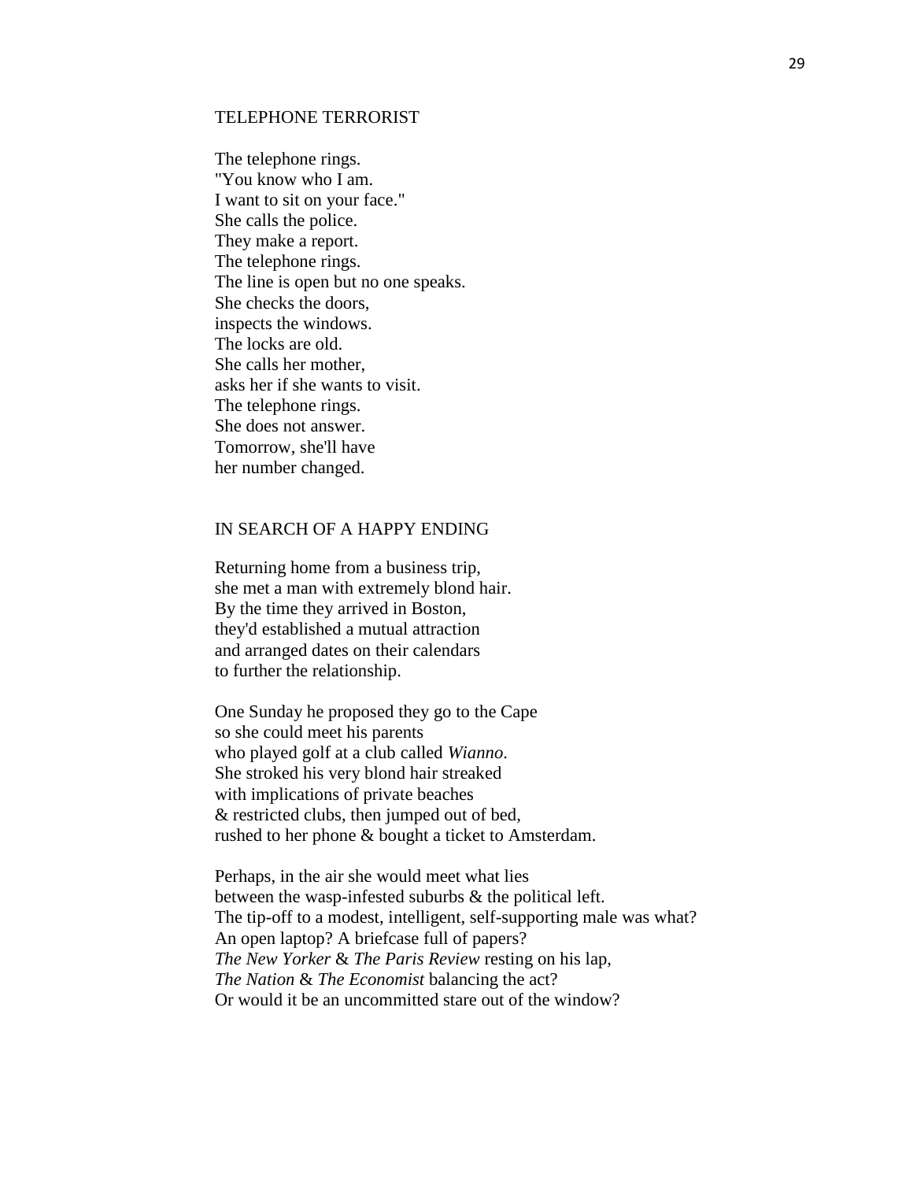## TELEPHONE TERRORIST

The telephone rings.  
"You know who I am.  
I want to sit on your face."  
She calls the police.  
They make a report.  
The telephone rings.  
The line is open but no one speaks.  
She checks the doors,  
inspects the windows.  
The locks are old.  
She calls her mother,  
asks her if she wants to visit.  
The telephone rings.  
She does not answer.  
Tomorrow, she'll have  
her number changed.

## IN SEARCH OF A HAPPY ENDING

Returning home from a business trip,  
she met a man with extremely blond hair.  
By the time they arrived in Boston,  
they'd established a mutual attraction  
and arranged dates on their calendars  
to further the relationship.

One Sunday he proposed they go to the Cape  
so she could meet his parents  
who played golf at a club called *Wianno*.  
She stroked his very blond hair streaked  
with implications of private beaches  
& restricted clubs, then jumped out of bed,  
rushed to her phone & bought a ticket to Amsterdam.

Perhaps, in the air she would meet what lies  
between the wasp-infested suburbs & the political left.  
The tip-off to a modest, intelligent, self-supporting male was what?  
An open laptop? A briefcase full of papers?  
*The New Yorker* & *The Paris Review* resting on his lap,  
*The Nation* & *The Economist* balancing the act?  
Or would it be an uncommitted stare out of the window?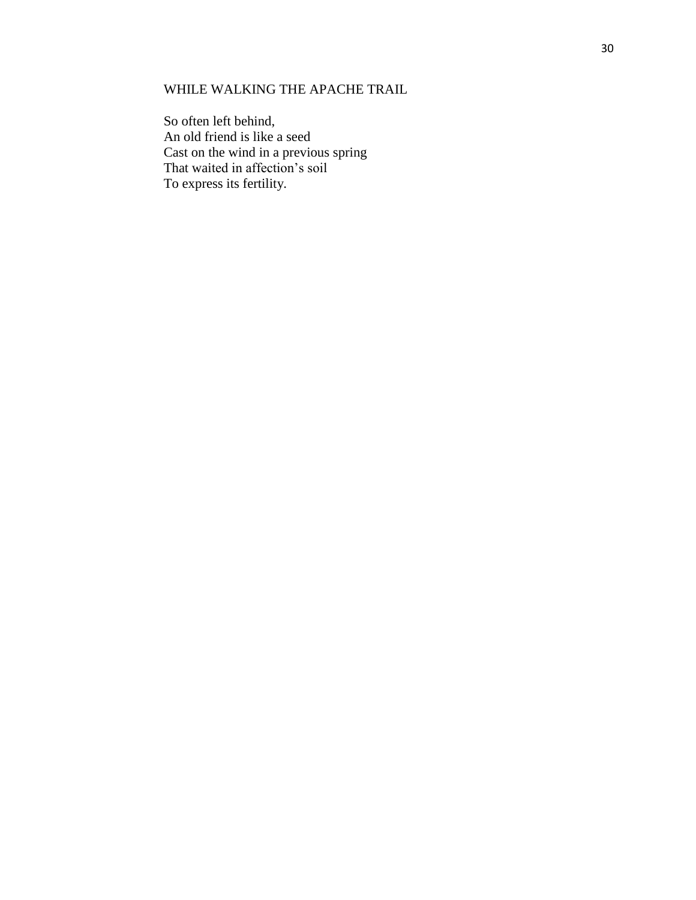## WHILE WALKING THE APACHE TRAIL

So often left behind,  
An old friend is like a seed  
Cast on the wind in a previous spring  
That waited in affection's soil  
To express its fertility.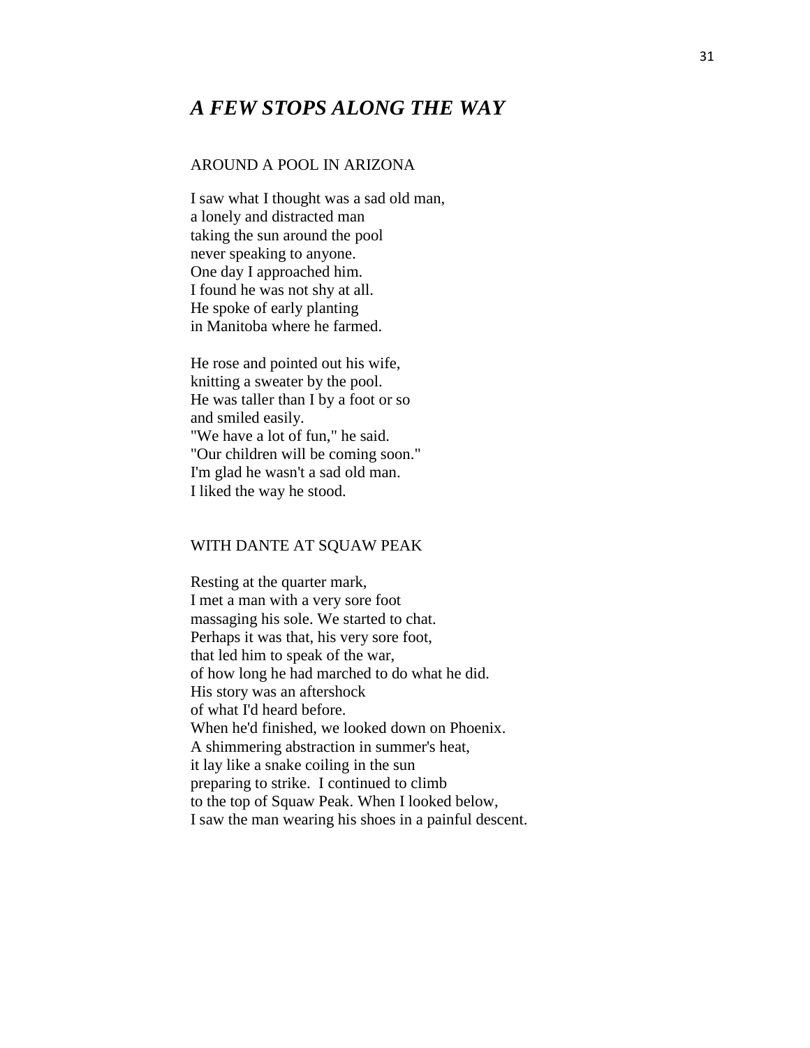# *A FEW STOPS ALONG THE WAY*

## AROUND A POOL IN ARIZONA

I saw what I thought was a sad old man,  
a lonely and distracted man  
taking the sun around the pool  
never speaking to anyone.  
One day I approached him.  
I found he was not shy at all.  
He spoke of early planting  
in Manitoba where he farmed.

He rose and pointed out his wife,  
knitting a sweater by the pool.  
He was taller than I by a foot or so  
and smiled easily.  
"We have a lot of fun," he said.  
"Our children will be coming soon."  
I'm glad he wasn't a sad old man.  
I liked the way he stood.

## WITH DANTE AT SQUAW PEAK

Resting at the quarter mark,  
I met a man with a very sore foot  
massaging his sole. We started to chat.  
Perhaps it was that, his very sore foot,  
that led him to speak of the war,  
of how long he had marched to do what he did.  
His story was an aftershock  
of what I'd heard before.  
When he'd finished, we looked down on Phoenix.  
A shimmering abstraction in summer's heat,  
it lay like a snake coiling in the sun  
preparing to strike. I continued to climb  
to the top of Squaw Peak. When I looked below,  
I saw the man wearing his shoes in a painful descent.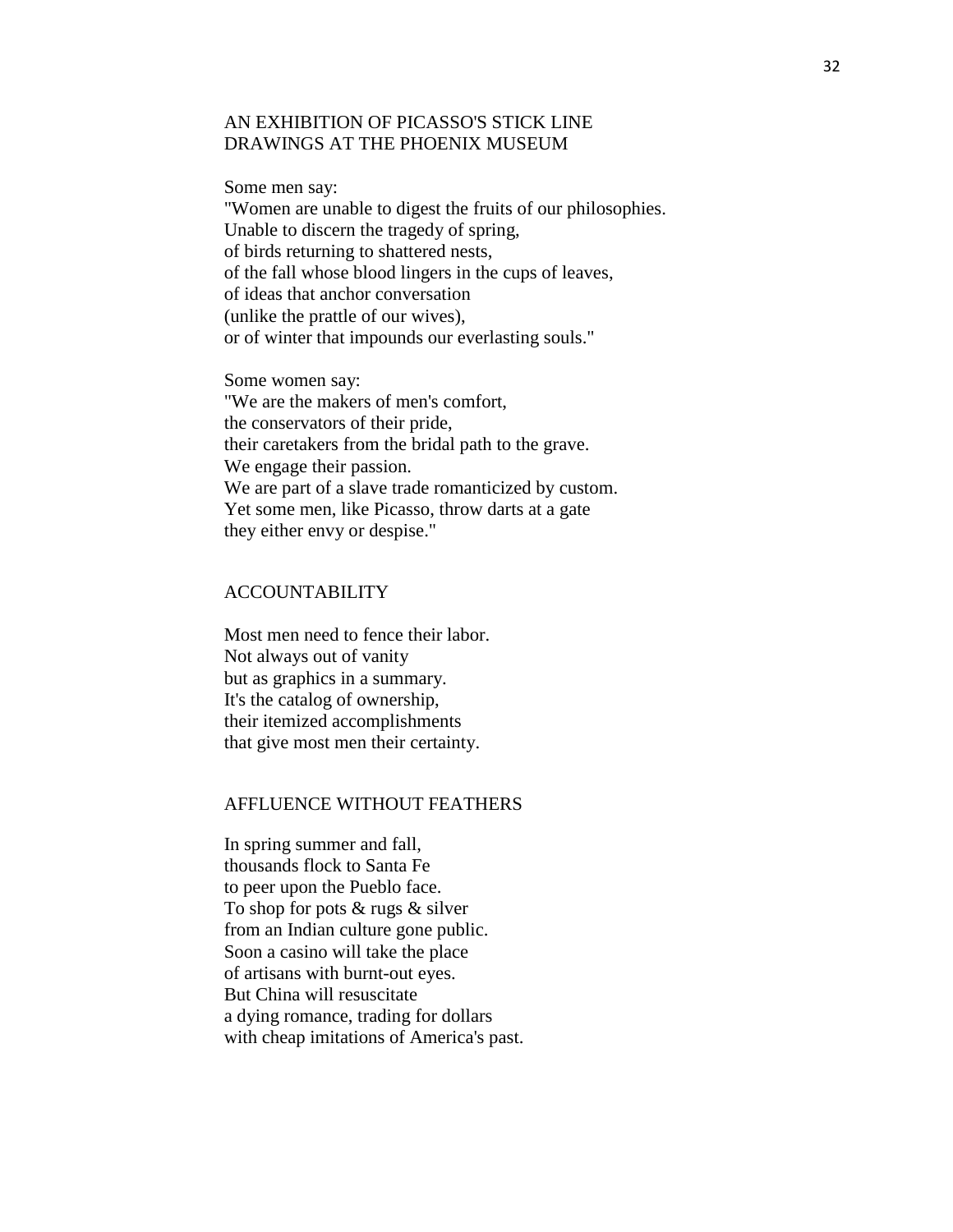## AN EXHIBITION OF PICASSO'S STICK LINE DRAWINGS AT THE PHOENIX MUSEUM

Some men say:
"Women are unable to digest the fruits of our philosophies.
Unable to discern the tragedy of spring,
of birds returning to shattered nests,
of the fall whose blood lingers in the cups of leaves,
of ideas that anchor conversation
(unlike the prattle of our wives),
or of winter that impounds our everlasting souls."

Some women say:
"We are the makers of men's comfort,
the conservators of their pride,
their caretakers from the bridal path to the grave.
We engage their passion.
We are part of a slave trade romanticized by custom.
Yet some men, like Picasso, throw darts at a gate
they either envy or despise."

## ACCOUNTABILITY

Most men need to fence their labor.
Not always out of vanity
but as graphics in a summary.
It's the catalog of ownership,
their itemized accomplishments
that give most men their certainty.

## AFFLUENCE WITHOUT FEATHERS

In spring summer and fall,
thousands flock to Santa Fe
to peer upon the Pueblo face.
To shop for pots & rugs & silver
from an Indian culture gone public.
Soon a casino will take the place
of artisans with burnt-out eyes.
But China will resuscitate
a dying romance, trading for dollars
with cheap imitations of America's past.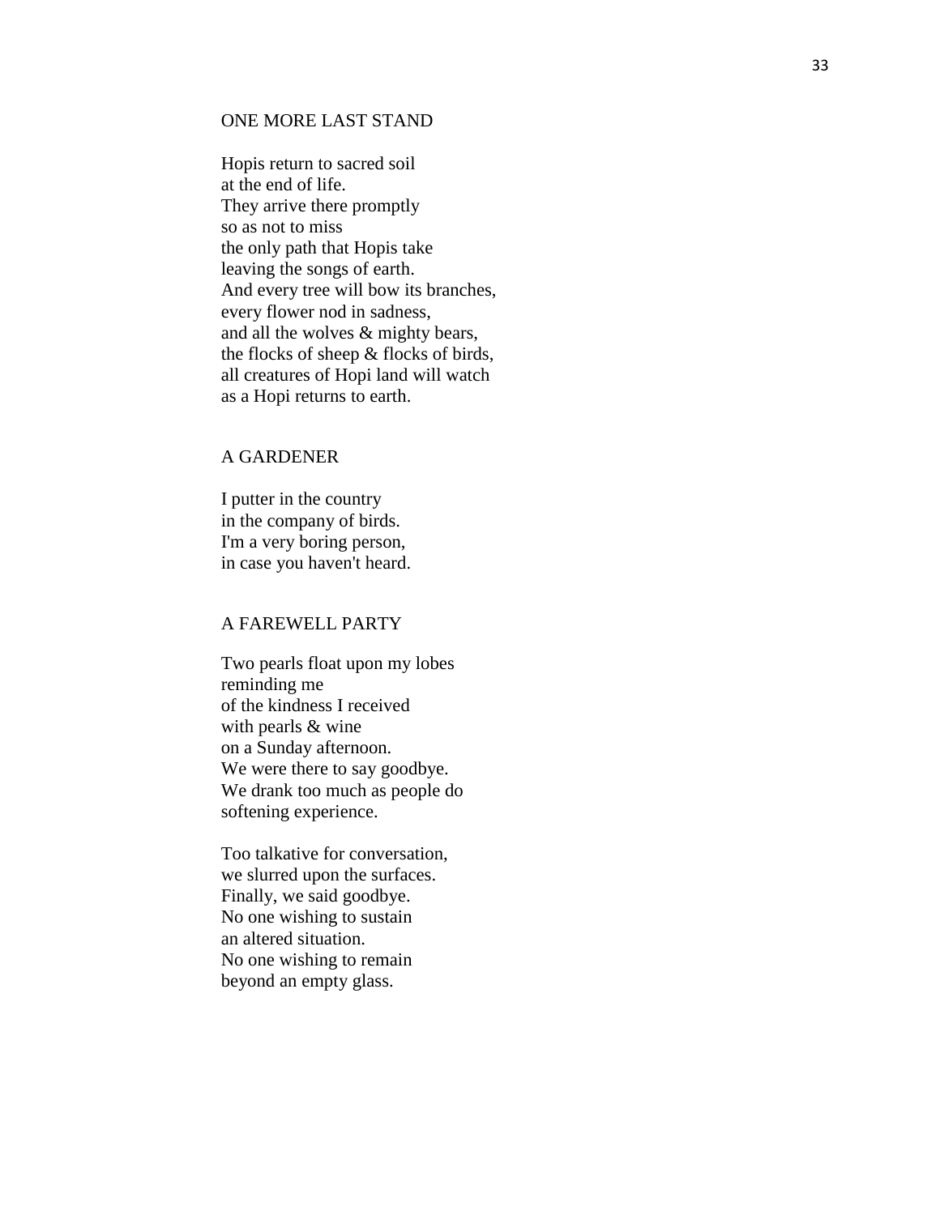## ONE MORE LAST STAND

Hopis return to sacred soil  
at the end of life.  
They arrive there promptly  
so as not to miss  
the only path that Hopis take  
leaving the songs of earth.  
And every tree will bow its branches,  
every flower nod in sadness,  
and all the wolves & mighty bears,  
the flocks of sheep & flocks of birds,  
all creatures of Hopi land will watch  
as a Hopi returns to earth.

## A GARDENER

I putter in the country  
in the company of birds.  
I'm a very boring person,  
in case you haven't heard.

## A FAREWELL PARTY

Two pearls float upon my lobes  
reminding me  
of the kindness I received  
with pearls & wine  
on a Sunday afternoon.  
We were there to say goodbye.  
We drank too much as people do  
softening experience.

Too talkative for conversation,  
we slurred upon the surfaces.  
Finally, we said goodbye.  
No one wishing to sustain  
an altered situation.  
No one wishing to remain  
beyond an empty glass.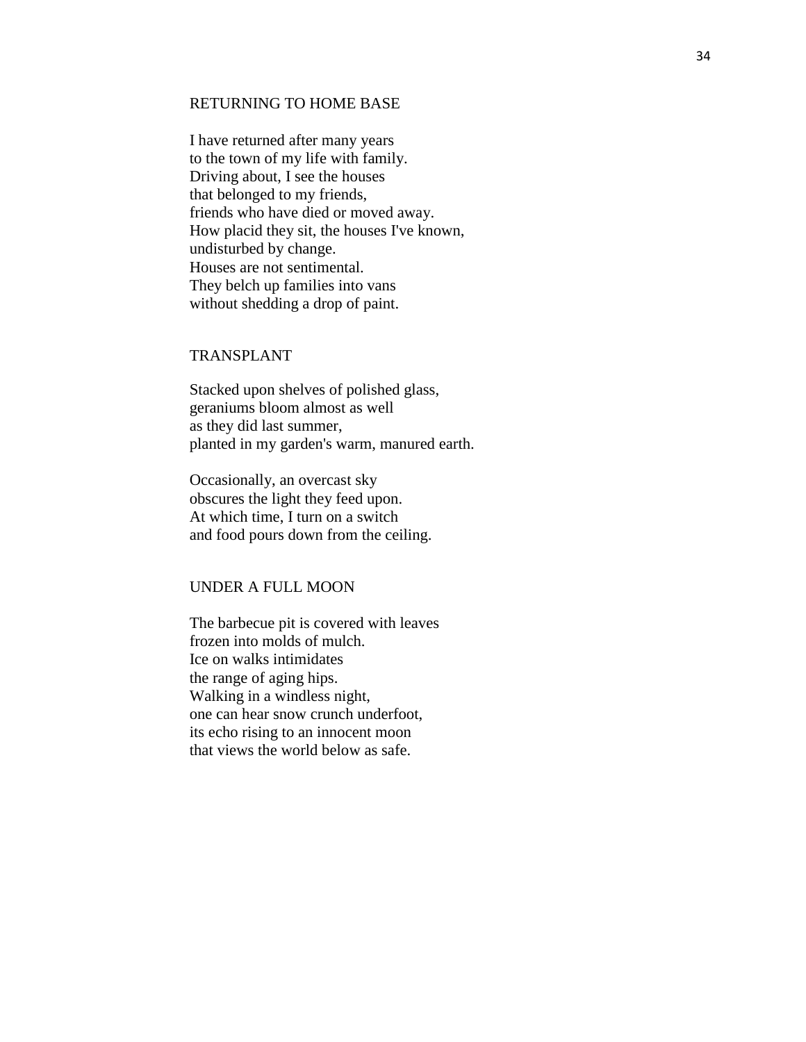## RETURNING TO HOME BASE

I have returned after many years  
to the town of my life with family.  
Driving about, I see the houses  
that belonged to my friends,  
friends who have died or moved away.  
How placid they sit, the houses I've known,  
undisturbed by change.  
Houses are not sentimental.  
They belch up families into vans  
without shedding a drop of paint.

## TRANSPLANT

Stacked upon shelves of polished glass,  
geraniums bloom almost as well  
as they did last summer,  
planted in my garden's warm, manured earth.

Occasionally, an overcast sky  
obscures the light they feed upon.  
At which time, I turn on a switch  
and food pours down from the ceiling.

## UNDER A FULL MOON

The barbecue pit is covered with leaves  
frozen into molds of mulch.  
Ice on walks intimidates  
the range of aging hips.  
Walking in a windless night,  
one can hear snow crunch underfoot,  
its echo rising to an innocent moon  
that views the world below as safe.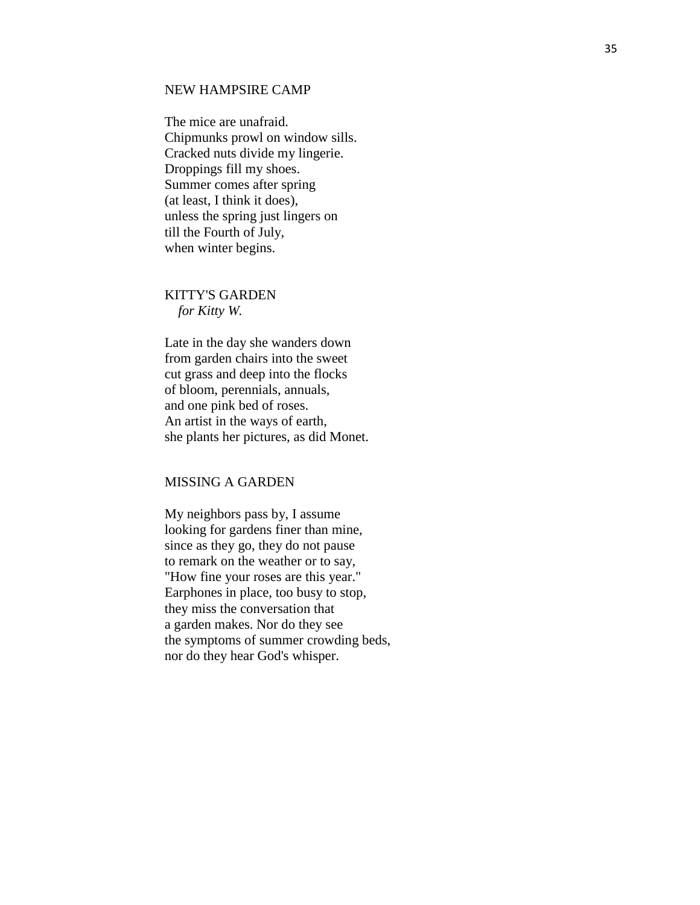## NEW HAMPSIRE CAMP

The mice are unafraid.
Chipmunks prowl on window sills.
Cracked nuts divide my lingerie.
Droppings fill my shoes.
Summer comes after spring
(at least, I think it does),
unless the spring just lingers on
till the Fourth of July,
when winter begins.

## KITTY'S GARDEN

*for Kitty W.*

Late in the day she wanders down
from garden chairs into the sweet
cut grass and deep into the flocks
of bloom, perennials, annuals,
and one pink bed of roses.
An artist in the ways of earth,
she plants her pictures, as did Monet.

## MISSING A GARDEN

My neighbors pass by, I assume
looking for gardens finer than mine,
since as they go, they do not pause
to remark on the weather or to say,
"How fine your roses are this year."
Earphones in place, too busy to stop,
they miss the conversation that
a garden makes. Nor do they see
the symptoms of summer crowding beds,
nor do they hear God's whisper.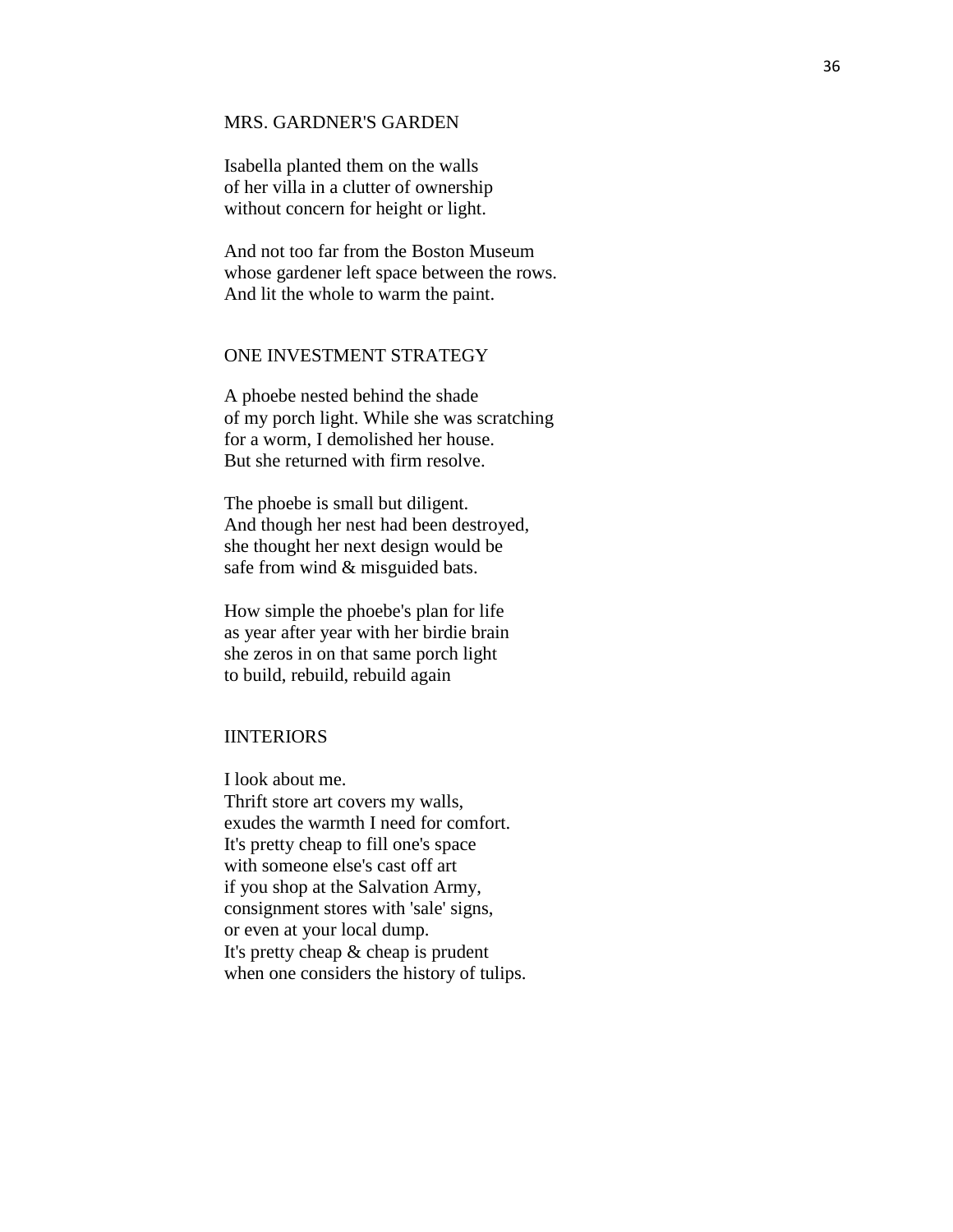## MRS. GARDNER'S GARDEN

Isabella planted them on the walls  
of her villa in a clutter of ownership  
without concern for height or light.

And not too far from the Boston Museum  
whose gardener left space between the rows.  
And lit the whole to warm the paint.

## ONE INVESTMENT STRATEGY

A phoebe nested behind the shade  
of my porch light. While she was scratching  
for a worm, I demolished her house.  
But she returned with firm resolve.

The phoebe is small but diligent.  
And though her nest had been destroyed,  
she thought her next design would be  
safe from wind & misguided bats.

How simple the phoebe's plan for life  
as year after year with her birdie brain  
she zeros in on that same porch light  
to build, rebuild, rebuild again

## IINTERIORS

I look about me.  
Thrift store art covers my walls,  
exudes the warmth I need for comfort.  
It's pretty cheap to fill one's space  
with someone else's cast off art  
if you shop at the Salvation Army,  
consignment stores with 'sale' signs,  
or even at your local dump.  
It's pretty cheap & cheap is prudent  
when one considers the history of tulips.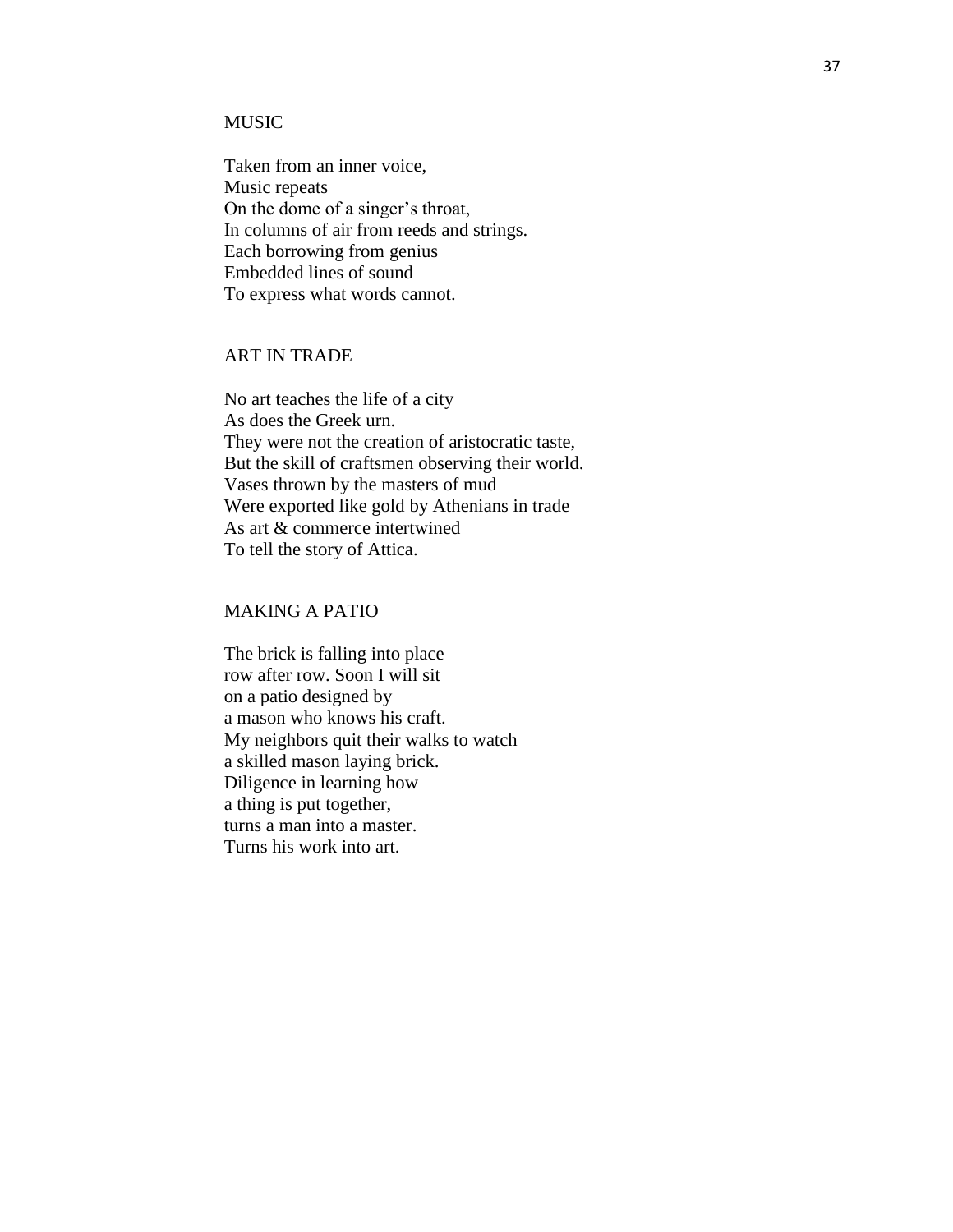## MUSIC

Taken from an inner voice,  
Music repeats  
On the dome of a singer's throat,  
In columns of air from reeds and strings.  
Each borrowing from genius  
Embedded lines of sound  
To express what words cannot.

## ART IN TRADE

No art teaches the life of a city  
As does the Greek urn.  
They were not the creation of aristocratic taste,  
But the skill of craftsmen observing their world.  
Vases thrown by the masters of mud  
Were exported like gold by Athenians in trade  
As art & commerce intertwined  
To tell the story of Attica.

## MAKING A PATIO

The brick is falling into place  
row after row. Soon I will sit  
on a patio designed by  
a mason who knows his craft.  
My neighbors quit their walks to watch  
a skilled mason laying brick.  
Diligence in learning how  
a thing is put together,  
turns a man into a master.  
Turns his work into art.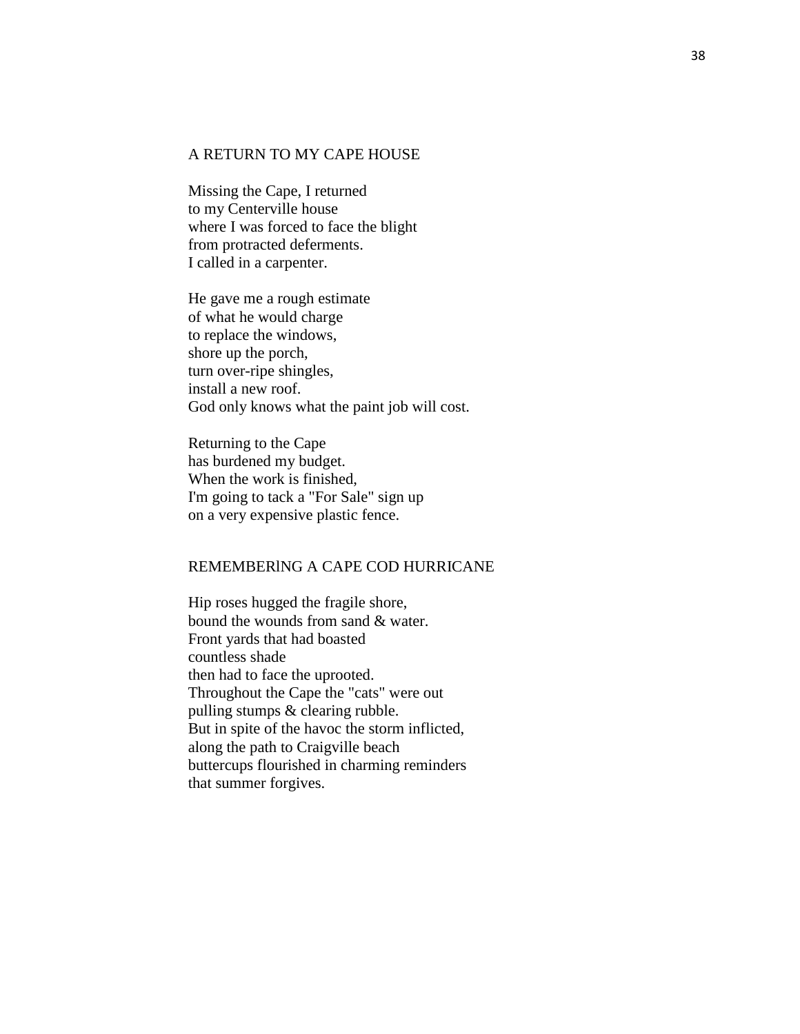## A RETURN TO MY CAPE HOUSE

Missing the Cape, I returned  
to my Centerville house  
where I was forced to face the blight  
from protracted deferments.  
I called in a carpenter.

He gave me a rough estimate  
of what he would charge  
to replace the windows,  
shore up the porch,  
turn over-ripe shingles,  
install a new roof.  
God only knows what the paint job will cost.

Returning to the Cape  
has burdened my budget.  
When the work is finished,  
I'm going to tack a "For Sale" sign up  
on a very expensive plastic fence.

## REMEMBERING A CAPE COD HURRICANE

Hip roses hugged the fragile shore,  
bound the wounds from sand & water.  
Front yards that had boasted  
countless shade  
then had to face the uprooted.  
Throughout the Cape the "cats" were out  
pulling stumps & clearing rubble.  
But in spite of the havoc the storm inflicted,  
along the path to Craigville beach  
buttercups flourished in charming reminders  
that summer forgives.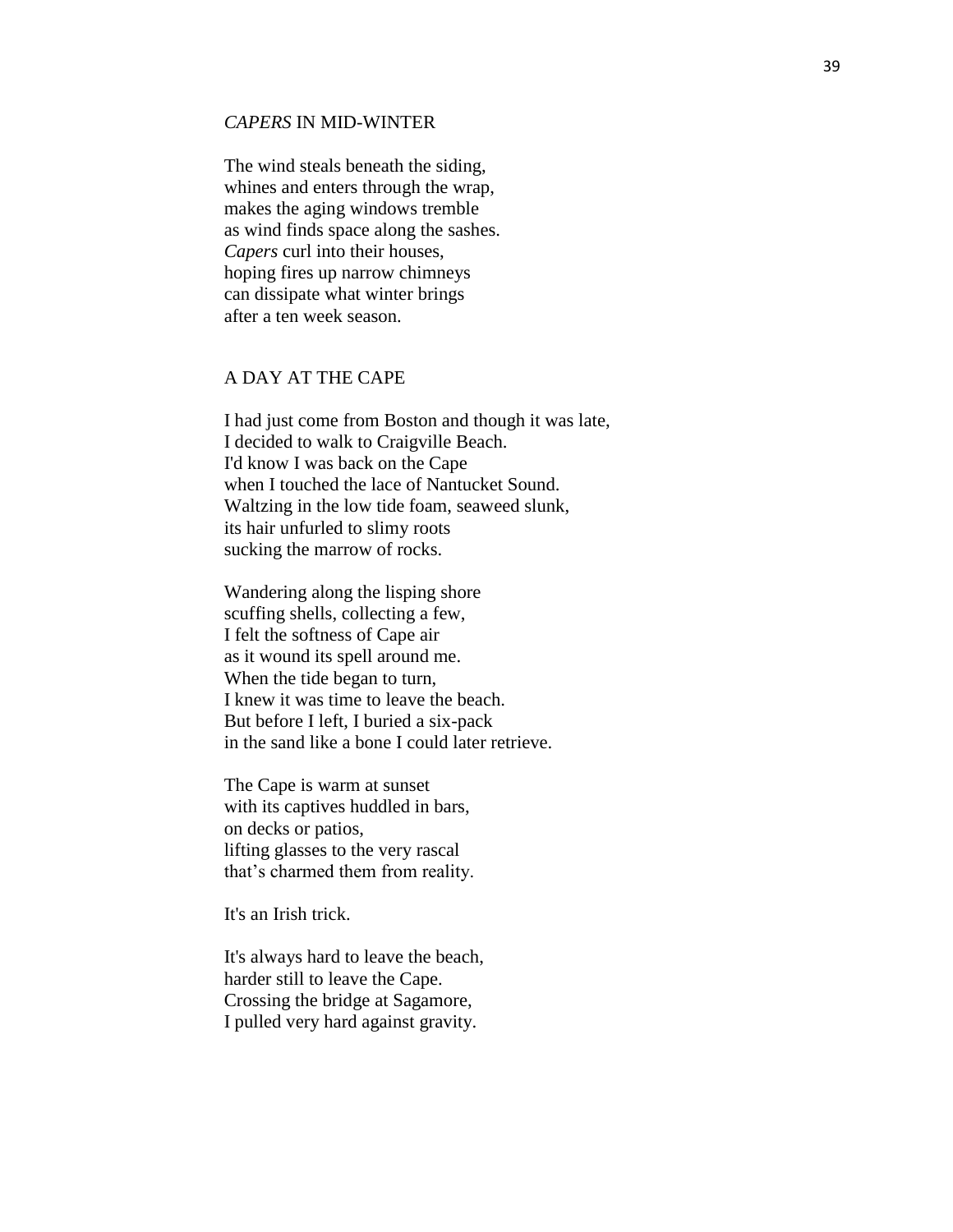## *CAPERS* IN MID-WINTER

The wind steals beneath the siding,  
whines and enters through the wrap,  
makes the aging windows tremble  
as wind finds space along the sashes.  
*Capers* curl into their houses,  
hoping fires up narrow chimneys  
can dissipate what winter brings  
after a ten week season.

## A DAY AT THE CAPE

I had just come from Boston and though it was late,  
I decided to walk to Craigville Beach.  
I'd know I was back on the Cape  
when I touched the lace of Nantucket Sound.  
Waltzing in the low tide foam, seaweed slunk,  
its hair unfurled to slimy roots  
sucking the marrow of rocks.

Wandering along the lisping shore  
scuffing shells, collecting a few,  
I felt the softness of Cape air  
as it wound its spell around me.  
When the tide began to turn,  
I knew it was time to leave the beach.  
But before I left, I buried a six-pack  
in the sand like a bone I could later retrieve.

The Cape is warm at sunset  
with its captives huddled in bars,  
on decks or patios,  
lifting glasses to the very rascal  
that's charmed them from reality.

It's an Irish trick.

It's always hard to leave the beach,  
harder still to leave the Cape.  
Crossing the bridge at Sagamore,  
I pulled very hard against gravity.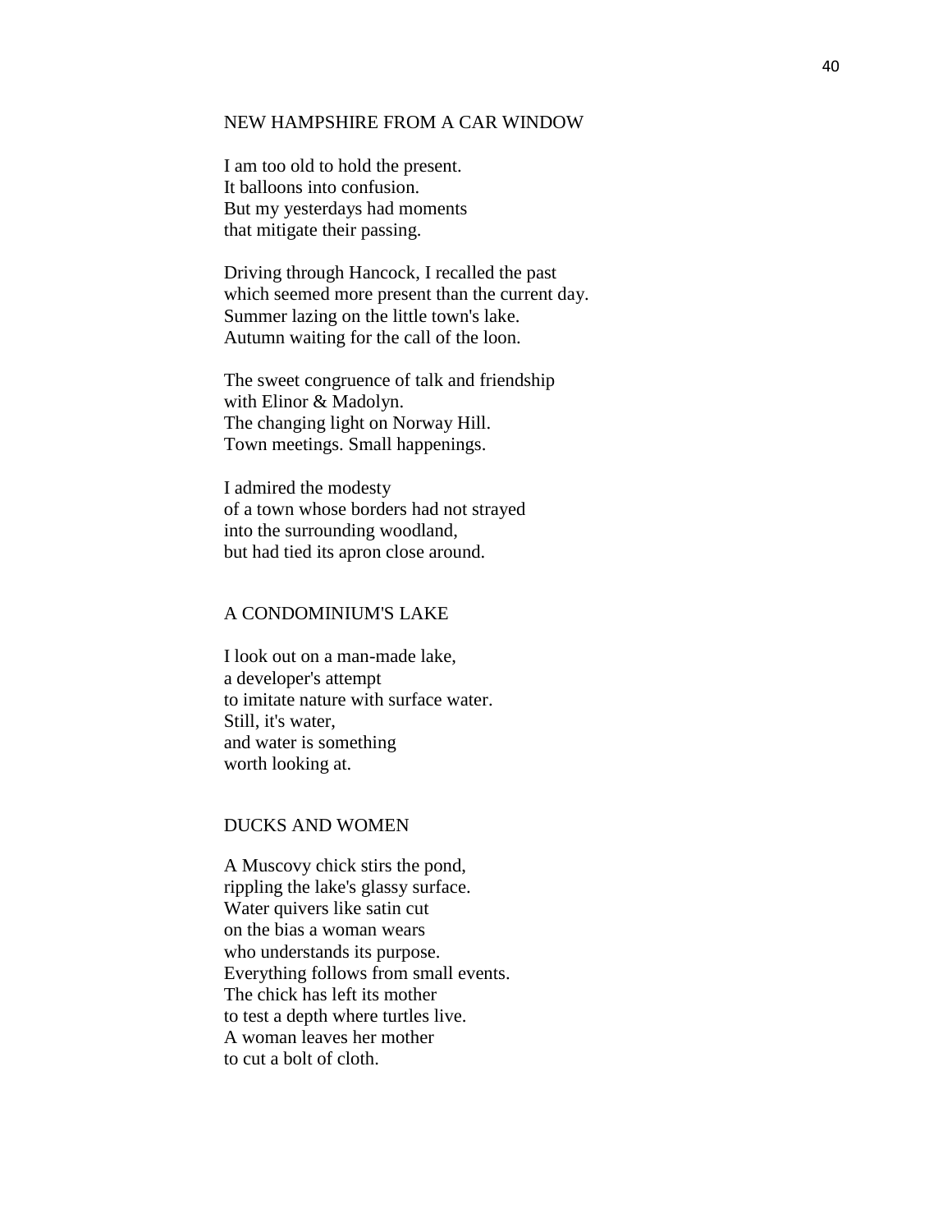## NEW HAMPSHIRE FROM A CAR WINDOW

I am too old to hold the present.  
It balloons into confusion.  
But my yesterdays had moments  
that mitigate their passing.

Driving through Hancock, I recalled the past  
which seemed more present than the current day.  
Summer lazing on the little town's lake.  
Autumn waiting for the call of the loon.

The sweet congruence of talk and friendship  
with Elinor & Madolyn.  
The changing light on Norway Hill.  
Town meetings. Small happenings.

I admired the modesty  
of a town whose borders had not strayed  
into the surrounding woodland,  
but had tied its apron close around.

## A CONDOMINIUM'S LAKE

I look out on a man-made lake,  
a developer's attempt  
to imitate nature with surface water.  
Still, it's water,  
and water is something  
worth looking at.

## DUCKS AND WOMEN

A Muscovy chick stirs the pond,  
rippling the lake's glassy surface.  
Water quivers like satin cut  
on the bias a woman wears  
who understands its purpose.  
Everything follows from small events.  
The chick has left its mother  
to test a depth where turtles live.  
A woman leaves her mother  
to cut a bolt of cloth.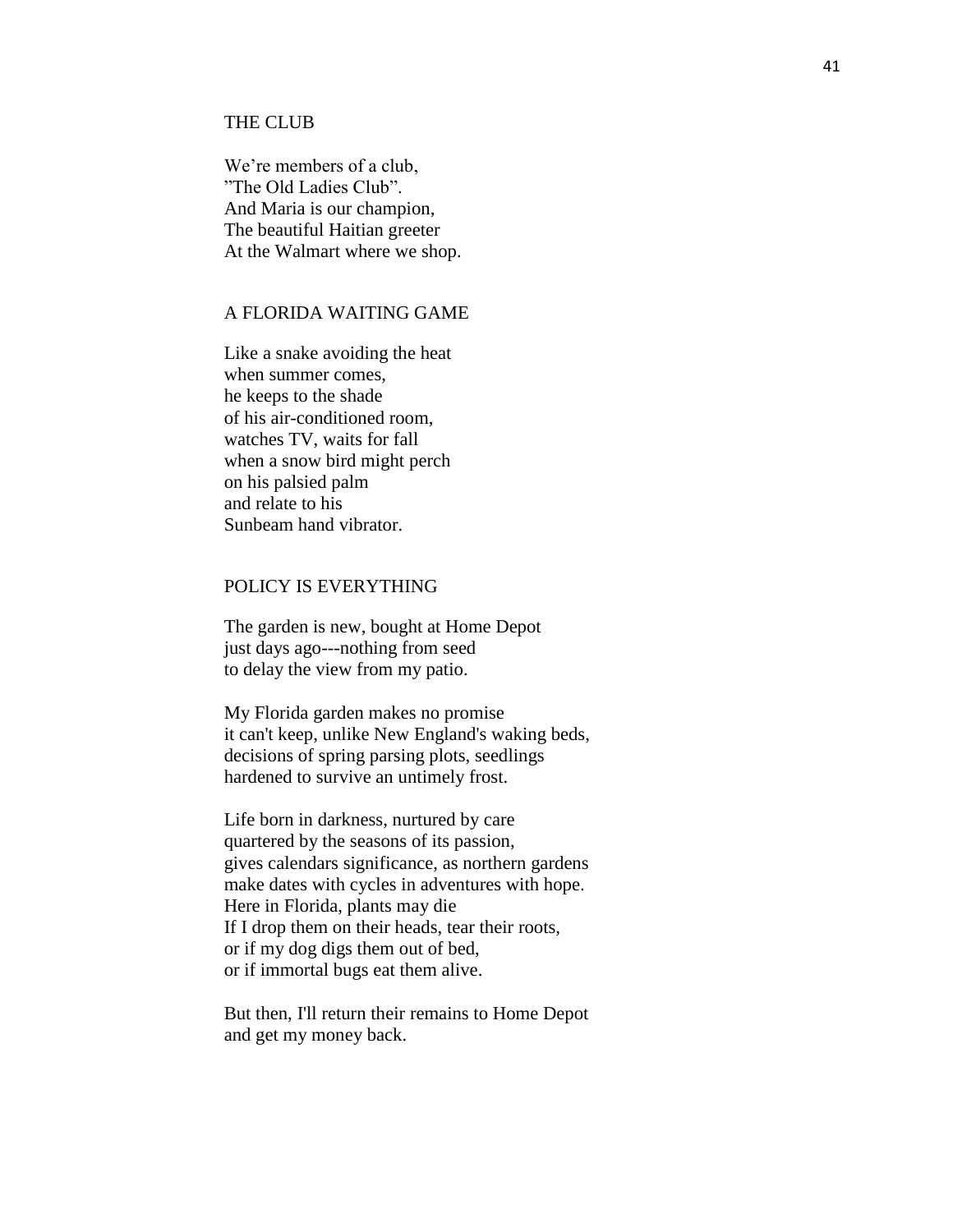## THE CLUB

We're members of a club,  
"The Old Ladies Club".  
And Maria is our champion,  
The beautiful Haitian greeter  
At the Walmart where we shop.

## A FLORIDA WAITING GAME

Like a snake avoiding the heat  
when summer comes,  
he keeps to the shade  
of his air-conditioned room,  
watches TV, waits for fall  
when a snow bird might perch  
on his palsied palm  
and relate to his  
Sunbeam hand vibrator.

## POLICY IS EVERYTHING

The garden is new, bought at Home Depot  
just days ago---nothing from seed  
to delay the view from my patio.

My Florida garden makes no promise  
it can't keep, unlike New England's waking beds,  
decisions of spring parsing plots, seedlings  
hardened to survive an untimely frost.

Life born in darkness, nurtured by care  
quartered by the seasons of its passion,  
gives calendars significance, as northern gardens  
make dates with cycles in adventures with hope.  
Here in Florida, plants may die  
If I drop them on their heads, tear their roots,  
or if my dog digs them out of bed,  
or if immortal bugs eat them alive.

But then, I'll return their remains to Home Depot  
and get my money back.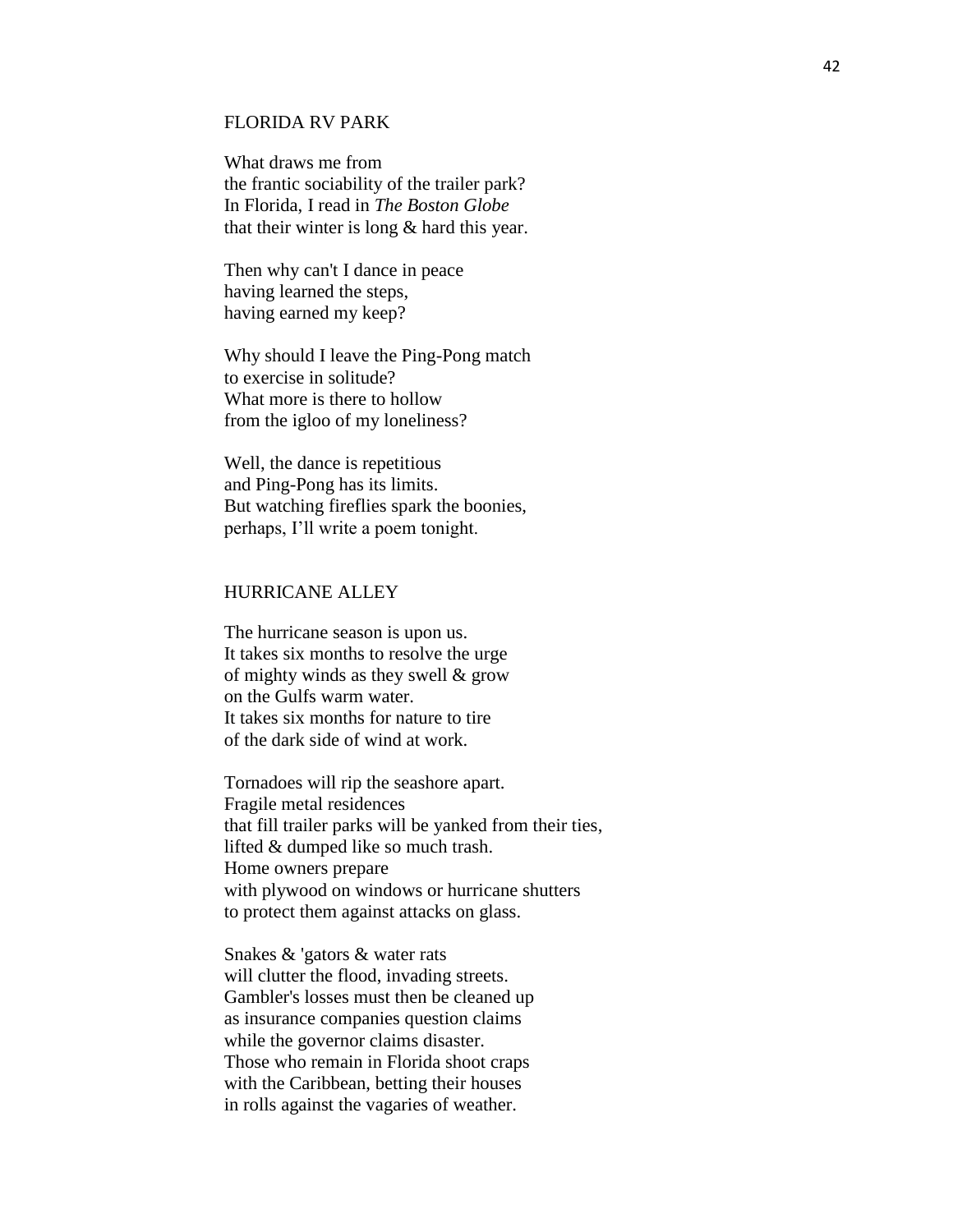## FLORIDA RV PARK

What draws me from  
the frantic sociability of the trailer park?  
In Florida, I read in *The Boston Globe*  
that their winter is long & hard this year.

Then why can't I dance in peace  
having learned the steps,  
having earned my keep?

Why should I leave the Ping-Pong match  
to exercise in solitude?  
What more is there to hollow  
from the igloo of my loneliness?

Well, the dance is repetitious  
and Ping-Pong has its limits.  
But watching fireflies spark the boonies,  
perhaps, I'll write a poem tonight.

## HURRICANE ALLEY

The hurricane season is upon us.  
It takes six months to resolve the urge  
of mighty winds as they swell & grow  
on the Gulfs warm water.  
It takes six months for nature to tire  
of the dark side of wind at work.

Tornadoes will rip the seashore apart.  
Fragile metal residences  
that fill trailer parks will be yanked from their ties,  
lifted & dumped like so much trash.  
Home owners prepare  
with plywood on windows or hurricane shutters  
to protect them against attacks on glass.

Snakes & 'gators & water rats  
will clutter the flood, invading streets.  
Gambler's losses must then be cleaned up  
as insurance companies question claims  
while the governor claims disaster.  
Those who remain in Florida shoot craps  
with the Caribbean, betting their houses  
in rolls against the vagaries of weather.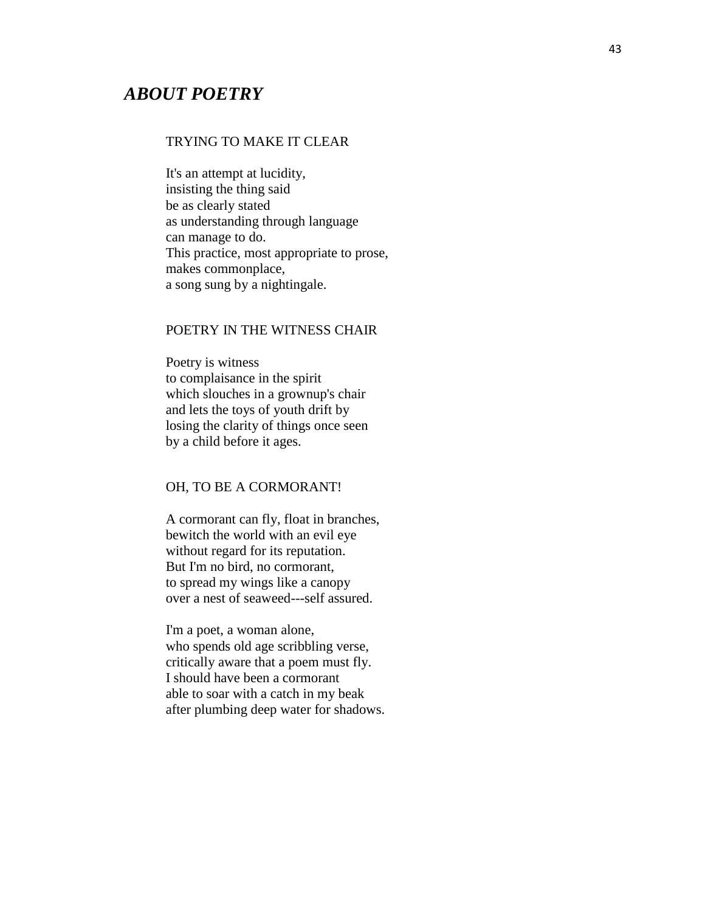## *ABOUT POETRY*

### TRYING TO MAKE IT CLEAR

It's an attempt at lucidity,  
insisting the thing said  
be as clearly stated  
as understanding through language  
can manage to do.  
This practice, most appropriate to prose,  
makes commonplace,  
a song sung by a nightingale.

### POETRY IN THE WITNESS CHAIR

Poetry is witness  
to complaisance in the spirit  
which slouches in a grownup's chair  
and lets the toys of youth drift by  
losing the clarity of things once seen  
by a child before it ages.

### OH, TO BE A CORMORANT!

A cormorant can fly, float in branches,  
bewitch the world with an evil eye  
without regard for its reputation.  
But I'm no bird, no cormorant,  
to spread my wings like a canopy  
over a nest of seaweed---self assured.

I'm a poet, a woman alone,  
who spends old age scribbling verse,  
critically aware that a poem must fly.  
I should have been a cormorant  
able to soar with a catch in my beak  
after plumbing deep water for shadows.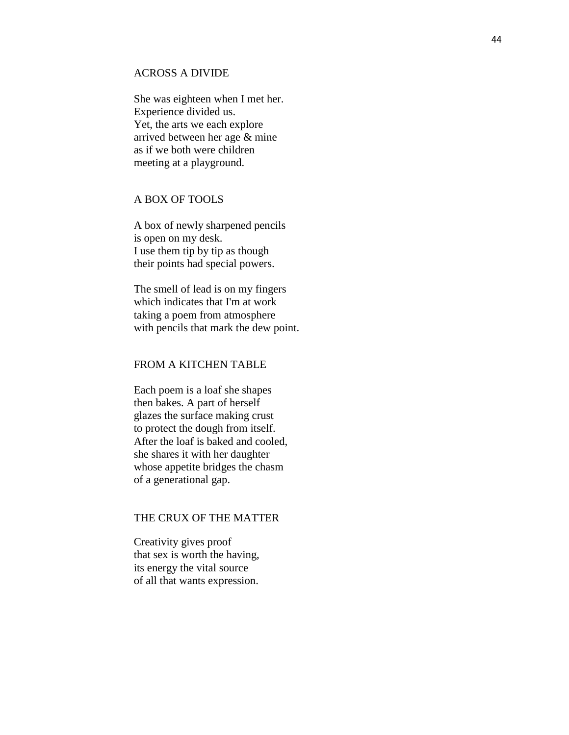## ACROSS A DIVIDE

She was eighteen when I met her.  
Experience divided us.  
Yet, the arts we each explore  
arrived between her age & mine  
as if we both were children  
meeting at a playground.

## A BOX OF TOOLS

A box of newly sharpened pencils  
is open on my desk.  
I use them tip by tip as though  
their points had special powers.

The smell of lead is on my fingers  
which indicates that I'm at work  
taking a poem from atmosphere  
with pencils that mark the dew point.

## FROM A KITCHEN TABLE

Each poem is a loaf she shapes  
then bakes. A part of herself  
glazes the surface making crust  
to protect the dough from itself.  
After the loaf is baked and cooled,  
she shares it with her daughter  
whose appetite bridges the chasm  
of a generational gap.

## THE CRUX OF THE MATTER

Creativity gives proof  
that sex is worth the having,  
its energy the vital source  
of all that wants expression.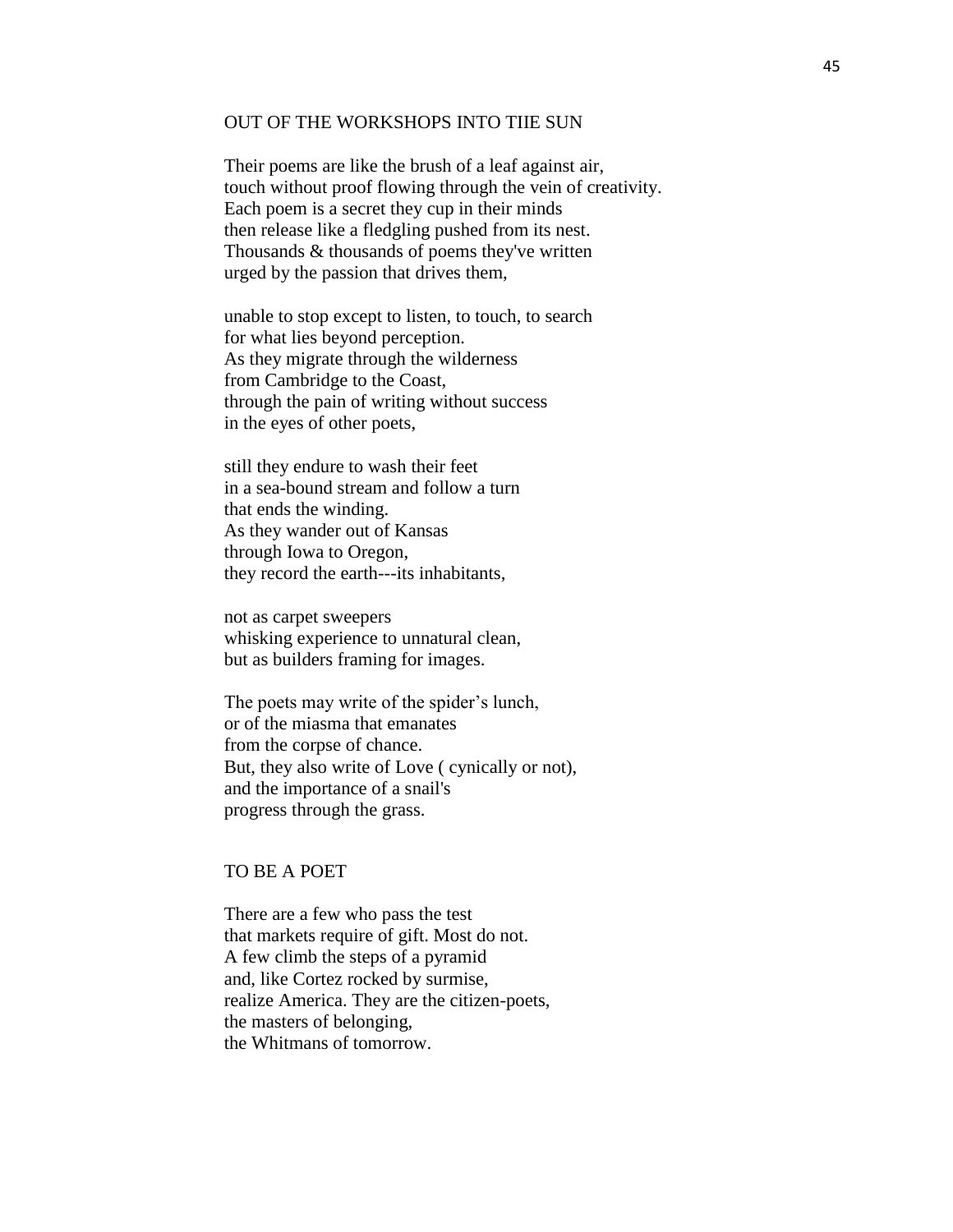## OUT OF THE WORKSHOPS INTO TIIE SUN

Their poems are like the brush of a leaf against air,
touch without proof flowing through the vein of creativity.
Each poem is a secret they cup in their minds
then release like a fledgling pushed from its nest.
Thousands & thousands of poems they've written
urged by the passion that drives them,

unable to stop except to listen, to touch, to search
for what lies beyond perception.
As they migrate through the wilderness
from Cambridge to the Coast,
through the pain of writing without success
in the eyes of other poets,

still they endure to wash their feet
in a sea-bound stream and follow a turn
that ends the winding.
As they wander out of Kansas
through Iowa to Oregon,
they record the earth---its inhabitants,

not as carpet sweepers
whisking experience to unnatural clean,
but as builders framing for images.

The poets may write of the spider's lunch,
or of the miasma that emanates
from the corpse of chance.
But, they also write of Love ( cynically or not),
and the importance of a snail's
progress through the grass.

## TO BE A POET

There are a few who pass the test
that markets require of gift. Most do not.
A few climb the steps of a pyramid
and, like Cortez rocked by surmise,
realize America. They are the citizen-poets,
the masters of belonging,
the Whitmans of tomorrow.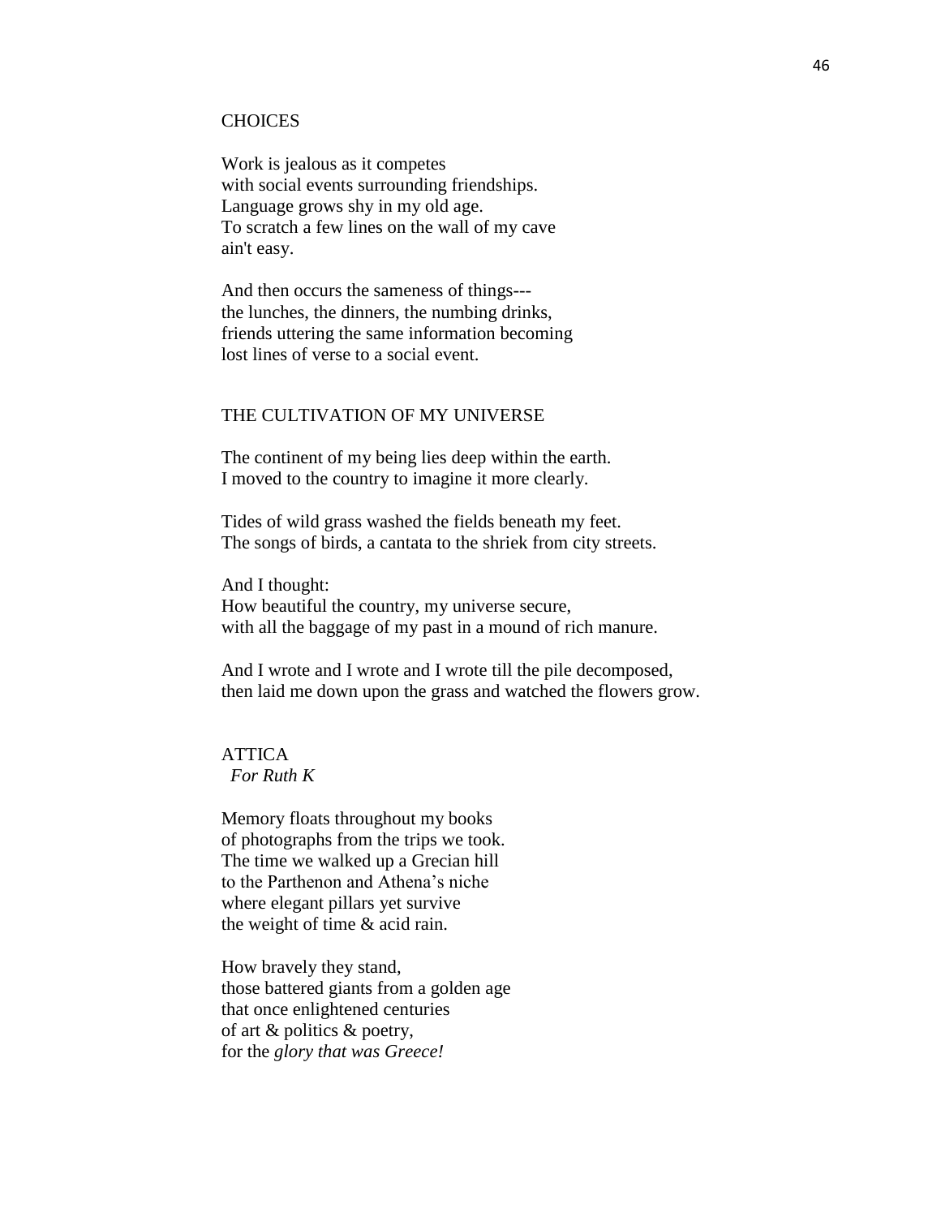## CHOICES

Work is jealous as it competes  
with social events surrounding friendships.  
Language grows shy in my old age.  
To scratch a few lines on the wall of my cave  
ain't easy.

And then occurs the sameness of things---  
the lunches, the dinners, the numbing drinks,  
friends uttering the same information becoming  
lost lines of verse to a social event.

## THE CULTIVATION OF MY UNIVERSE

The continent of my being lies deep within the earth.  
I moved to the country to imagine it more clearly.

Tides of wild grass washed the fields beneath my feet.  
The songs of birds, a cantata to the shriek from city streets.

And I thought:  
How beautiful the country, my universe secure,  
with all the baggage of my past in a mound of rich manure.

And I wrote and I wrote and I wrote till the pile decomposed,  
then laid me down upon the grass and watched the flowers grow.

## ATTICA

*For Ruth K*

Memory floats throughout my books  
of photographs from the trips we took.  
The time we walked up a Grecian hill  
to the Parthenon and Athena's niche  
where elegant pillars yet survive  
the weight of time & acid rain.

How bravely they stand,  
those battered giants from a golden age  
that once enlightened centuries  
of art & politics & poetry,  
for the *glory that was Greece!*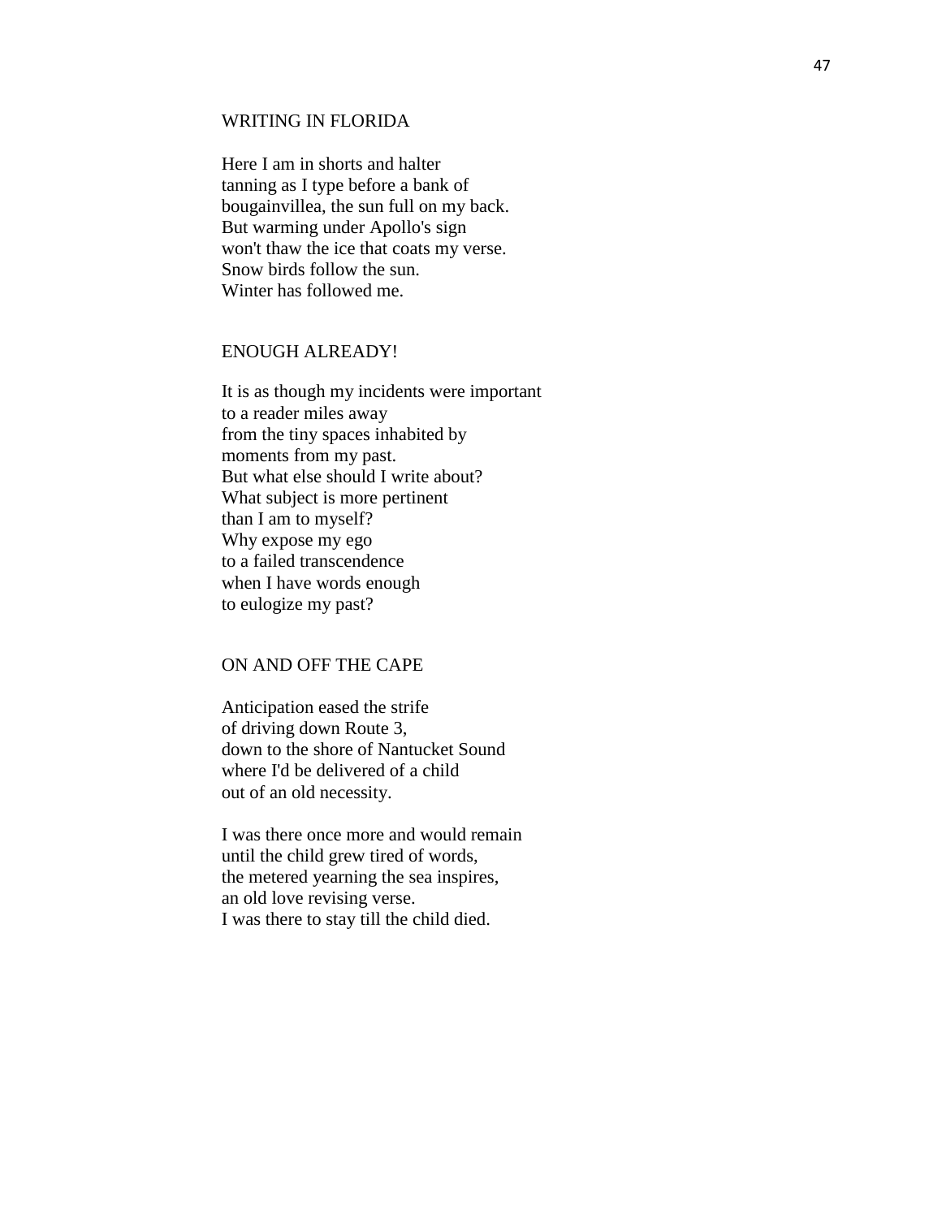## WRITING IN FLORIDA

Here I am in shorts and halter
tanning as I type before a bank of
bougainvillea, the sun full on my back.
But warming under Apollo's sign
won't thaw the ice that coats my verse.
Snow birds follow the sun.
Winter has followed me.

## ENOUGH ALREADY!

It is as though my incidents were important
to a reader miles away
from the tiny spaces inhabited by
moments from my past.
But what else should I write about?
What subject is more pertinent
than I am to myself?
Why expose my ego
to a failed transcendence
when I have words enough
to eulogize my past?

## ON AND OFF THE CAPE

Anticipation eased the strife
of driving down Route 3,
down to the shore of Nantucket Sound
where I'd be delivered of a child
out of an old necessity.

I was there once more and would remain
until the child grew tired of words,
the metered yearning the sea inspires,
an old love revising verse.
I was there to stay till the child died.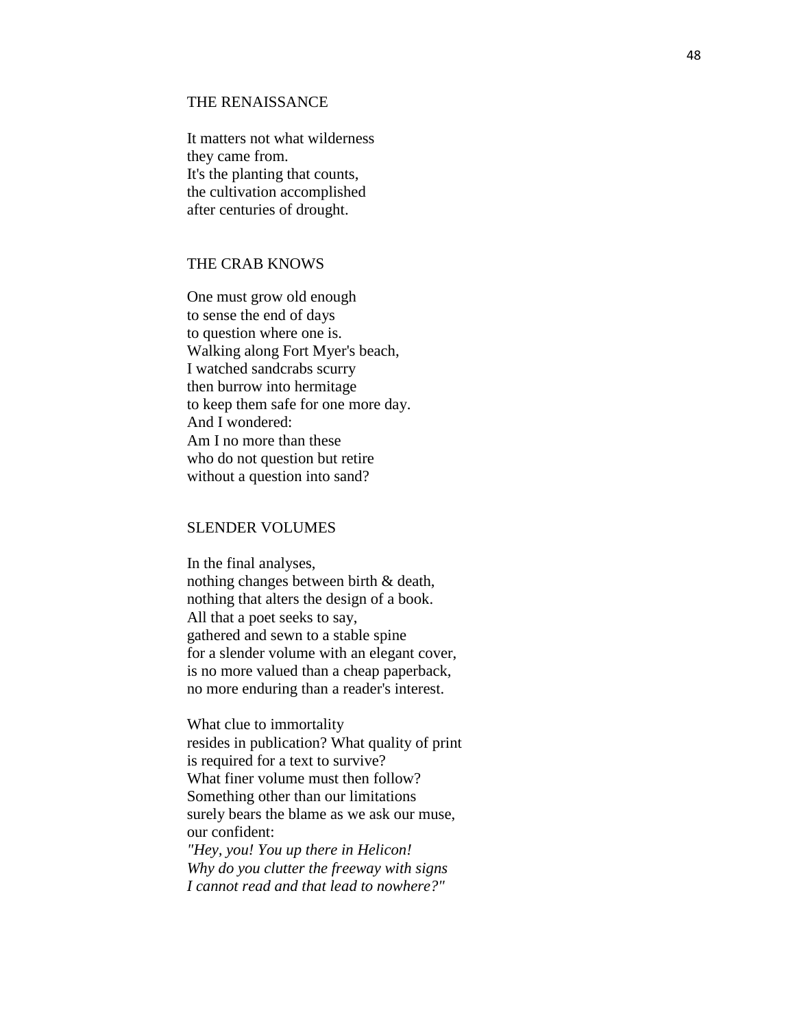## THE RENAISSANCE

It matters not what wilderness
they came from.
It's the planting that counts,
the cultivation accomplished
after centuries of drought.

## THE CRAB KNOWS

One must grow old enough
to sense the end of days
to question where one is.
Walking along Fort Myer's beach,
I watched sandcrabs scurry
then burrow into hermitage
to keep them safe for one more day.
And I wondered:
Am I no more than these
who do not question but retire
without a question into sand?

## SLENDER VOLUMES

In the final analyses,
nothing changes between birth & death,
nothing that alters the design of a book.
All that a poet seeks to say,
gathered and sewn to a stable spine
for a slender volume with an elegant cover,
is no more valued than a cheap paperback,
no more enduring than a reader's interest.

What clue to immortality
resides in publication? What quality of print
is required for a text to survive?
What finer volume must then follow?
Something other than our limitations
surely bears the blame as we ask our muse,
our confident:
*"Hey, you! You up there in Helicon!*
*Why do you clutter the freeway with signs*
*I cannot read and that lead to nowhere?"*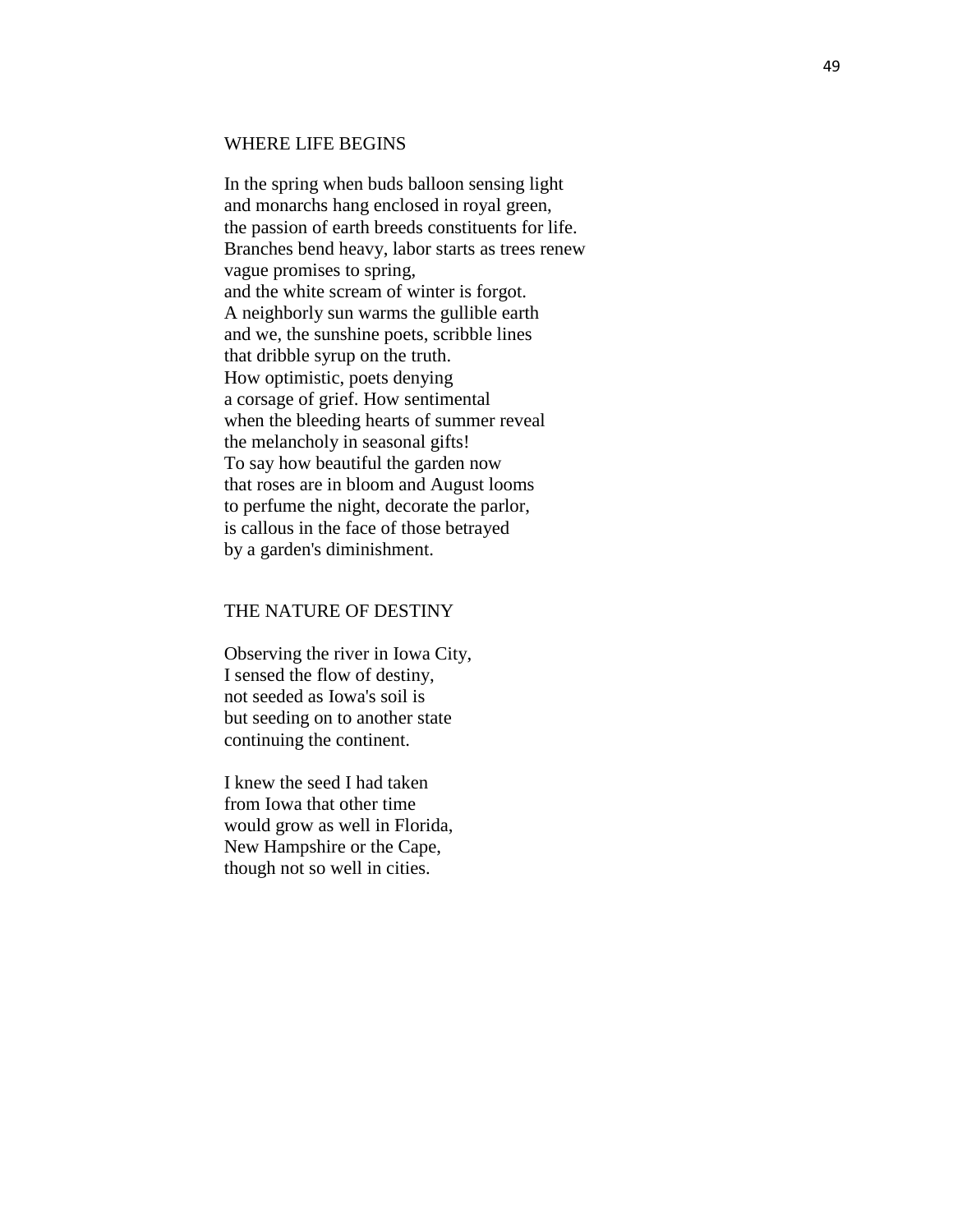## WHERE LIFE BEGINS

In the spring when buds balloon sensing light
and monarchs hang enclosed in royal green,
the passion of earth breeds constituents for life.
Branches bend heavy, labor starts as trees renew
vague promises to spring,
and the white scream of winter is forgot.
A neighborly sun warms the gullible earth
and we, the sunshine poets, scribble lines
that dribble syrup on the truth.
How optimistic, poets denying
a corsage of grief. How sentimental
when the bleeding hearts of summer reveal
the melancholy in seasonal gifts!
To say how beautiful the garden now
that roses are in bloom and August looms
to perfume the night, decorate the parlor,
is callous in the face of those betrayed
by a garden's diminishment.

## THE NATURE OF DESTINY

Observing the river in Iowa City,
I sensed the flow of destiny,
not seeded as Iowa's soil is
but seeding on to another state
continuing the continent.

I knew the seed I had taken
from Iowa that other time
would grow as well in Florida,
New Hampshire or the Cape,
though not so well in cities.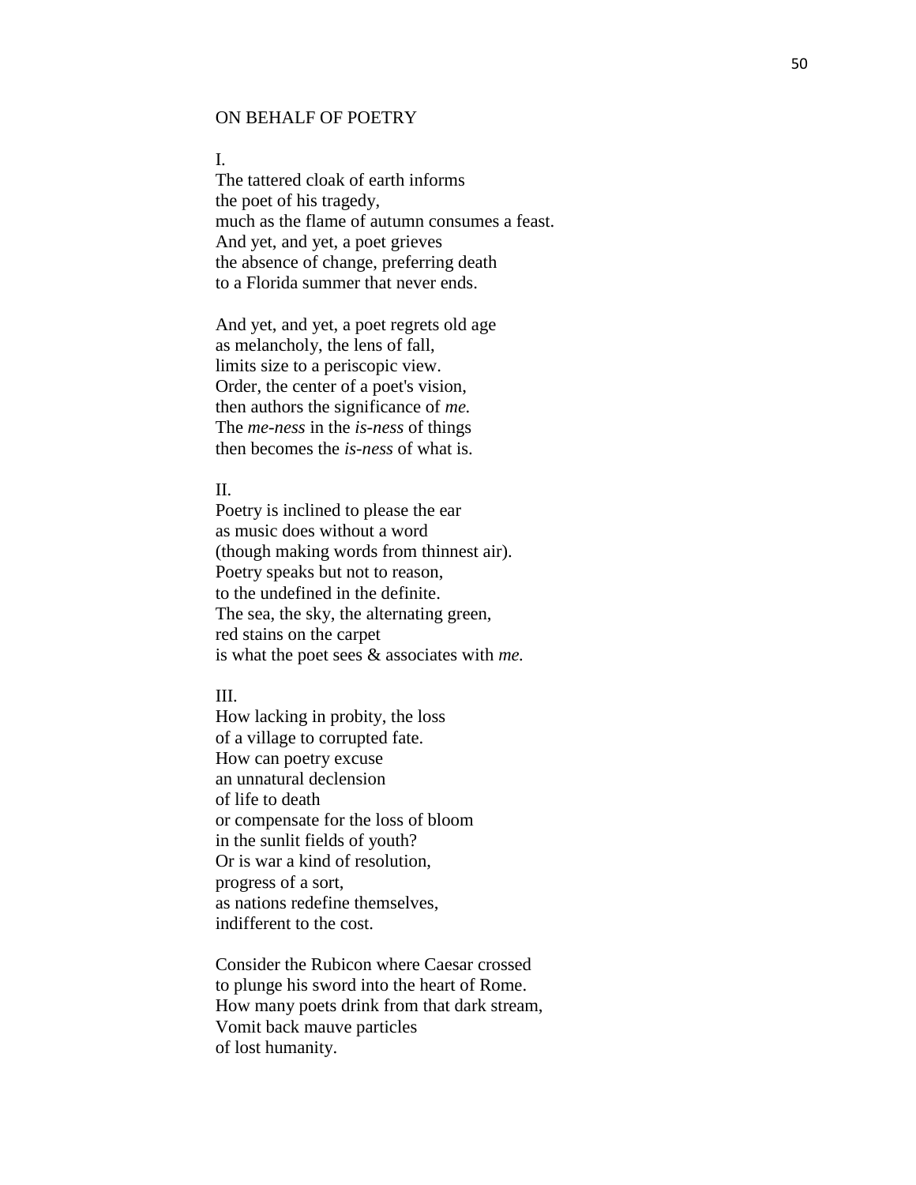## ON BEHALF OF POETRY

I.
The tattered cloak of earth informs
the poet of his tragedy,
much as the flame of autumn consumes a feast.
And yet, and yet, a poet grieves
the absence of change, preferring death
to a Florida summer that never ends.

And yet, and yet, a poet regrets old age
as melancholy, the lens of fall,
limits size to a periscopic view.
Order, the center of a poet's vision,
then authors the significance of *me.*
The *me-ness* in the *is-ness* of things
then becomes the *is-ness* of what is.

II.
Poetry is inclined to please the ear
as music does without a word
(though making words from thinnest air).
Poetry speaks but not to reason,
to the undefined in the definite.
The sea, the sky, the alternating green,
red stains on the carpet
is what the poet sees & associates with *me.*

III.
How lacking in probity, the loss
of a village to corrupted fate.
How can poetry excuse
an unnatural declension
of life to death
or compensate for the loss of bloom
in the sunlit fields of youth?
Or is war a kind of resolution,
progress of a sort,
as nations redefine themselves,
indifferent to the cost.

Consider the Rubicon where Caesar crossed
to plunge his sword into the heart of Rome.
How many poets drink from that dark stream,
Vomit back mauve particles
of lost humanity.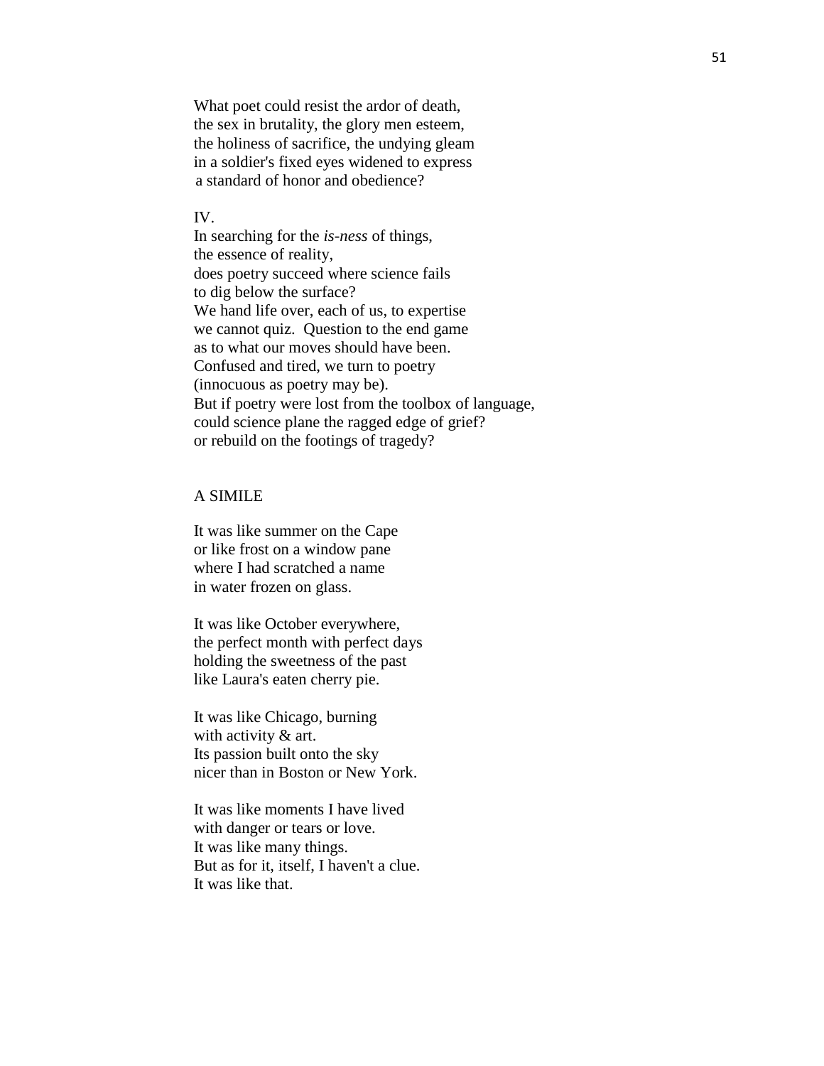What poet could resist the ardor of death,  
the sex in brutality, the glory men esteem,  
the holiness of sacrifice, the undying gleam  
in a soldier's fixed eyes widened to express  
a standard of honor and obedience?

IV.  
In searching for the *is-ness* of things,  
the essence of reality,  
does poetry succeed where science fails  
to dig below the surface?  
We hand life over, each of us, to expertise  
we cannot quiz.  Question to the end game  
as to what our moves should have been.  
Confused and tired, we turn to poetry  
(innocuous as poetry may be).  
But if poetry were lost from the toolbox of language,  
could science plane the ragged edge of grief?  
or rebuild on the footings of tragedy?

## A SIMILE

It was like summer on the Cape  
or like frost on a window pane  
where I had scratched a name  
in water frozen on glass.

It was like October everywhere,  
the perfect month with perfect days  
holding the sweetness of the past  
like Laura's eaten cherry pie.

It was like Chicago, burning  
with activity & art.  
Its passion built onto the sky  
nicer than in Boston or New York.

It was like moments I have lived  
with danger or tears or love.  
It was like many things.  
But as for it, itself, I haven't a clue.  
It was like that.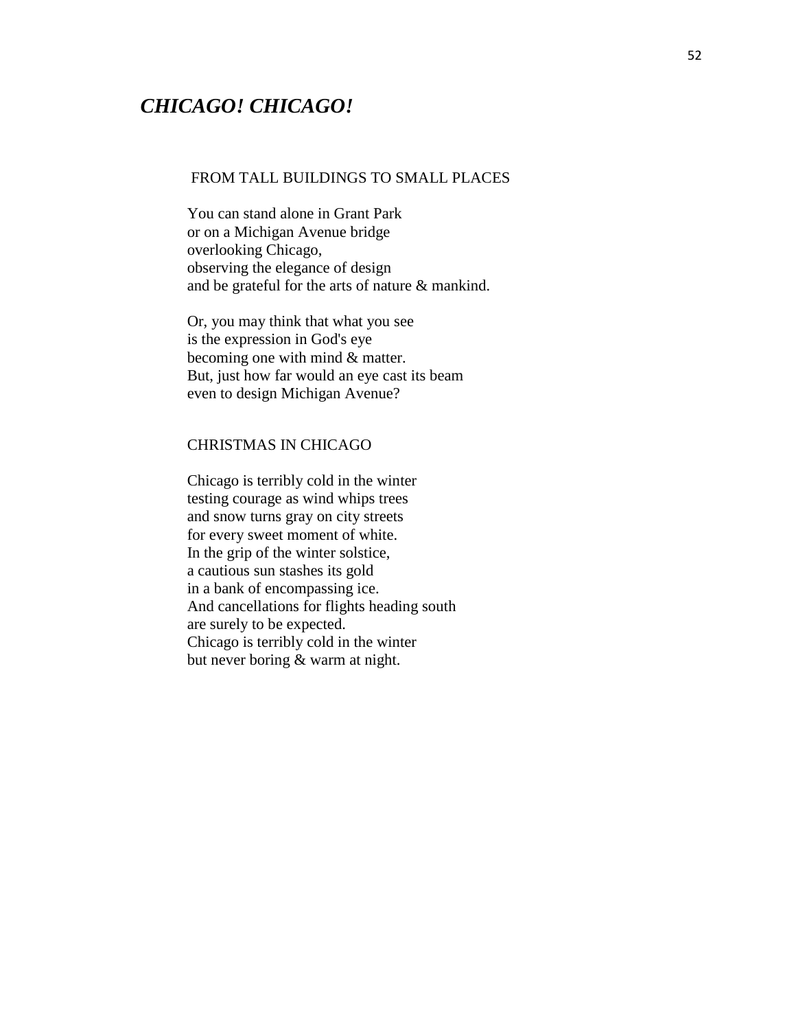## ***CHICAGO! CHICAGO!***

### FROM TALL BUILDINGS TO SMALL PLACES

You can stand alone in Grant Park  
or on a Michigan Avenue bridge  
overlooking Chicago,  
observing the elegance of design  
and be grateful for the arts of nature & mankind.

Or, you may think that what you see  
is the expression in God's eye  
becoming one with mind & matter.  
But, just how far would an eye cast its beam  
even to design Michigan Avenue?

### CHRISTMAS IN CHICAGO

Chicago is terribly cold in the winter  
testing courage as wind whips trees  
and snow turns gray on city streets  
for every sweet moment of white.  
In the grip of the winter solstice,  
a cautious sun stashes its gold  
in a bank of encompassing ice.  
And cancellations for flights heading south  
are surely to be expected.  
Chicago is terribly cold in the winter  
but never boring & warm at night.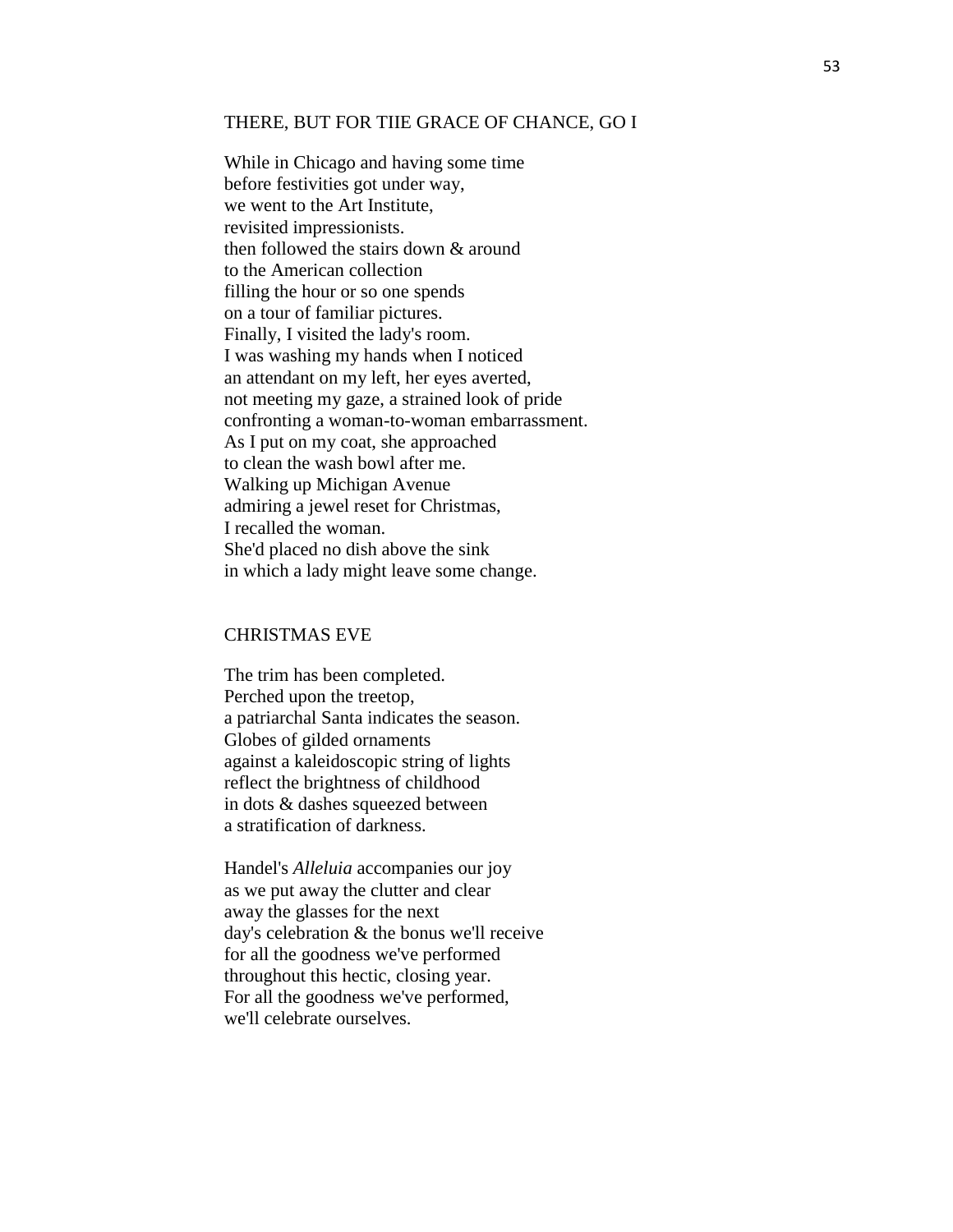## THERE, BUT FOR TIIE GRACE OF CHANCE, GO I

While in Chicago and having some time  
before festivities got under way,  
we went to the Art Institute,  
revisited impressionists.  
then followed the stairs down & around  
to the American collection  
filling the hour or so one spends  
on a tour of familiar pictures.  
Finally, I visited the lady's room.  
I was washing my hands when I noticed  
an attendant on my left, her eyes averted,  
not meeting my gaze, a strained look of pride  
confronting a woman-to-woman embarrassment.  
As I put on my coat, she approached  
to clean the wash bowl after me.  
Walking up Michigan Avenue  
admiring a jewel reset for Christmas,  
I recalled the woman.  
She'd placed no dish above the sink  
in which a lady might leave some change.

## CHRISTMAS EVE

The trim has been completed.  
Perched upon the treetop,  
a patriarchal Santa indicates the season.  
Globes of gilded ornaments  
against a kaleidoscopic string of lights  
reflect the brightness of childhood  
in dots & dashes squeezed between  
a stratification of darkness.

Handel's *Alleluia* accompanies our joy  
as we put away the clutter and clear  
away the glasses for the next  
day's celebration & the bonus we'll receive  
for all the goodness we've performed  
throughout this hectic, closing year.  
For all the goodness we've performed,  
we'll celebrate ourselves.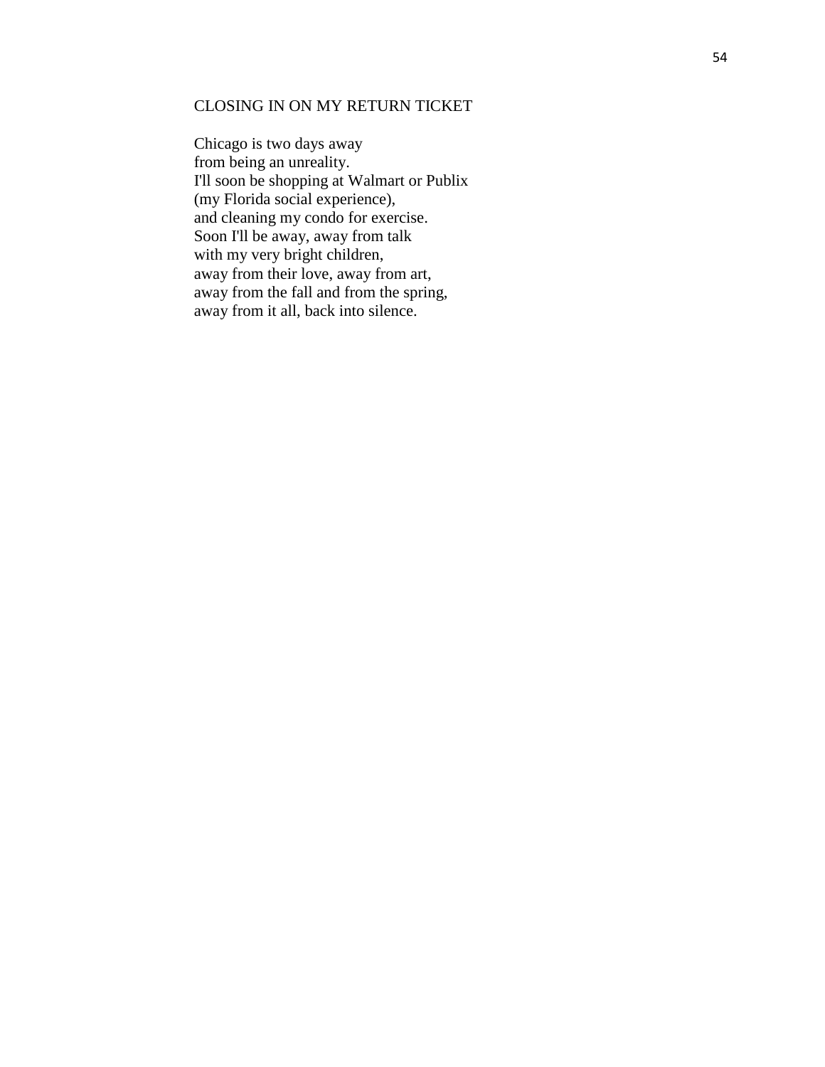## CLOSING IN ON MY RETURN TICKET

Chicago is two days away  
from being an unreality.  
I'll soon be shopping at Walmart or Publix  
(my Florida social experience),  
and cleaning my condo for exercise.  
Soon I'll be away, away from talk  
with my very bright children,  
away from their love, away from art,  
away from the fall and from the spring,  
away from it all, back into silence.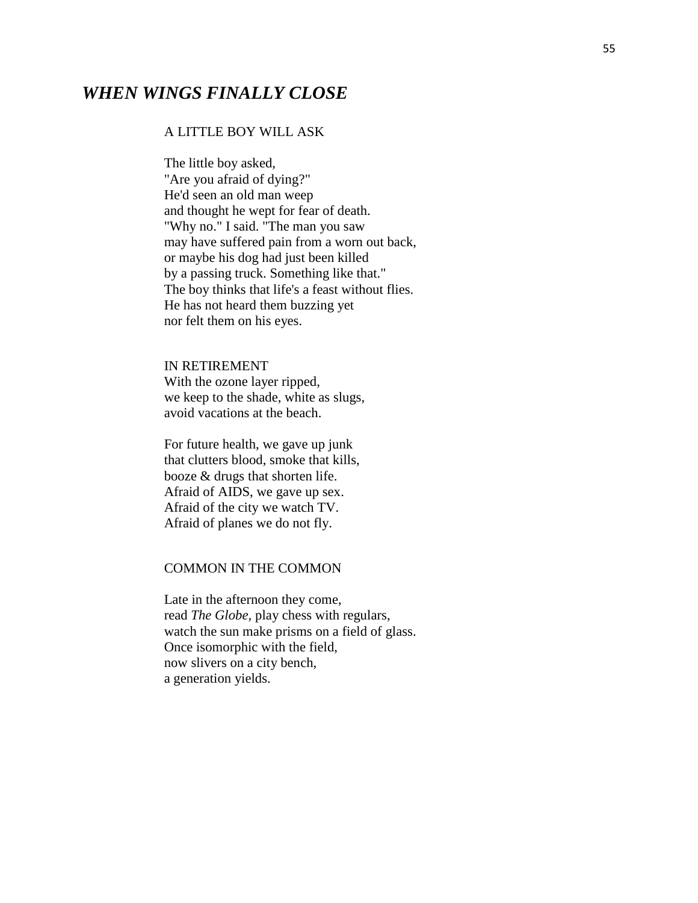## *WHEN WINGS FINALLY CLOSE*

### A LITTLE BOY WILL ASK

The little boy asked,  
"Are you afraid of dying?"  
He'd seen an old man weep  
and thought he wept for fear of death.  
"Why no." I said. "The man you saw  
may have suffered pain from a worn out back,  
or maybe his dog had just been killed  
by a passing truck. Something like that."  
The boy thinks that life's a feast without flies.  
He has not heard them buzzing yet  
nor felt them on his eyes.

### IN RETIREMENT

With the ozone layer ripped,  
we keep to the shade, white as slugs,  
avoid vacations at the beach.

For future health, we gave up junk  
that clutters blood, smoke that kills,  
booze & drugs that shorten life.  
Afraid of AIDS, we gave up sex.  
Afraid of the city we watch TV.  
Afraid of planes we do not fly.

### COMMON IN THE COMMON

Late in the afternoon they come,  
read *The Globe,* play chess with regulars,  
watch the sun make prisms on a field of glass.  
Once isomorphic with the field,  
now slivers on a city bench,  
a generation yields.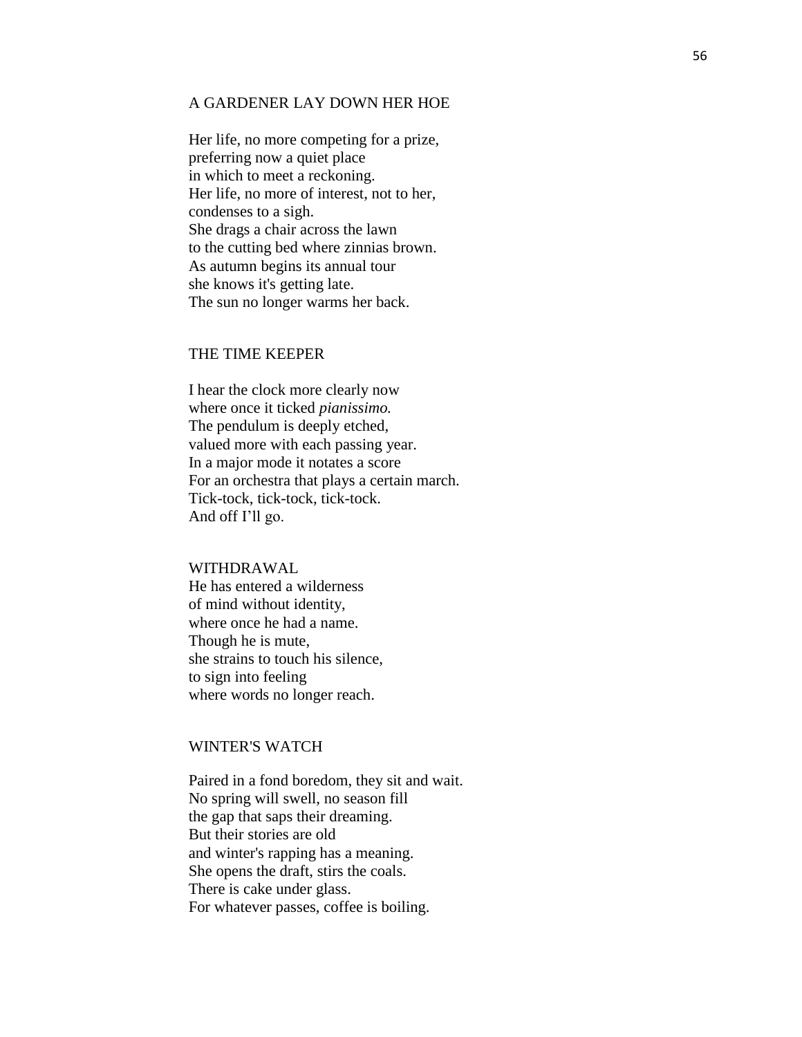## A GARDENER LAY DOWN HER HOE

Her life, no more competing for a prize,
preferring now a quiet place
in which to meet a reckoning.
Her life, no more of interest, not to her,
condenses to a sigh.
She drags a chair across the lawn
to the cutting bed where zinnias brown.
As autumn begins its annual tour
she knows it's getting late.
The sun no longer warms her back.

## THE TIME KEEPER

I hear the clock more clearly now
where once it ticked *pianissimo.*
The pendulum is deeply etched,
valued more with each passing year.
In a major mode it notates a score
For an orchestra that plays a certain march.
Tick-tock, tick-tock, tick-tock.
And off I'll go.

## WITHDRAWAL

He has entered a wilderness
of mind without identity,
where once he had a name.
Though he is mute,
she strains to touch his silence,
to sign into feeling
where words no longer reach.

## WINTER'S WATCH

Paired in a fond boredom, they sit and wait.
No spring will swell, no season fill
the gap that saps their dreaming.
But their stories are old
and winter's rapping has a meaning.
She opens the draft, stirs the coals.
There is cake under glass.
For whatever passes, coffee is boiling.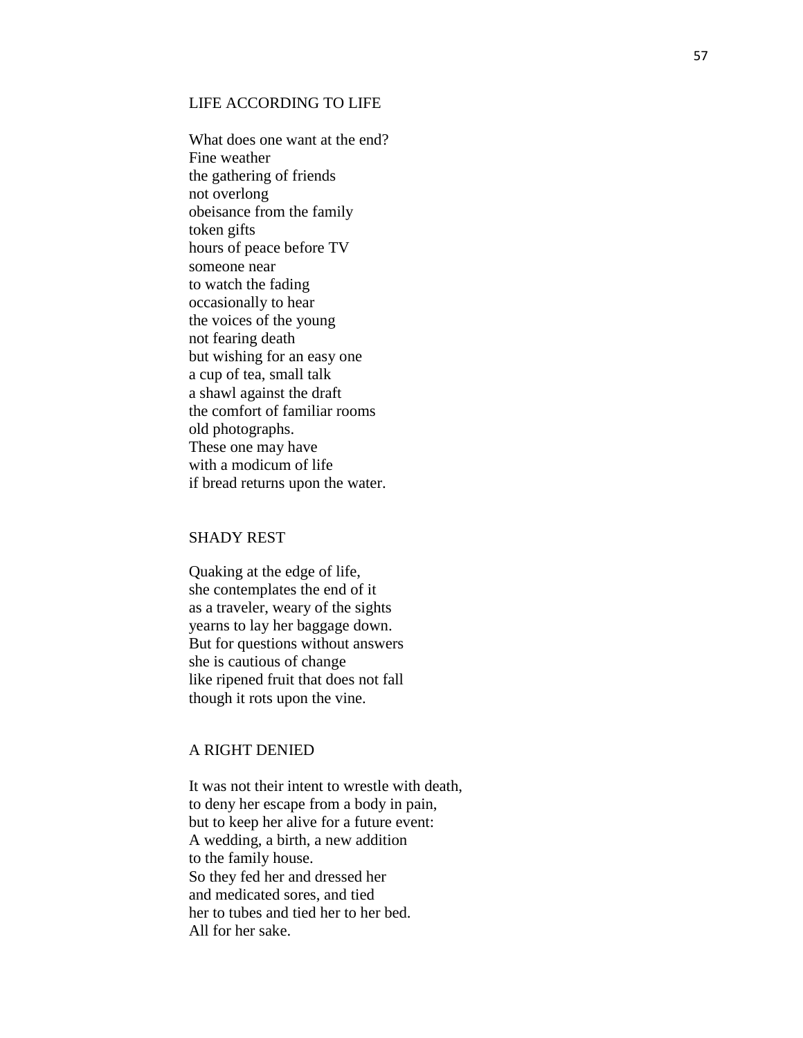## LIFE ACCORDING TO LIFE

What does one want at the end?
Fine weather
the gathering of friends
not overlong
obeisance from the family
token gifts
hours of peace before TV
someone near
to watch the fading
occasionally to hear
the voices of the young
not fearing death
but wishing for an easy one
a cup of tea, small talk
a shawl against the draft
the comfort of familiar rooms
old photographs.
These one may have
with a modicum of life
if bread returns upon the water.

## SHADY REST

Quaking at the edge of life,
she contemplates the end of it
as a traveler, weary of the sights
yearns to lay her baggage down.
But for questions without answers
she is cautious of change
like ripened fruit that does not fall
though it rots upon the vine.

## A RIGHT DENIED

It was not their intent to wrestle with death,
to deny her escape from a body in pain,
but to keep her alive for a future event:
A wedding, a birth, a new addition
to the family house.
So they fed her and dressed her
and medicated sores, and tied
her to tubes and tied her to her bed.
All for her sake.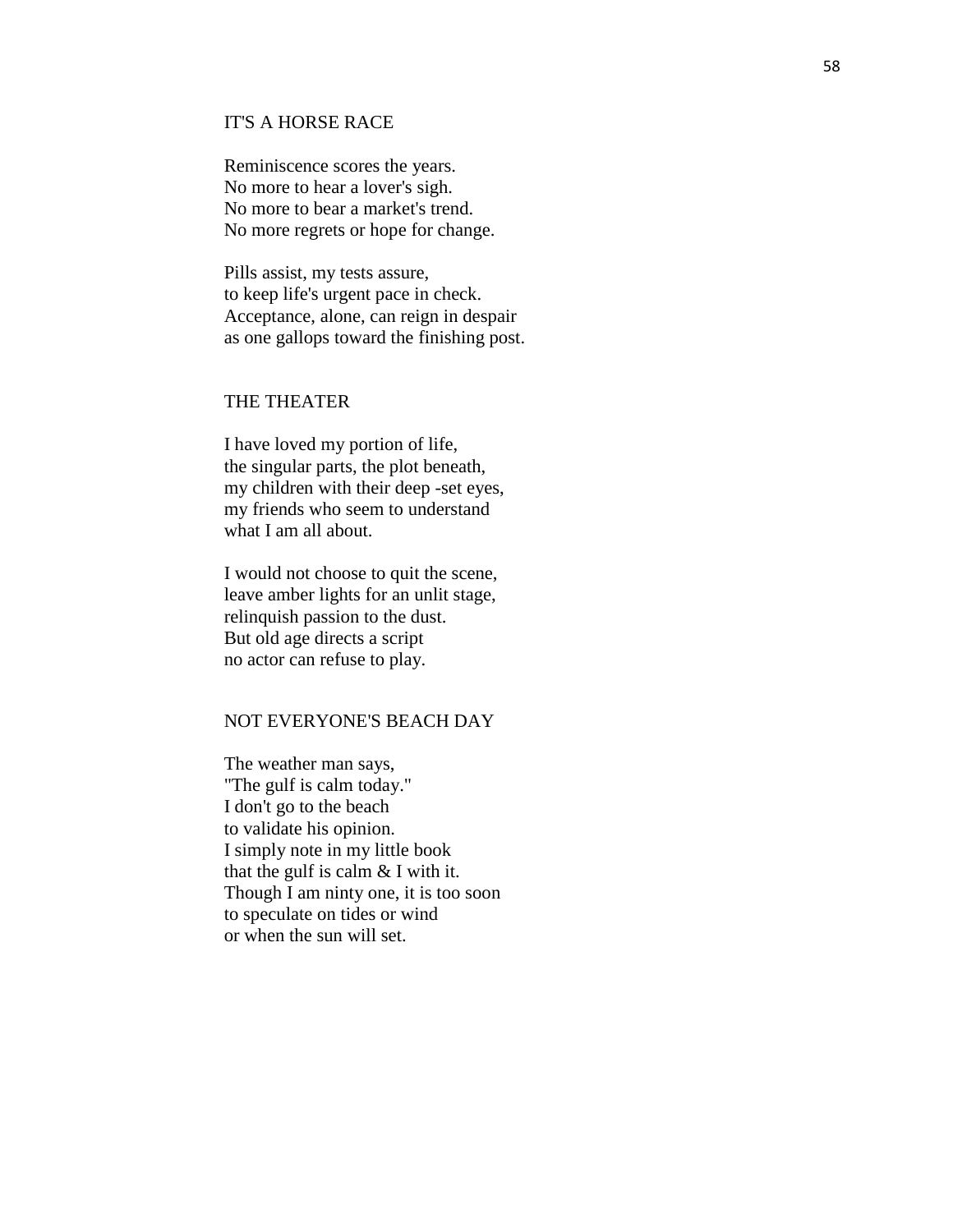## IT'S A HORSE RACE

Reminiscence scores the years.
No more to hear a lover's sigh.
No more to bear a market's trend.
No more regrets or hope for change.

Pills assist, my tests assure,
to keep life's urgent pace in check.
Acceptance, alone, can reign in despair
as one gallops toward the finishing post.

## THE THEATER

I have loved my portion of life,
the singular parts, the plot beneath,
my children with their deep -set eyes,
my friends who seem to understand
what I am all about.

I would not choose to quit the scene,
leave amber lights for an unlit stage,
relinquish passion to the dust.
But old age directs a script
no actor can refuse to play.

## NOT EVERYONE'S BEACH DAY

The weather man says,
"The gulf is calm today."
I don't go to the beach
to validate his opinion.
I simply note in my little book
that the gulf is calm & I with it.
Though I am ninty one, it is too soon
to speculate on tides or wind
or when the sun will set.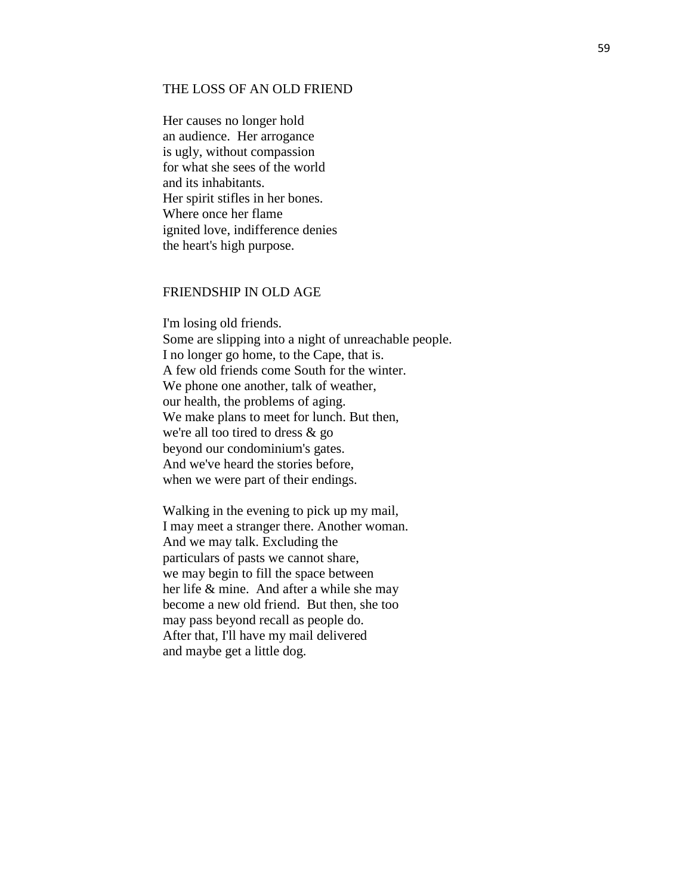## THE LOSS OF AN OLD FRIEND

Her causes no longer hold  
an audience.  Her arrogance  
is ugly, without compassion  
for what she sees of the world  
and its inhabitants.  
Her spirit stifles in her bones.  
Where once her flame  
ignited love, indifference denies  
the heart's high purpose.

## FRIENDSHIP IN OLD AGE

I'm losing old friends.  
Some are slipping into a night of unreachable people.  
I no longer go home, to the Cape, that is.  
A few old friends come South for the winter.  
We phone one another, talk of weather,  
our health, the problems of aging.  
We make plans to meet for lunch. But then,  
we're all too tired to dress & go  
beyond our condominium's gates.  
And we've heard the stories before,  
when we were part of their endings.

Walking in the evening to pick up my mail,  
I may meet a stranger there. Another woman.  
And we may talk. Excluding the  
particulars of pasts we cannot share,  
we may begin to fill the space between  
her life & mine.  And after a while she may  
become a new old friend.  But then, she too  
may pass beyond recall as people do.  
After that, I'll have my mail delivered  
and maybe get a little dog.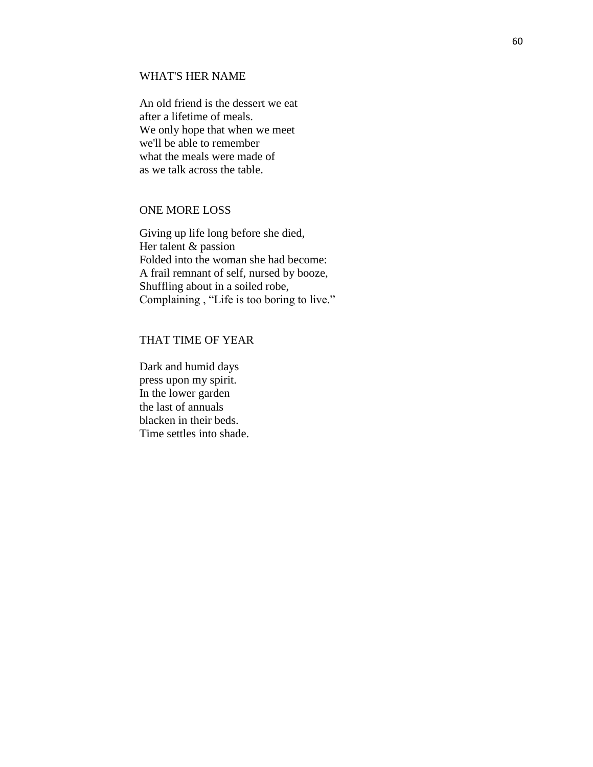## WHAT'S HER NAME

An old friend is the dessert we eat  
after a lifetime of meals.  
We only hope that when we meet  
we'll be able to remember  
what the meals were made of  
as we talk across the table.

## ONE MORE LOSS

Giving up life long before she died,  
Her talent & passion  
Folded into the woman she had become:  
A frail remnant of self, nursed by booze,  
Shuffling about in a soiled robe,  
Complaining , “Life is too boring to live.”

## THAT TIME OF YEAR

Dark and humid days  
press upon my spirit.  
In the lower garden  
the last of annuals  
blacken in their beds.  
Time settles into shade.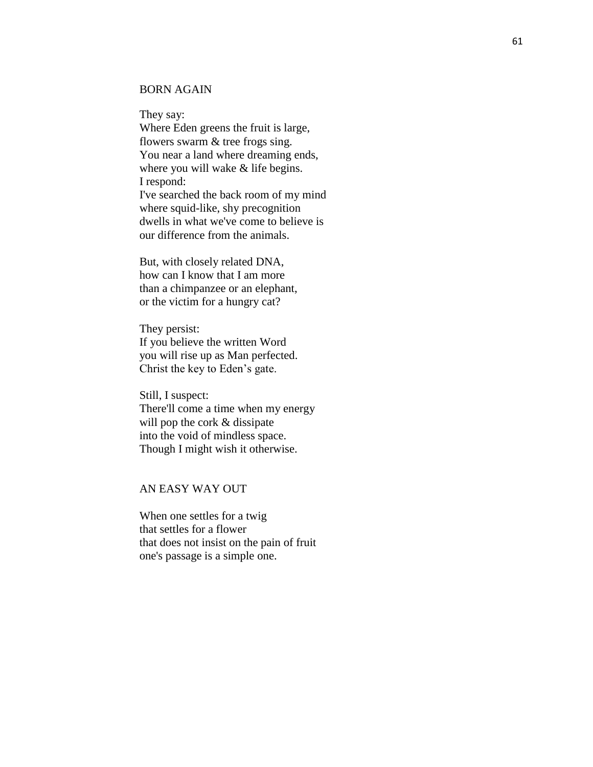## BORN AGAIN

They say:  
Where Eden greens the fruit is large,  
flowers swarm & tree frogs sing.  
You near a land where dreaming ends,  
where you will wake & life begins.  
I respond:  
I've searched the back room of my mind  
where squid-like, shy precognition  
dwells in what we've come to believe is  
our difference from the animals.

But, with closely related DNA,  
how can I know that I am more  
than a chimpanzee or an elephant,  
or the victim for a hungry cat?

They persist:  
If you believe the written Word  
you will rise up as Man perfected.  
Christ the key to Eden's gate.

Still, I suspect:  
There'll come a time when my energy  
will pop the cork & dissipate  
into the void of mindless space.  
Though I might wish it otherwise.

## AN EASY WAY OUT

When one settles for a twig  
that settles for a flower  
that does not insist on the pain of fruit  
one's passage is a simple one.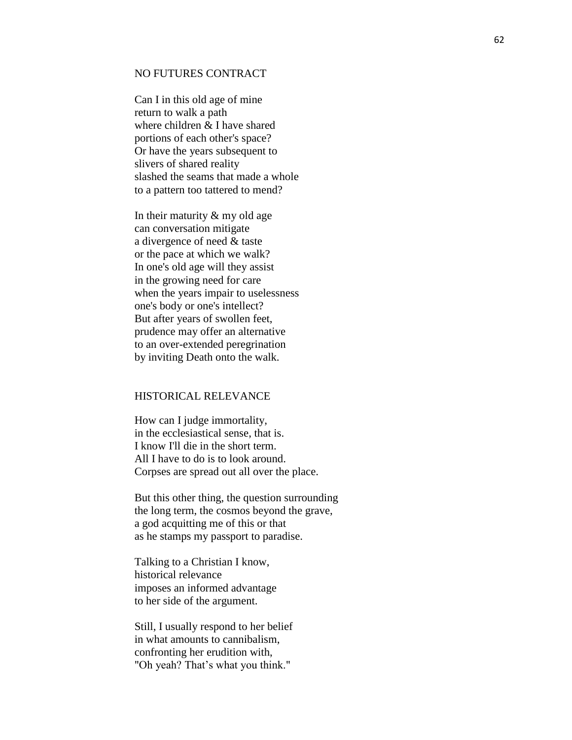## NO FUTURES CONTRACT

Can I in this old age of mine  
return to walk a path  
where children & I have shared  
portions of each other's space?  
Or have the years subsequent to  
slivers of shared reality  
slashed the seams that made a whole  
to a pattern too tattered to mend?

In their maturity & my old age  
can conversation mitigate  
a divergence of need & taste  
or the pace at which we walk?  
In one's old age will they assist  
in the growing need for care  
when the years impair to uselessness  
one's body or one's intellect?  
But after years of swollen feet,  
prudence may offer an alternative  
to an over-extended peregrination  
by inviting Death onto the walk.

## HISTORICAL RELEVANCE

How can I judge immortality,  
in the ecclesiastical sense, that is.  
I know I'll die in the short term.  
All I have to do is to look around.  
Corpses are spread out all over the place.

But this other thing, the question surrounding  
the long term, the cosmos beyond the grave,  
a god acquitting me of this or that  
as he stamps my passport to paradise.

Talking to a Christian I know,  
historical relevance  
imposes an informed advantage  
to her side of the argument.

Still, I usually respond to her belief  
in what amounts to cannibalism,  
confronting her erudition with,  
"Oh yeah? That's what you think."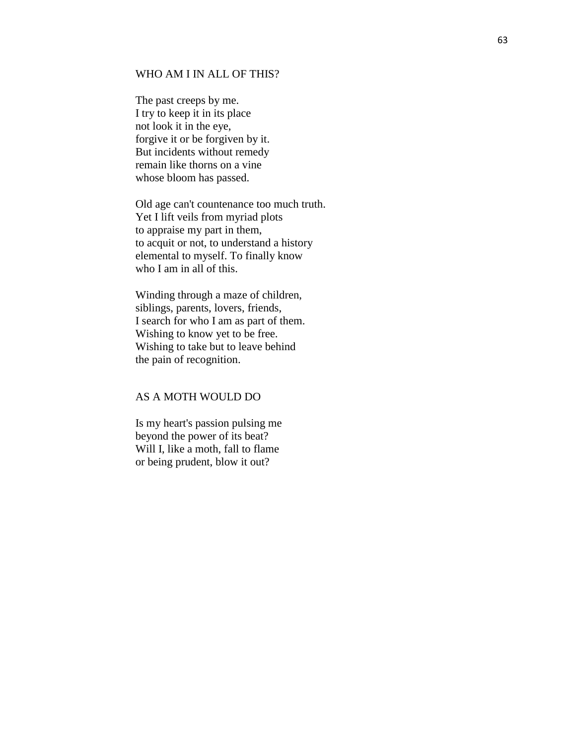## WHO AM I IN ALL OF THIS?

The past creeps by me.
I try to keep it in its place
not look it in the eye,
forgive it or be forgiven by it.
But incidents without remedy
remain like thorns on a vine
whose bloom has passed.

Old age can't countenance too much truth.
Yet I lift veils from myriad plots
to appraise my part in them,
to acquit or not, to understand a history
elemental to myself. To finally know
who I am in all of this.

Winding through a maze of children,
siblings, parents, lovers, friends,
I search for who I am as part of them.
Wishing to know yet to be free.
Wishing to take but to leave behind
the pain of recognition.

## AS A MOTH WOULD DO

Is my heart's passion pulsing me
beyond the power of its beat?
Will I, like a moth, fall to flame
or being prudent, blow it out?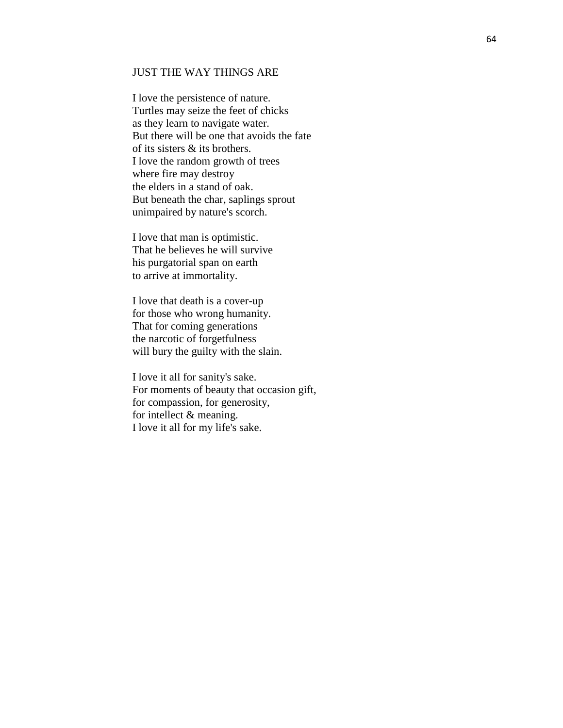## JUST THE WAY THINGS ARE

I love the persistence of nature.  
Turtles may seize the feet of chicks  
as they learn to navigate water.  
But there will be one that avoids the fate  
of its sisters & its brothers.  
I love the random growth of trees  
where fire may destroy  
the elders in a stand of oak.  
But beneath the char, saplings sprout  
unimpaired by nature's scorch.

I love that man is optimistic.  
That he believes he will survive  
his purgatorial span on earth  
to arrive at immortality.

I love that death is a cover-up  
for those who wrong humanity.  
That for coming generations  
the narcotic of forgetfulness  
will bury the guilty with the slain.

I love it all for sanity's sake.  
For moments of beauty that occasion gift,  
for compassion, for generosity,  
for intellect & meaning.  
I love it all for my life's sake.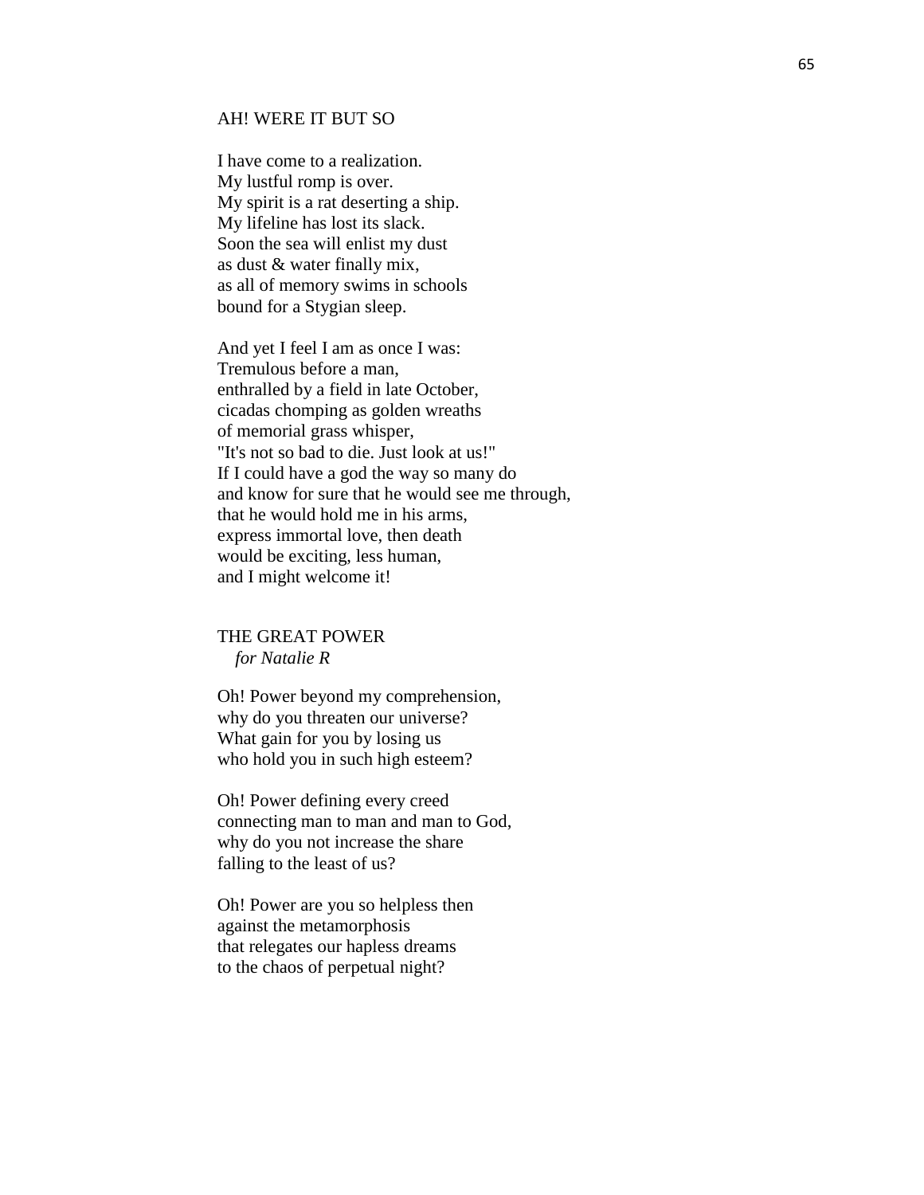## AH! WERE IT BUT SO

I have come to a realization.  
My lustful romp is over.  
My spirit is a rat deserting a ship.  
My lifeline has lost its slack.  
Soon the sea will enlist my dust  
as dust & water finally mix,  
as all of memory swims in schools  
bound for a Stygian sleep.

And yet I feel I am as once I was:  
Tremulous before a man,  
enthralled by a field in late October,  
cicadas chomping as golden wreaths  
of memorial grass whisper,  
"It's not so bad to die. Just look at us!"  
If I could have a god the way so many do  
and know for sure that he would see me through,  
that he would hold me in his arms,  
express immortal love, then death  
would be exciting, less human,  
and I might welcome it!

## THE GREAT POWER

*for Natalie R*

Oh! Power beyond my comprehension,  
why do you threaten our universe?  
What gain for you by losing us  
who hold you in such high esteem?

Oh! Power defining every creed  
connecting man to man and man to God,  
why do you not increase the share  
falling to the least of us?

Oh! Power are you so helpless then  
against the metamorphosis  
that relegates our hapless dreams  
to the chaos of perpetual night?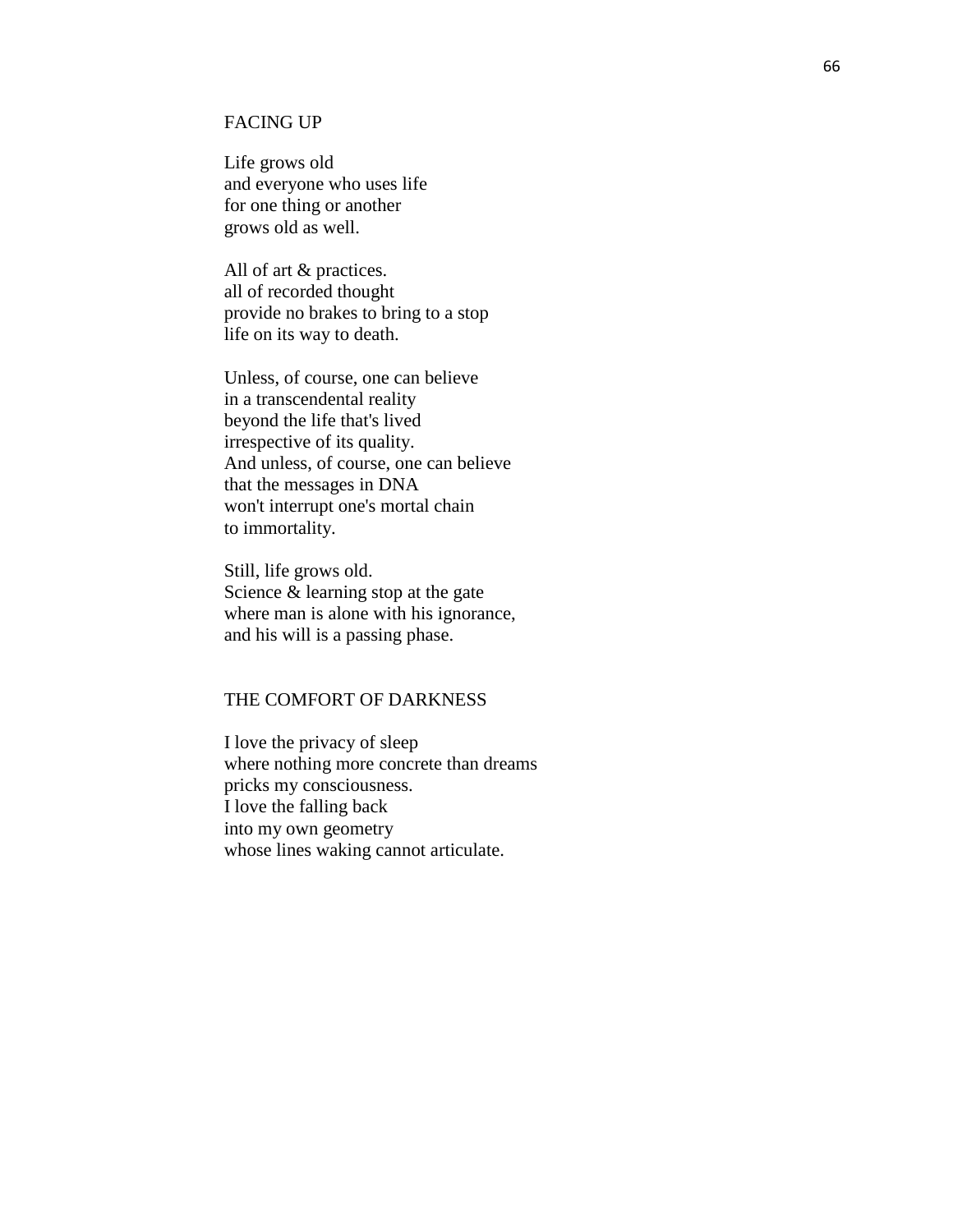## FACING UP

Life grows old  
and everyone who uses life  
for one thing or another  
grows old as well.

All of art & practices.  
all of recorded thought  
provide no brakes to bring to a stop  
life on its way to death.

Unless, of course, one can believe  
in a transcendental reality  
beyond the life that's lived  
irrespective of its quality.  
And unless, of course, one can believe  
that the messages in DNA  
won't interrupt one's mortal chain  
to immortality.

Still, life grows old.  
Science & learning stop at the gate  
where man is alone with his ignorance,  
and his will is a passing phase.

## THE COMFORT OF DARKNESS

I love the privacy of sleep  
where nothing more concrete than dreams  
pricks my consciousness.  
I love the falling back  
into my own geometry  
whose lines waking cannot articulate.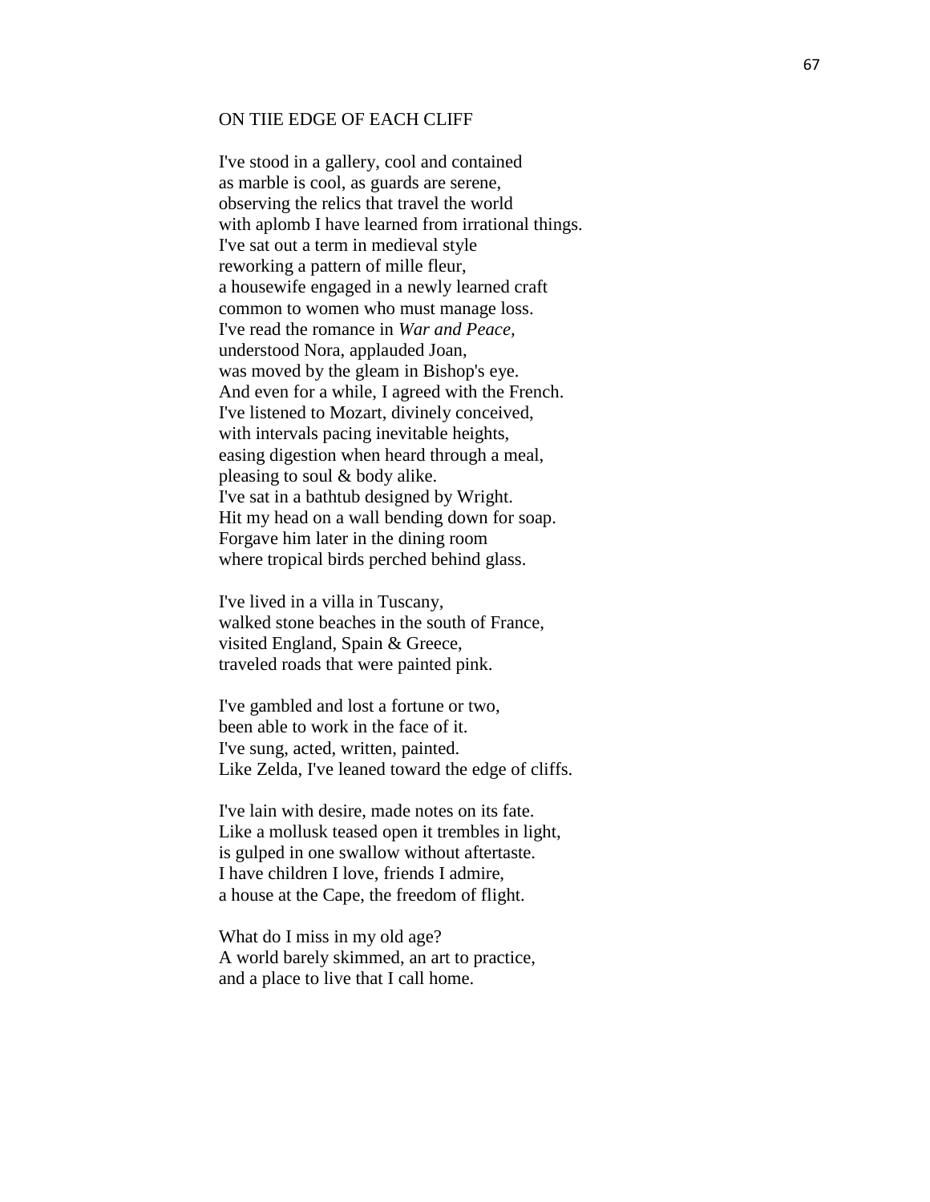## ON TIIE EDGE OF EACH CLIFF

I've stood in a gallery, cool and contained  
as marble is cool, as guards are serene,  
observing the relics that travel the world  
with aplomb I have learned from irrational things.  
I've sat out a term in medieval style  
reworking a pattern of mille fleur,  
a housewife engaged in a newly learned craft  
common to women who must manage loss.  
I've read the romance in *War and Peace*,  
understood Nora, applauded Joan,  
was moved by the gleam in Bishop's eye.  
And even for a while, I agreed with the French.  
I've listened to Mozart, divinely conceived,  
with intervals pacing inevitable heights,  
easing digestion when heard through a meal,  
pleasing to soul & body alike.  
I've sat in a bathtub designed by Wright.  
Hit my head on a wall bending down for soap.  
Forgave him later in the dining room  
where tropical birds perched behind glass.

I've lived in a villa in Tuscany,  
walked stone beaches in the south of France,  
visited England, Spain & Greece,  
traveled roads that were painted pink.

I've gambled and lost a fortune or two,  
been able to work in the face of it.  
I've sung, acted, written, painted.  
Like Zelda, I've leaned toward the edge of cliffs.

I've lain with desire, made notes on its fate.  
Like a mollusk teased open it trembles in light,  
is gulped in one swallow without aftertaste.  
I have children I love, friends I admire,  
a house at the Cape, the freedom of flight.

What do I miss in my old age?  
A world barely skimmed, an art to practice,  
and a place to live that I call home.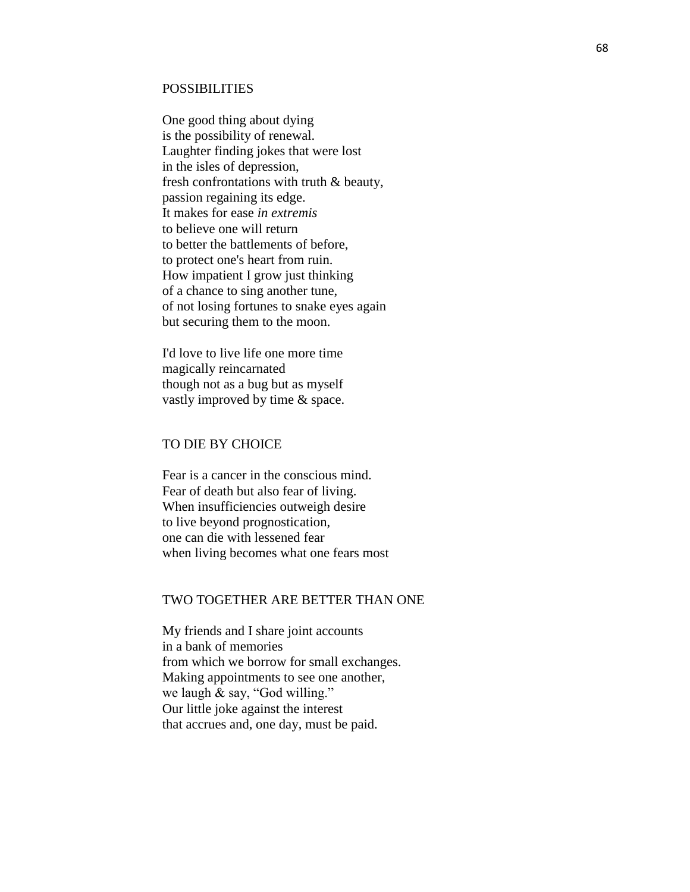## POSSIBILITIES

One good thing about dying
is the possibility of renewal.
Laughter finding jokes that were lost
in the isles of depression,
fresh confrontations with truth & beauty,
passion regaining its edge.
It makes for ease *in extremis*
to believe one will return
to better the battlements of before,
to protect one's heart from ruin.
How impatient I grow just thinking
of a chance to sing another tune,
of not losing fortunes to snake eyes again
but securing them to the moon.

I'd love to live life one more time
magically reincarnated
though not as a bug but as myself
vastly improved by time & space.

## TO DIE BY CHOICE

Fear is a cancer in the conscious mind.
Fear of death but also fear of living.
When insufficiencies outweigh desire
to live beyond prognostication,
one can die with lessened fear
when living becomes what one fears most

## TWO TOGETHER ARE BETTER THAN ONE

My friends and I share joint accounts
in a bank of memories
from which we borrow for small exchanges.
Making appointments to see one another,
we laugh & say, "God willing."
Our little joke against the interest
that accrues and, one day, must be paid.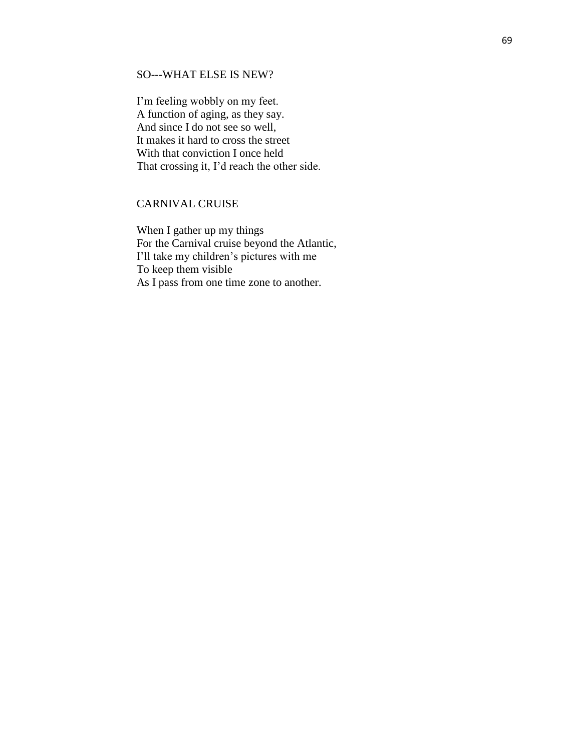## SO---WHAT ELSE IS NEW?

I'm feeling wobbly on my feet.
A function of aging, as they say.
And since I do not see so well,
It makes it hard to cross the street
With that conviction I once held
That crossing it, I'd reach the other side.

## CARNIVAL CRUISE

When I gather up my things
For the Carnival cruise beyond the Atlantic,
I'll take my children's pictures with me
To keep them visible
As I pass from one time zone to another.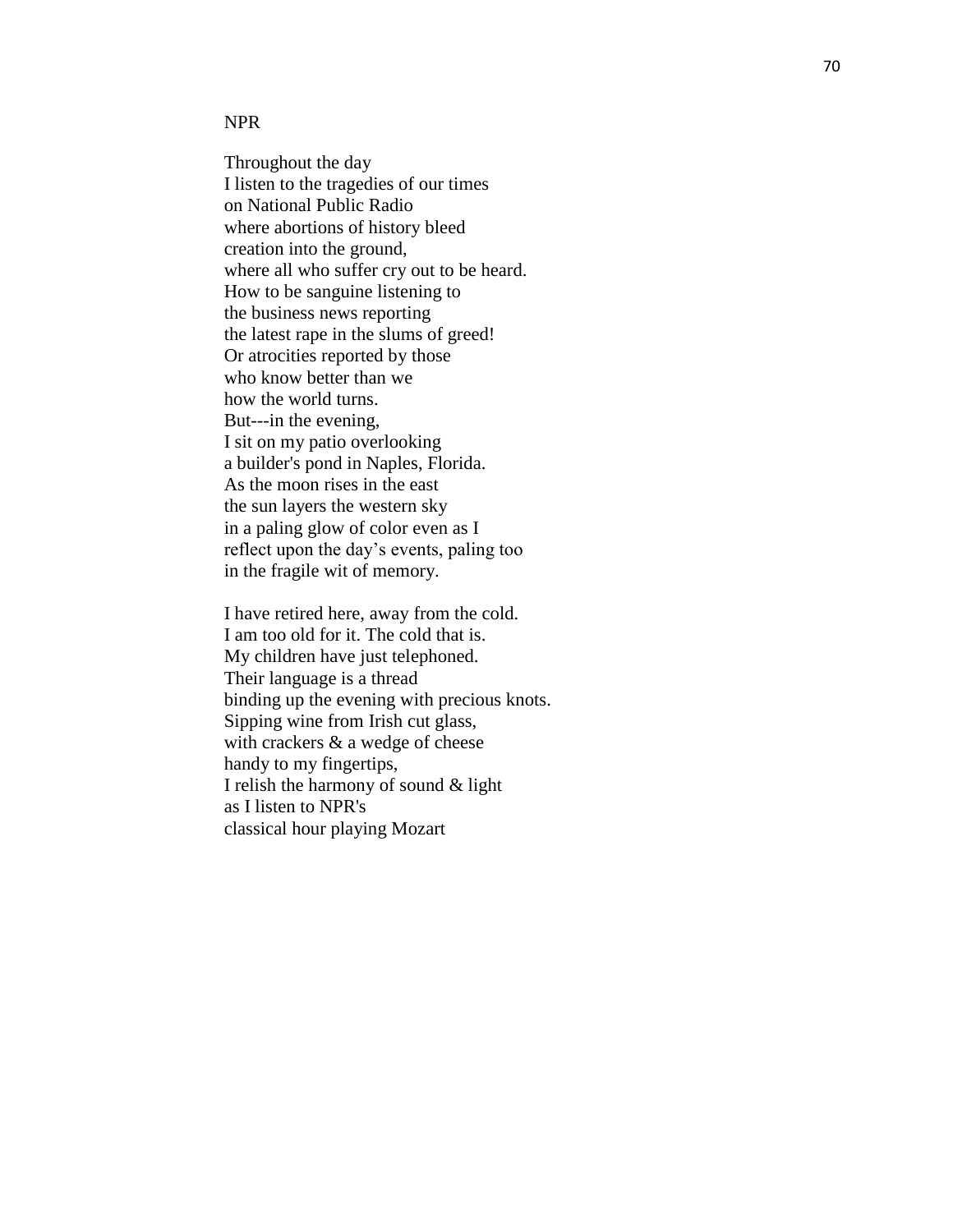NPR

Throughout the day  
I listen to the tragedies of our times  
on National Public Radio  
where abortions of history bleed  
creation into the ground,  
where all who suffer cry out to be heard.  
How to be sanguine listening to  
the business news reporting  
the latest rape in the slums of greed!  
Or atrocities reported by those  
who know better than we  
how the world turns.  
But---in the evening,  
I sit on my patio overlooking  
a builder's pond in Naples, Florida.  
As the moon rises in the east  
the sun layers the western sky  
in a paling glow of color even as I  
reflect upon the day’s events, paling too  
in the fragile wit of memory.

I have retired here, away from the cold.  
I am too old for it. The cold that is.  
My children have just telephoned.  
Their language is a thread  
binding up the evening with precious knots.  
Sipping wine from Irish cut glass,  
with crackers & a wedge of cheese  
handy to my fingertips,  
I relish the harmony of sound & light  
as I listen to NPR's  
classical hour playing Mozart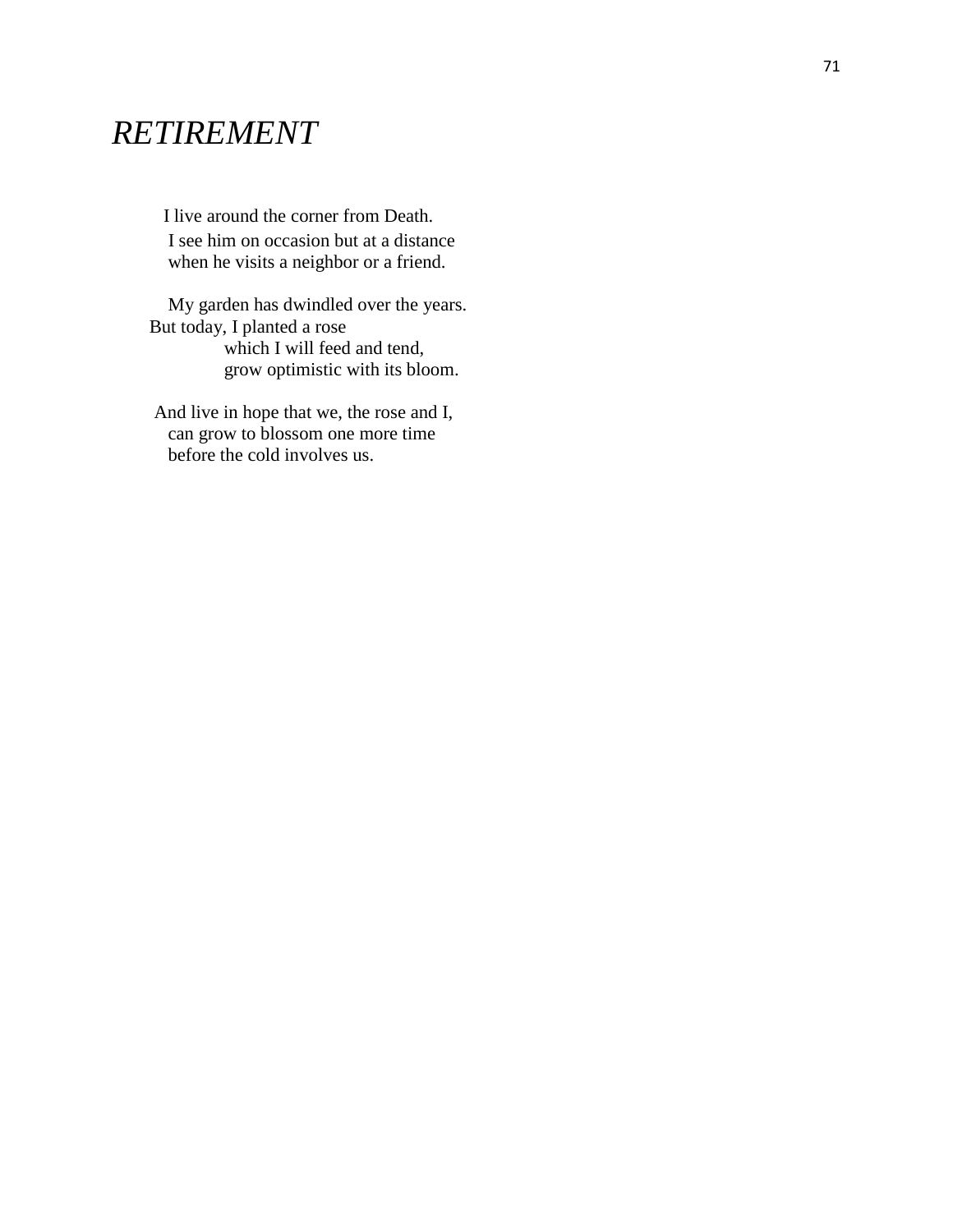# *RETIREMENT*

I live around the corner from Death.  
I see him on occasion but at a distance  
when he visits a neighbor or a friend.

My garden has dwindled over the years.  
But today, I planted a rose  
which I will feed and tend,  
grow optimistic with its bloom.

And live in hope that we, the rose and I,  
can grow to blossom one more time  
before the cold involves us.